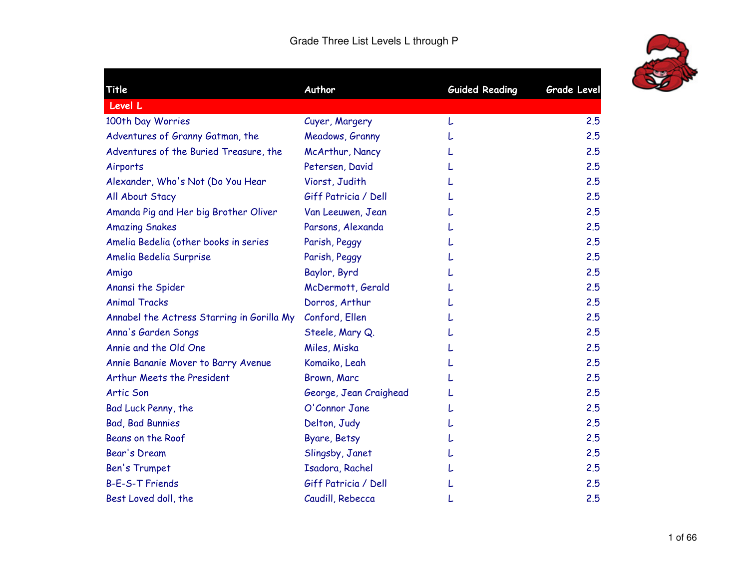# Grade Three List Levels L through P

| Title | Author | Guided Reading | Grade Level |
|---|---|---|---|
| **Level L** | | | |
| 100th Day Worries | Cuyer, Margery | L | 2.5 |
| Adventures of Granny Gatman, the | Meadows, Granny | L | 2.5 |
| Adventures of the Buried Treasure, the | McArthur, Nancy | L | 2.5 |
| Airports | Petersen, David | L | 2.5 |
| Alexander, Who's Not (Do You Hear | Viorst, Judith | L | 2.5 |
| All About Stacy | Giff Patricia / Dell | L | 2.5 |
| Amanda Pig and Her big Brother Oliver | Van Leeuwen, Jean | L | 2.5 |
| Amazing Snakes | Parsons, Alexanda | L | 2.5 |
| Amelia Bedelia (other books in series | Parish, Peggy | L | 2.5 |
| Amelia Bedelia Surprise | Parish, Peggy | L | 2.5 |
| Amigo | Baylor, Byrd | L | 2.5 |
| Anansi the Spider | McDermott, Gerald | L | 2.5 |
| Animal Tracks | Dorros, Arthur | L | 2.5 |
| Annabel the Actress Starring in Gorilla My | Conford, Ellen | L | 2.5 |
| Anna's Garden Songs | Steele, Mary Q. | L | 2.5 |
| Annie and the Old One | Miles, Miska | L | 2.5 |
| Annie Bananie Mover to Barry Avenue | Komaiko, Leah | L | 2.5 |
| Arthur Meets the President | Brown, Marc | L | 2.5 |
| Artic Son | George, Jean Craighead | L | 2.5 |
| Bad Luck Penny, the | O'Connor Jane | L | 2.5 |
| Bad, Bad Bunnies | Delton, Judy | L | 2.5 |
| Beans on the Roof | Byare, Betsy | L | 2.5 |
| Bear's Dream | Slingsby, Janet | L | 2.5 |
| Ben's Trumpet | Isadora, Rachel | L | 2.5 |
| B-E-S-T Friends | Giff Patricia / Dell | L | 2.5 |
| Best Loved doll, the | Caudill, Rebecca | L | 2.5 |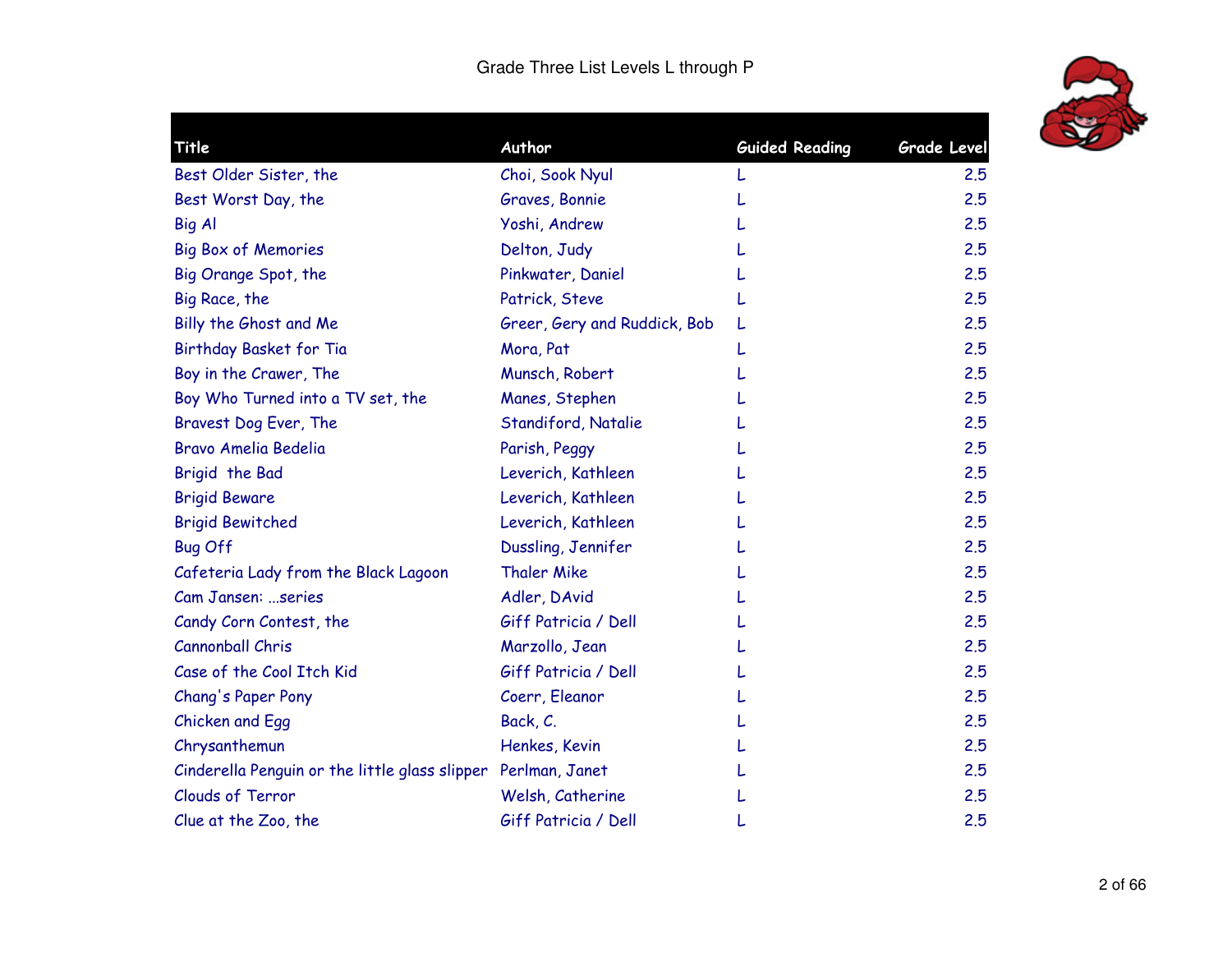# Grade Three List Levels L through P

| Title | Author | Guided Reading | Grade Level |
| --- | --- | --- | --- |
| Best Older Sister, the | Choi, Sook Nyul | L | 2.5 |
| Best Worst Day, the | Graves, Bonnie | L | 2.5 |
| Big Al | Yoshi, Andrew | L | 2.5 |
| Big Box of Memories | Delton, Judy | L | 2.5 |
| Big Orange Spot, the | Pinkwater, Daniel | L | 2.5 |
| Big Race, the | Patrick, Steve | L | 2.5 |
| Billy the Ghost and Me | Greer, Gery and Ruddick, Bob | L | 2.5 |
| Birthday Basket for Tia | Mora, Pat | L | 2.5 |
| Boy in the Crawer, The | Munsch, Robert | L | 2.5 |
| Boy Who Turned into a TV set, the | Manes, Stephen | L | 2.5 |
| Bravest Dog Ever, The | Standiford, Natalie | L | 2.5 |
| Bravo Amelia Bedelia | Parish, Peggy | L | 2.5 |
| Brigid the Bad | Leverich, Kathleen | L | 2.5 |
| Brigid Beware | Leverich, Kathleen | L | 2.5 |
| Brigid Bewitched | Leverich, Kathleen | L | 2.5 |
| Bug Off | Dussling, Jennifer | L | 2.5 |
| Cafeteria Lady from the Black Lagoon | Thaler Mike | L | 2.5 |
| Cam Jansen: ...series | Adler, DAvid | L | 2.5 |
| Candy Corn Contest, the | Giff Patricia / Dell | L | 2.5 |
| Cannonball Chris | Marzollo, Jean | L | 2.5 |
| Case of the Cool Itch Kid | Giff Patricia / Dell | L | 2.5 |
| Chang's Paper Pony | Coerr, Eleanor | L | 2.5 |
| Chicken and Egg | Back, C. | L | 2.5 |
| Chrysanthemun | Henkes, Kevin | L | 2.5 |
| Cinderella Penguin or the little glass slipper | Perlman, Janet | L | 2.5 |
| Clouds of Terror | Welsh, Catherine | L | 2.5 |
| Clue at the Zoo, the | Giff Patricia / Dell | L | 2.5 |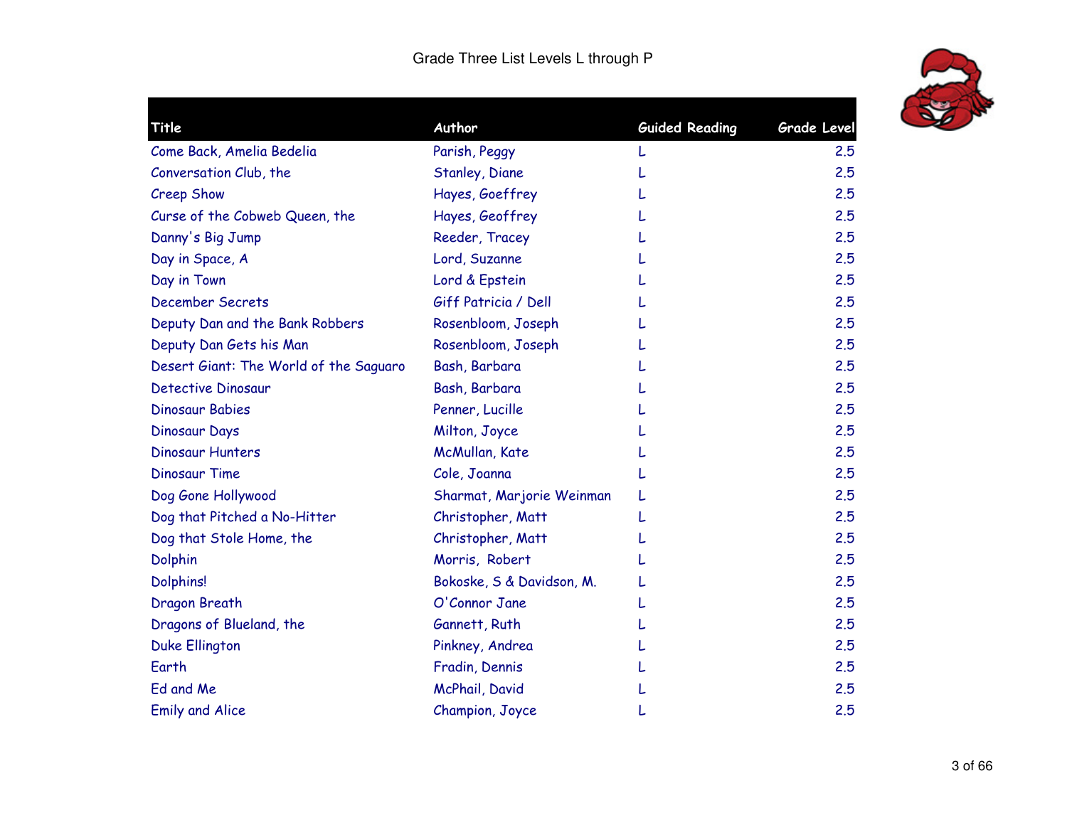# Grade Three List Levels L through P

| Title | Author | Guided Reading | Grade Level |
|---|---|---|---|
| Come Back, Amelia Bedelia | Parish, Peggy | L | 2.5 |
| Conversation Club, the | Stanley, Diane | L | 2.5 |
| Creep Show | Hayes, Goeffrey | L | 2.5 |
| Curse of the Cobweb Queen, the | Hayes, Geoffrey | L | 2.5 |
| Danny's Big Jump | Reeder, Tracey | L | 2.5 |
| Day in Space, A | Lord, Suzanne | L | 2.5 |
| Day in Town | Lord & Epstein | L | 2.5 |
| December Secrets | Giff Patricia / Dell | L | 2.5 |
| Deputy Dan and the Bank Robbers | Rosenbloom, Joseph | L | 2.5 |
| Deputy Dan Gets his Man | Rosenbloom, Joseph | L | 2.5 |
| Desert Giant: The World of the Saguaro | Bash, Barbara | L | 2.5 |
| Detective Dinosaur | Bash, Barbara | L | 2.5 |
| Dinosaur Babies | Penner, Lucille | L | 2.5 |
| Dinosaur Days | Milton, Joyce | L | 2.5 |
| Dinosaur Hunters | McMullan, Kate | L | 2.5 |
| Dinosaur Time | Cole, Joanna | L | 2.5 |
| Dog Gone Hollywood | Sharmat, Marjorie Weinman | L | 2.5 |
| Dog that Pitched a No-Hitter | Christopher, Matt | L | 2.5 |
| Dog that Stole Home, the | Christopher, Matt | L | 2.5 |
| Dolphin | Morris, Robert | L | 2.5 |
| Dolphins! | Bokoske, S & Davidson, M. | L | 2.5 |
| Dragon Breath | O'Connor Jane | L | 2.5 |
| Dragons of Blueland, the | Gannett, Ruth | L | 2.5 |
| Duke Ellington | Pinkney, Andrea | L | 2.5 |
| Earth | Fradin, Dennis | L | 2.5 |
| Ed and Me | McPhail, David | L | 2.5 |
| Emily and Alice | Champion, Joyce | L | 2.5 |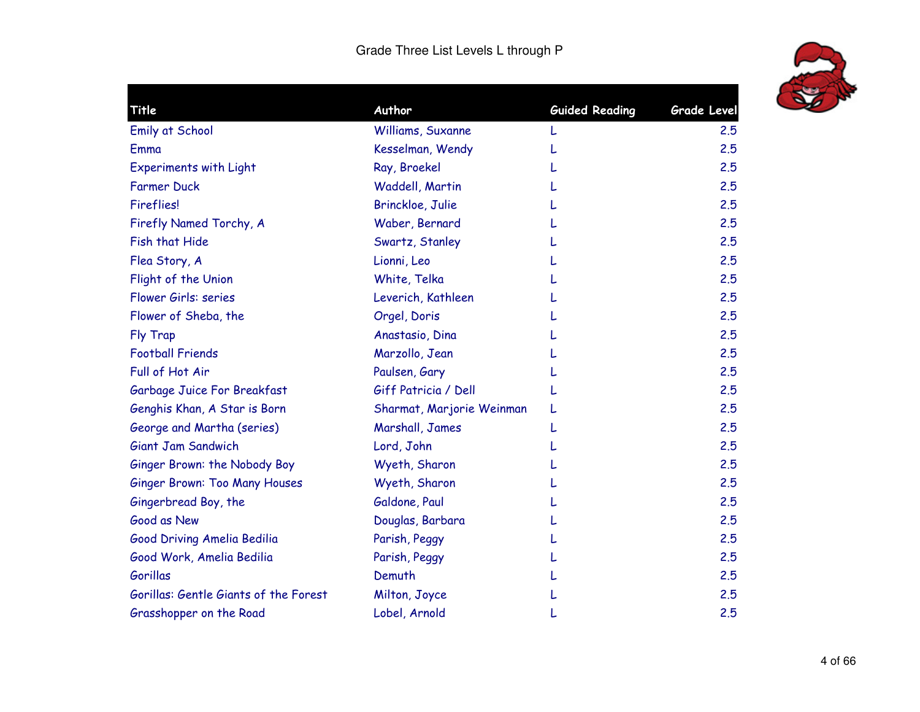Grade Three List Levels L through P

| Title | Author | Guided Reading | Grade Level |
|---|---|---|---|
| Emily at School | Williams, Suxanne | L | 2.5 |
| Emma | Kesselman, Wendy | L | 2.5 |
| Experiments with Light | Ray, Broekel | L | 2.5 |
| Farmer Duck | Waddell, Martin | L | 2.5 |
| Fireflies! | Brinckloe, Julie | L | 2.5 |
| Firefly Named Torchy, A | Waber, Bernard | L | 2.5 |
| Fish that Hide | Swartz, Stanley | L | 2.5 |
| Flea Story, A | Lionni, Leo | L | 2.5 |
| Flight of the Union | White, Telka | L | 2.5 |
| Flower Girls: series | Leverich, Kathleen | L | 2.5 |
| Flower of Sheba, the | Orgel, Doris | L | 2.5 |
| Fly Trap | Anastasio, Dina | L | 2.5 |
| Football Friends | Marzollo, Jean | L | 2.5 |
| Full of Hot Air | Paulsen, Gary | L | 2.5 |
| Garbage Juice For Breakfast | Giff Patricia / Dell | L | 2.5 |
| Genghis Khan, A Star is Born | Sharmat, Marjorie Weinman | L | 2.5 |
| George and Martha (series) | Marshall, James | L | 2.5 |
| Giant Jam Sandwich | Lord, John | L | 2.5 |
| Ginger Brown: the Nobody Boy | Wyeth, Sharon | L | 2.5 |
| Ginger Brown: Too Many Houses | Wyeth, Sharon | L | 2.5 |
| Gingerbread Boy, the | Galdone, Paul | L | 2.5 |
| Good as New | Douglas, Barbara | L | 2.5 |
| Good Driving Amelia Bedilia | Parish, Peggy | L | 2.5 |
| Good Work, Amelia Bedilia | Parish, Peggy | L | 2.5 |
| Gorillas | Demuth | L | 2.5 |
| Gorillas: Gentle Giants of the Forest | Milton, Joyce | L | 2.5 |
| Grasshopper on the Road | Lobel, Arnold | L | 2.5 |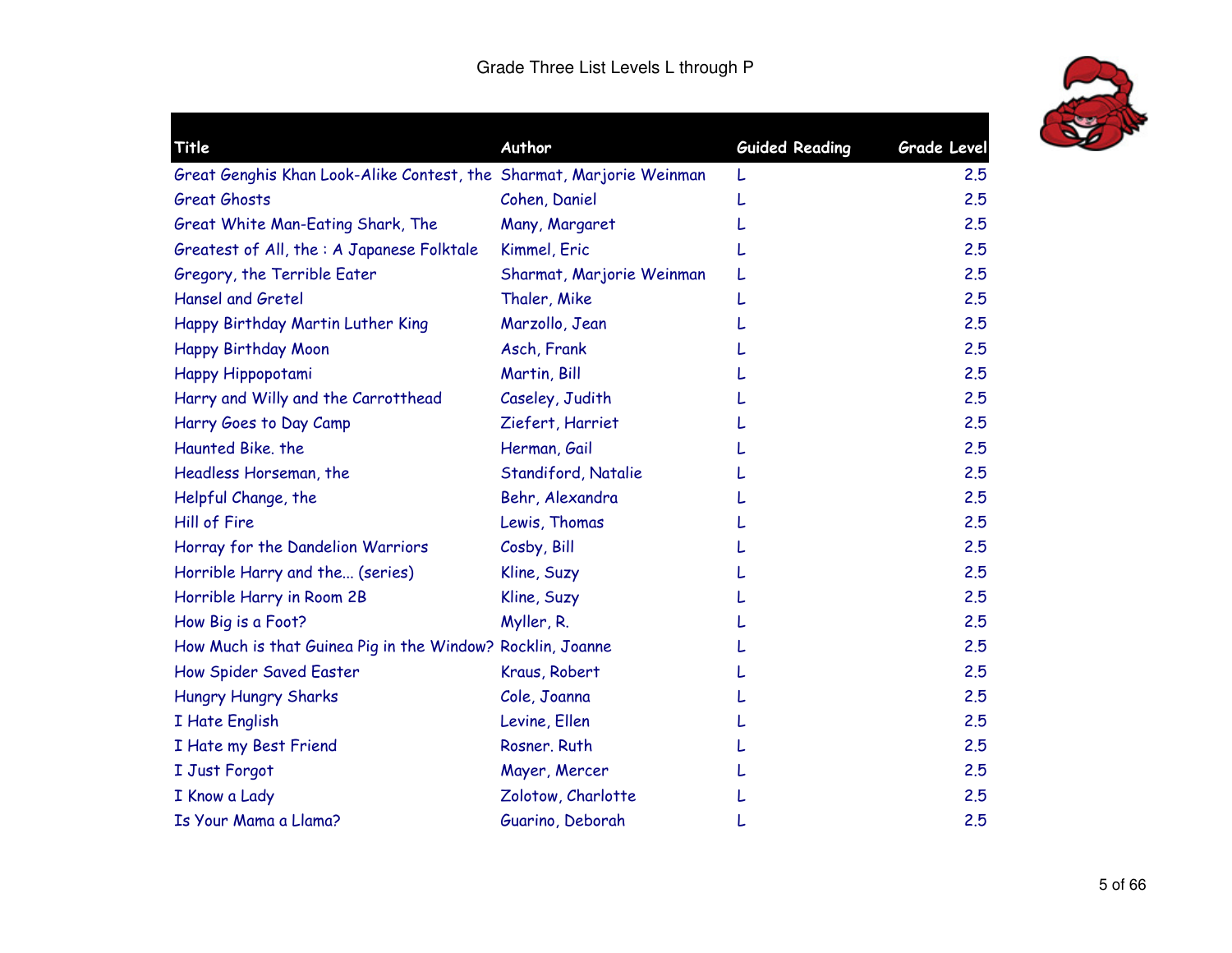# Grade Three List Levels L through P

| Title | Author | Guided Reading | Grade Level |
|---|---|---|---|
| Great Genghis Khan Look-Alike Contest, the | Sharmat, Marjorie Weinman | L | 2.5 |
| Great Ghosts | Cohen, Daniel | L | 2.5 |
| Great White Man-Eating Shark, The | Many, Margaret | L | 2.5 |
| Greatest of All, the : A Japanese Folktale | Kimmel, Eric | L | 2.5 |
| Gregory, the Terrible Eater | Sharmat, Marjorie Weinman | L | 2.5 |
| Hansel and Gretel | Thaler, Mike | L | 2.5 |
| Happy Birthday Martin Luther King | Marzollo, Jean | L | 2.5 |
| Happy Birthday Moon | Asch, Frank | L | 2.5 |
| Happy Hippopotami | Martin, Bill | L | 2.5 |
| Harry and Willy and the Carrotthead | Caseley, Judith | L | 2.5 |
| Harry Goes to Day Camp | Ziefert, Harriet | L | 2.5 |
| Haunted Bike. the | Herman, Gail | L | 2.5 |
| Headless Horseman, the | Standiford, Natalie | L | 2.5 |
| Helpful Change, the | Behr, Alexandra | L | 2.5 |
| Hill of Fire | Lewis, Thomas | L | 2.5 |
| Horray for the Dandelion Warriors | Cosby, Bill | L | 2.5 |
| Horrible Harry and the... (series) | Kline, Suzy | L | 2.5 |
| Horrible Harry in Room 2B | Kline, Suzy | L | 2.5 |
| How Big is a Foot? | Myller, R. | L | 2.5 |
| How Much is that Guinea Pig in the Window? | Rocklin, Joanne | L | 2.5 |
| How Spider Saved Easter | Kraus, Robert | L | 2.5 |
| Hungry Hungry Sharks | Cole, Joanna | L | 2.5 |
| I Hate English | Levine, Ellen | L | 2.5 |
| I Hate my Best Friend | Rosner. Ruth | L | 2.5 |
| I Just Forgot | Mayer, Mercer | L | 2.5 |
| I Know a Lady | Zolotow, Charlotte | L | 2.5 |
| Is Your Mama a Llama? | Guarino, Deborah | L | 2.5 |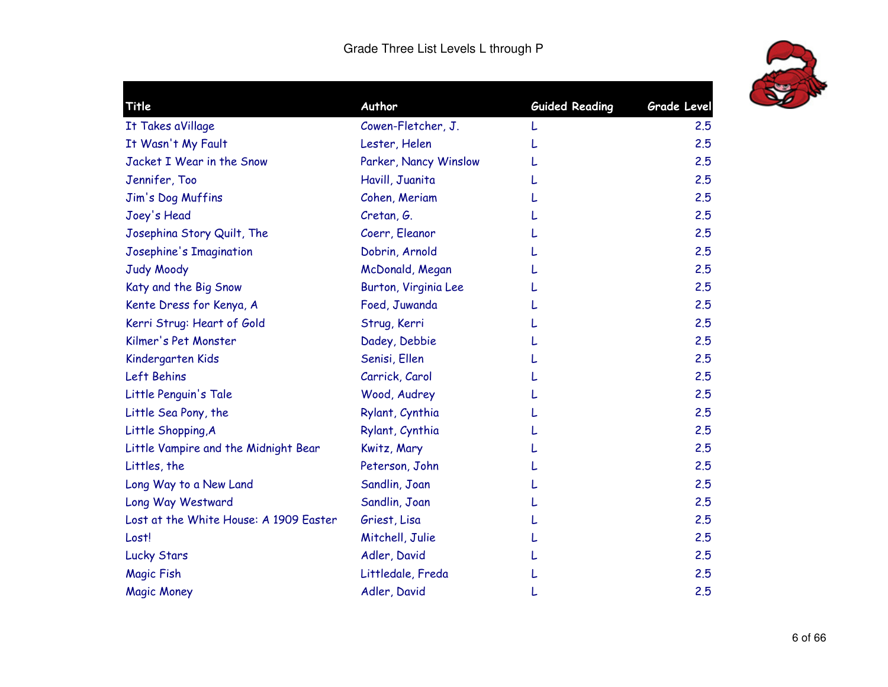Grade Three List Levels L through P

| Title | Author | Guided Reading | Grade Level |
|---|---|---|---|
| It Takes aVillage | Cowen-Fletcher, J. | L | 2.5 |
| It Wasn't My Fault | Lester, Helen | L | 2.5 |
| Jacket I Wear in the Snow | Parker, Nancy Winslow | L | 2.5 |
| Jennifer, Too | Havill, Juanita | L | 2.5 |
| Jim's Dog Muffins | Cohen, Meriam | L | 2.5 |
| Joey's Head | Cretan, G. | L | 2.5 |
| Josephina Story Quilt, The | Coerr, Eleanor | L | 2.5 |
| Josephine's Imagination | Dobrin, Arnold | L | 2.5 |
| Judy Moody | McDonald, Megan | L | 2.5 |
| Katy and the Big Snow | Burton, Virginia Lee | L | 2.5 |
| Kente Dress for Kenya, A | Foed, Juwanda | L | 2.5 |
| Kerri Strug: Heart of Gold | Strug, Kerri | L | 2.5 |
| Kilmer's Pet Monster | Dadey, Debbie | L | 2.5 |
| Kindergarten Kids | Senisi, Ellen | L | 2.5 |
| Left Behins | Carrick, Carol | L | 2.5 |
| Little Penguin's Tale | Wood, Audrey | L | 2.5 |
| Little Sea Pony, the | Rylant, Cynthia | L | 2.5 |
| Little Shopping,A | Rylant, Cynthia | L | 2.5 |
| Little Vampire and the Midnight Bear | Kwitz, Mary | L | 2.5 |
| Littles, the | Peterson, John | L | 2.5 |
| Long Way to a New Land | Sandlin, Joan | L | 2.5 |
| Long Way Westward | Sandlin, Joan | L | 2.5 |
| Lost at the White House: A 1909 Easter | Griest, Lisa | L | 2.5 |
| Lost! | Mitchell, Julie | L | 2.5 |
| Lucky Stars | Adler, David | L | 2.5 |
| Magic Fish | Littledale, Freda | L | 2.5 |
| Magic Money | Adler, David | L | 2.5 |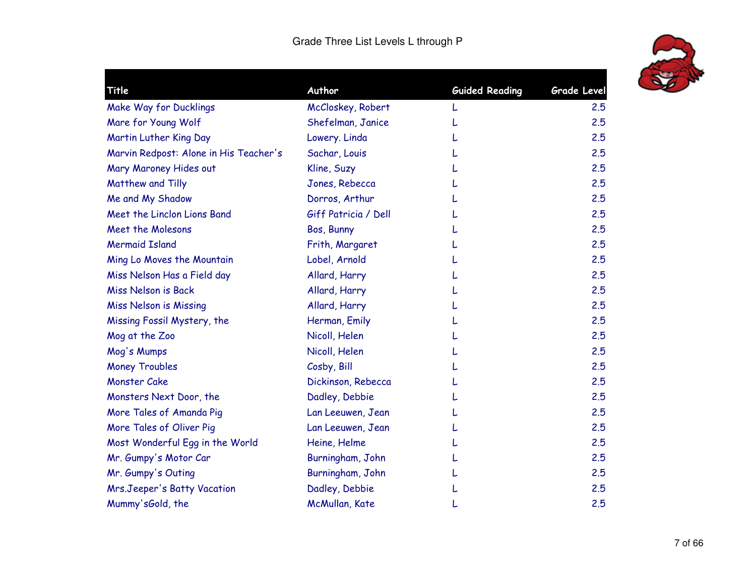Grade Three List Levels L through P

| Title | Author | Guided Reading | Grade Level |
| --- | --- | --- | --- |
| Make Way for Ducklings | McCloskey, Robert | L | 2.5 |
| Mare for Young Wolf | Shefelman, Janice | L | 2.5 |
| Martin Luther King Day | Lowery. Linda | L | 2.5 |
| Marvin Redpost: Alone in His Teacher's | Sachar, Louis | L | 2.5 |
| Mary Maroney Hides out | Kline, Suzy | L | 2.5 |
| Matthew and Tilly | Jones, Rebecca | L | 2.5 |
| Me and My Shadow | Dorros, Arthur | L | 2.5 |
| Meet the Linclon Lions Band | Giff Patricia / Dell | L | 2.5 |
| Meet the Molesons | Bos, Bunny | L | 2.5 |
| Mermaid Island | Frith, Margaret | L | 2.5 |
| Ming Lo Moves the Mountain | Lobel, Arnold | L | 2.5 |
| Miss Nelson Has a Field day | Allard, Harry | L | 2.5 |
| Miss Nelson is Back | Allard, Harry | L | 2.5 |
| Miss Nelson is Missing | Allard, Harry | L | 2.5 |
| Missing Fossil Mystery, the | Herman, Emily | L | 2.5 |
| Mog at the Zoo | Nicoll, Helen | L | 2.5 |
| Mog's Mumps | Nicoll, Helen | L | 2.5 |
| Money Troubles | Cosby, Bill | L | 2.5 |
| Monster Cake | Dickinson, Rebecca | L | 2.5 |
| Monsters Next Door, the | Dadley, Debbie | L | 2.5 |
| More Tales of Amanda Pig | Lan Leeuwen, Jean | L | 2.5 |
| More Tales of Oliver Pig | Lan Leeuwen, Jean | L | 2.5 |
| Most Wonderful Egg in the World | Heine, Helme | L | 2.5 |
| Mr. Gumpy's Motor Car | Burningham, John | L | 2.5 |
| Mr. Gumpy's Outing | Burningham, John | L | 2.5 |
| Mrs.Jeeper's Batty Vacation | Dadley, Debbie | L | 2.5 |
| Mummy'sGold, the | McMullan, Kate | L | 2.5 |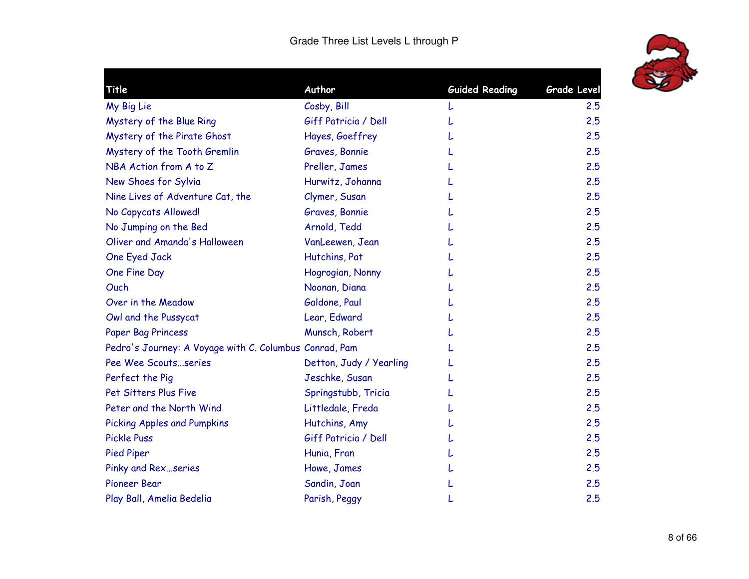Grade Three List Levels L through P

| Title | Author | Guided Reading | Grade Level |
|---|---|---|---|
| My Big Lie | Cosby, Bill | L | 2.5 |
| Mystery of the Blue Ring | Giff Patricia / Dell | L | 2.5 |
| Mystery of the Pirate Ghost | Hayes, Goeffrey | L | 2.5 |
| Mystery of the Tooth Gremlin | Graves, Bonnie | L | 2.5 |
| NBA Action from A to Z | Preller, James | L | 2.5 |
| New Shoes for Sylvia | Hurwitz, Johanna | L | 2.5 |
| Nine Lives of Adventure Cat, the | Clymer, Susan | L | 2.5 |
| No Copycats Allowed! | Graves, Bonnie | L | 2.5 |
| No Jumping on the Bed | Arnold, Tedd | L | 2.5 |
| Oliver and Amanda's Halloween | VanLeewen, Jean | L | 2.5 |
| One Eyed Jack | Hutchins, Pat | L | 2.5 |
| One Fine Day | Hogrogian, Nonny | L | 2.5 |
| Ouch | Noonan, Diana | L | 2.5 |
| Over in the Meadow | Galdone, Paul | L | 2.5 |
| Owl and the Pussycat | Lear, Edward | L | 2.5 |
| Paper Bag Princess | Munsch, Robert | L | 2.5 |
| Pedro's Journey: A Voyage with C. Columbus | Conrad, Pam | L | 2.5 |
| Pee Wee Scouts...series | Detton, Judy / Yearling | L | 2.5 |
| Perfect the Pig | Jeschke, Susan | L | 2.5 |
| Pet Sitters Plus Five | Springstubb, Tricia | L | 2.5 |
| Peter and the North Wind | Littledale, Freda | L | 2.5 |
| Picking Apples and Pumpkins | Hutchins, Amy | L | 2.5 |
| Pickle Puss | Giff Patricia / Dell | L | 2.5 |
| Pied Piper | Hunia, Fran | L | 2.5 |
| Pinky and Rex...series | Howe, James | L | 2.5 |
| Pioneer Bear | Sandin, Joan | L | 2.5 |
| Play Ball, Amelia Bedelia | Parish, Peggy | L | 2.5 |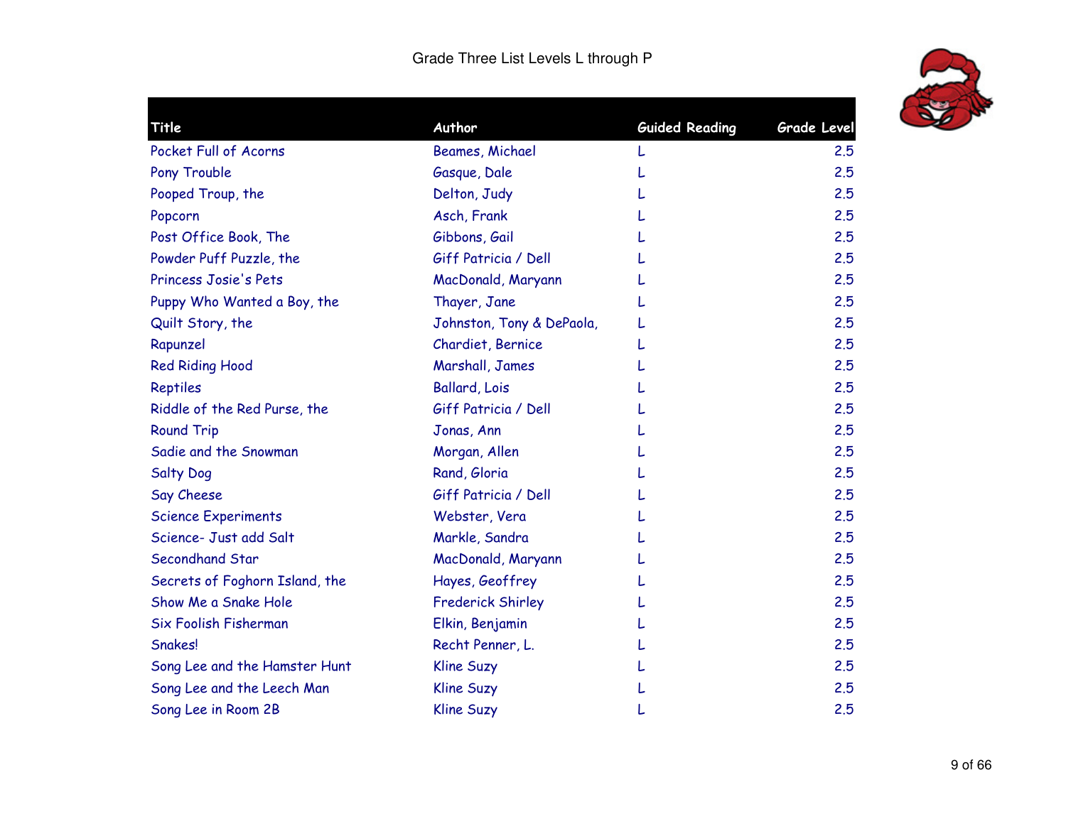Grade Three List Levels L through P

| Title | Author | Guided Reading | Grade Level |
|---|---|---|---|
| Pocket Full of Acorns | Beames, Michael | L | 2.5 |
| Pony Trouble | Gasque, Dale | L | 2.5 |
| Pooped Troup, the | Delton, Judy | L | 2.5 |
| Popcorn | Asch, Frank | L | 2.5 |
| Post Office Book, The | Gibbons, Gail | L | 2.5 |
| Powder Puff Puzzle, the | Giff Patricia / Dell | L | 2.5 |
| Princess Josie's Pets | MacDonald, Maryann | L | 2.5 |
| Puppy Who Wanted a Boy, the | Thayer, Jane | L | 2.5 |
| Quilt Story, the | Johnston, Tony & DePaola, | L | 2.5 |
| Rapunzel | Chardiet, Bernice | L | 2.5 |
| Red Riding Hood | Marshall, James | L | 2.5 |
| Reptiles | Ballard, Lois | L | 2.5 |
| Riddle of the Red Purse, the | Giff Patricia / Dell | L | 2.5 |
| Round Trip | Jonas, Ann | L | 2.5 |
| Sadie and the Snowman | Morgan, Allen | L | 2.5 |
| Salty Dog | Rand, Gloria | L | 2.5 |
| Say Cheese | Giff Patricia / Dell | L | 2.5 |
| Science Experiments | Webster, Vera | L | 2.5 |
| Science- Just add Salt | Markle, Sandra | L | 2.5 |
| Secondhand Star | MacDonald, Maryann | L | 2.5 |
| Secrets of Foghorn Island, the | Hayes, Geoffrey | L | 2.5 |
| Show Me a Snake Hole | Frederick Shirley | L | 2.5 |
| Six Foolish Fisherman | Elkin, Benjamin | L | 2.5 |
| Snakes! | Recht Penner, L. | L | 2.5 |
| Song Lee and the Hamster Hunt | Kline Suzy | L | 2.5 |
| Song Lee and the Leech Man | Kline Suzy | L | 2.5 |
| Song Lee in Room 2B | Kline Suzy | L | 2.5 |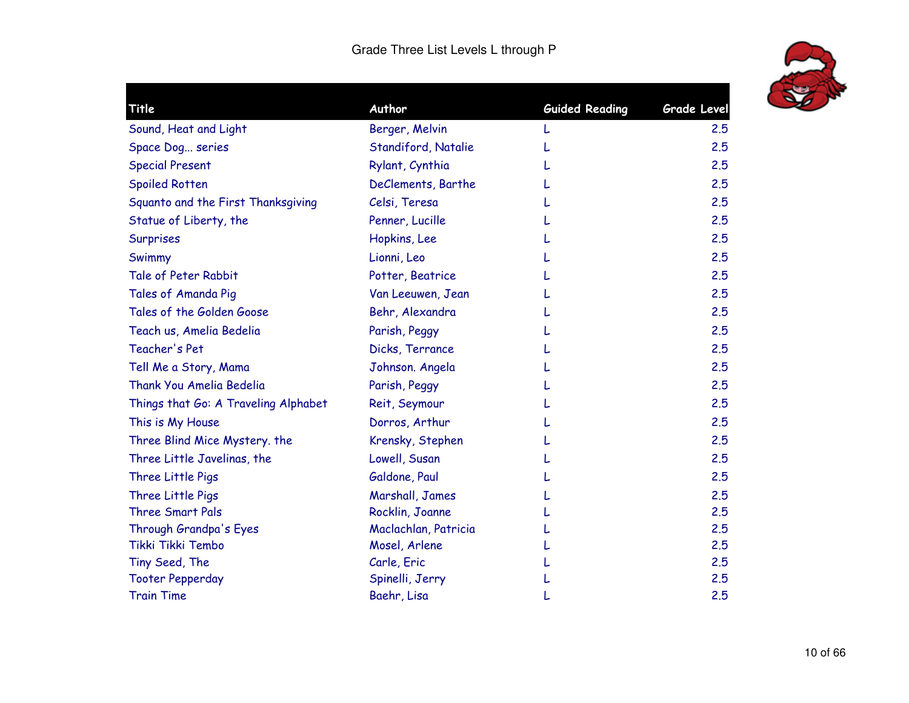# Grade Three List Levels L through P

| Title | Author | Guided Reading | Grade Level |
|---|---|---|---|
| Sound, Heat and Light | Berger, Melvin | L | 2.5 |
| Space Dog... series | Standiford, Natalie | L | 2.5 |
| Special Present | Rylant, Cynthia | L | 2.5 |
| Spoiled Rotten | DeClements, Barthe | L | 2.5 |
| Squanto and the First Thanksgiving | Celsi, Teresa | L | 2.5 |
| Statue of Liberty, the | Penner, Lucille | L | 2.5 |
| Surprises | Hopkins, Lee | L | 2.5 |
| Swimmy | Lionni, Leo | L | 2.5 |
| Tale of Peter Rabbit | Potter, Beatrice | L | 2.5 |
| Tales of Amanda Pig | Van Leeuwen, Jean | L | 2.5 |
| Tales of the Golden Goose | Behr, Alexandra | L | 2.5 |
| Teach us, Amelia Bedelia | Parish, Peggy | L | 2.5 |
| Teacher's Pet | Dicks, Terrance | L | 2.5 |
| Tell Me a Story, Mama | Johnson. Angela | L | 2.5 |
| Thank You Amelia Bedelia | Parish, Peggy | L | 2.5 |
| Things that Go: A Traveling Alphabet | Reit, Seymour | L | 2.5 |
| This is My House | Dorros, Arthur | L | 2.5 |
| Three Blind Mice Mystery. the | Krensky, Stephen | L | 2.5 |
| Three Little Javelinas, the | Lowell, Susan | L | 2.5 |
| Three Little Pigs | Galdone, Paul | L | 2.5 |
| Three Little Pigs | Marshall, James | L | 2.5 |
| Three Smart Pals | Rocklin, Joanne | L | 2.5 |
| Through Grandpa's Eyes | Maclachlan, Patricia | L | 2.5 |
| Tikki Tikki Tembo | Mosel, Arlene | L | 2.5 |
| Tiny Seed, The | Carle, Eric | L | 2.5 |
| Tooter Pepperday | Spinelli, Jerry | L | 2.5 |
| Train Time | Baehr, Lisa | L | 2.5 |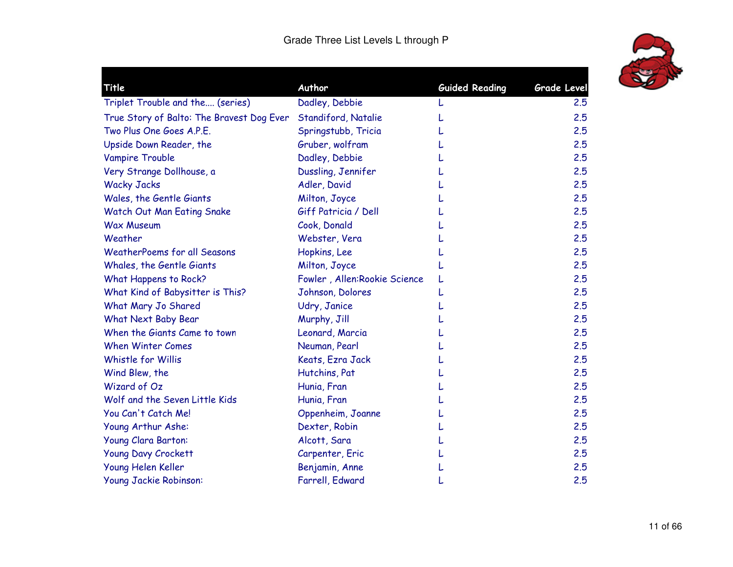Grade Three List Levels L through P

| Title | Author | Guided Reading | Grade Level |
|---|---|---|---|
| Triplet Trouble and the.... (series) | Dadley, Debbie | L | 2.5 |
| True Story of Balto: The Bravest Dog Ever | Standiford, Natalie | L | 2.5 |
| Two Plus One Goes A.P.E. | Springstubb, Tricia | L | 2.5 |
| Upside Down Reader, the | Gruber, wolfram | L | 2.5 |
| Vampire Trouble | Dadley, Debbie | L | 2.5 |
| Very Strange Dollhouse, a | Dussling, Jennifer | L | 2.5 |
| Wacky Jacks | Adler, David | L | 2.5 |
| Wales, the Gentle Giants | Milton, Joyce | L | 2.5 |
| Watch Out Man Eating Snake | Giff Patricia / Dell | L | 2.5 |
| Wax Museum | Cook, Donald | L | 2.5 |
| Weather | Webster, Vera | L | 2.5 |
| WeatherPoems for all Seasons | Hopkins, Lee | L | 2.5 |
| Whales, the Gentle Giants | Milton, Joyce | L | 2.5 |
| What Happens to Rock? | Fowler , Allen:Rookie Science | L | 2.5 |
| What Kind of Babysitter is This? | Johnson, Dolores | L | 2.5 |
| What Mary Jo Shared | Udry, Janice | L | 2.5 |
| What Next Baby Bear | Murphy, Jill | L | 2.5 |
| When the Giants Came to town | Leonard, Marcia | L | 2.5 |
| When Winter Comes | Neuman, Pearl | L | 2.5 |
| Whistle for Willis | Keats, Ezra Jack | L | 2.5 |
| Wind Blew, the | Hutchins, Pat | L | 2.5 |
| Wizard of Oz | Hunia, Fran | L | 2.5 |
| Wolf and the Seven Little Kids | Hunia, Fran | L | 2.5 |
| You Can't Catch Me! | Oppenheim, Joanne | L | 2.5 |
| Young Arthur Ashe: | Dexter, Robin | L | 2.5 |
| Young Clara Barton: | Alcott, Sara | L | 2.5 |
| Young Davy Crockett | Carpenter, Eric | L | 2.5 |
| Young Helen Keller | Benjamin, Anne | L | 2.5 |
| Young Jackie Robinson: | Farrell, Edward | L | 2.5 |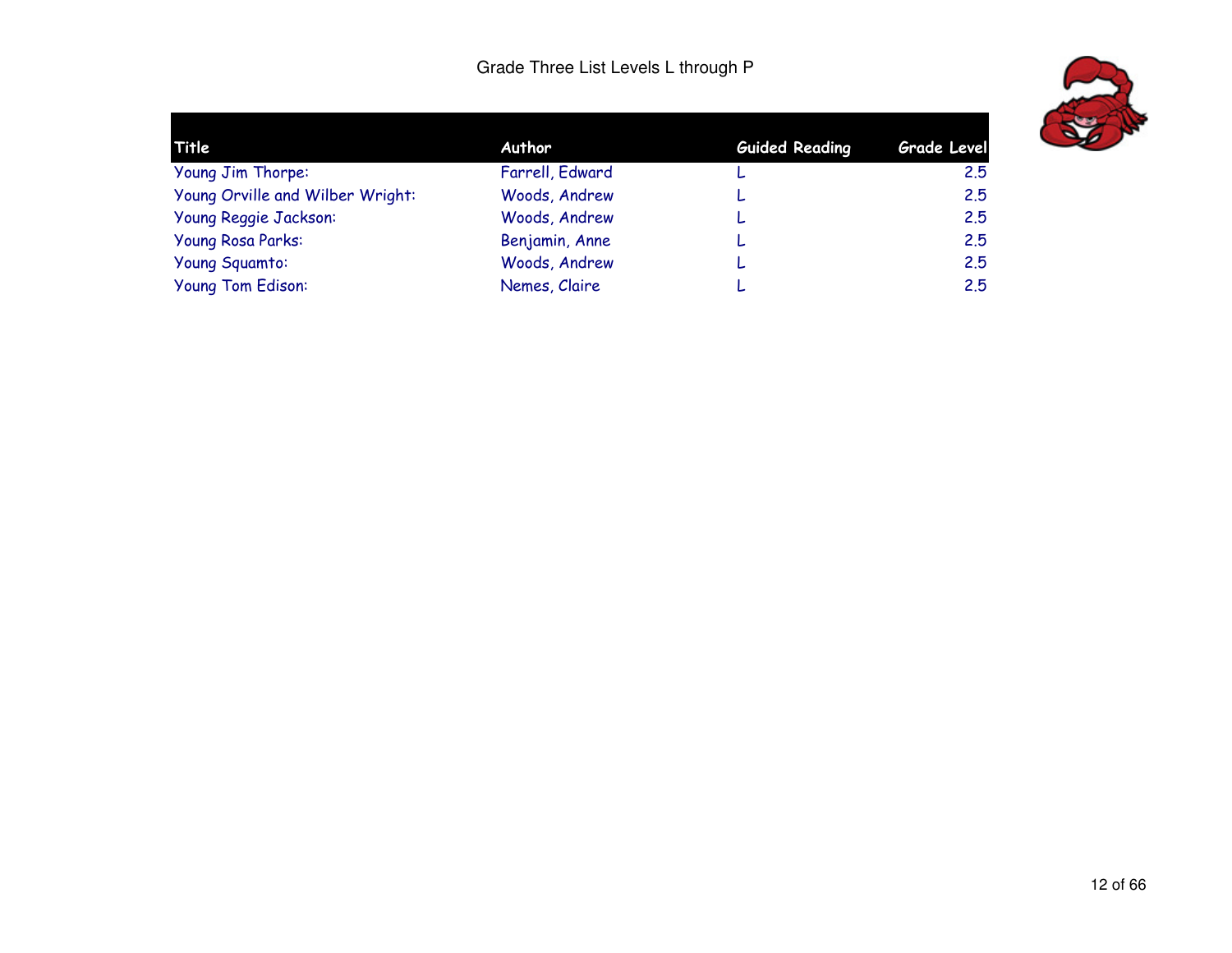Grade Three List Levels L through P

| Title | Author | Guided Reading | Grade Level |
|---|---|---|---|
| Young Jim Thorpe: | Farrell, Edward | L | 2.5 |
| Young Orville and Wilber Wright: | Woods, Andrew | L | 2.5 |
| Young Reggie Jackson: | Woods, Andrew | L | 2.5 |
| Young Rosa Parks: | Benjamin, Anne | L | 2.5 |
| Young Squamto: | Woods, Andrew | L | 2.5 |
| Young Tom Edison: | Nemes, Claire | L | 2.5 |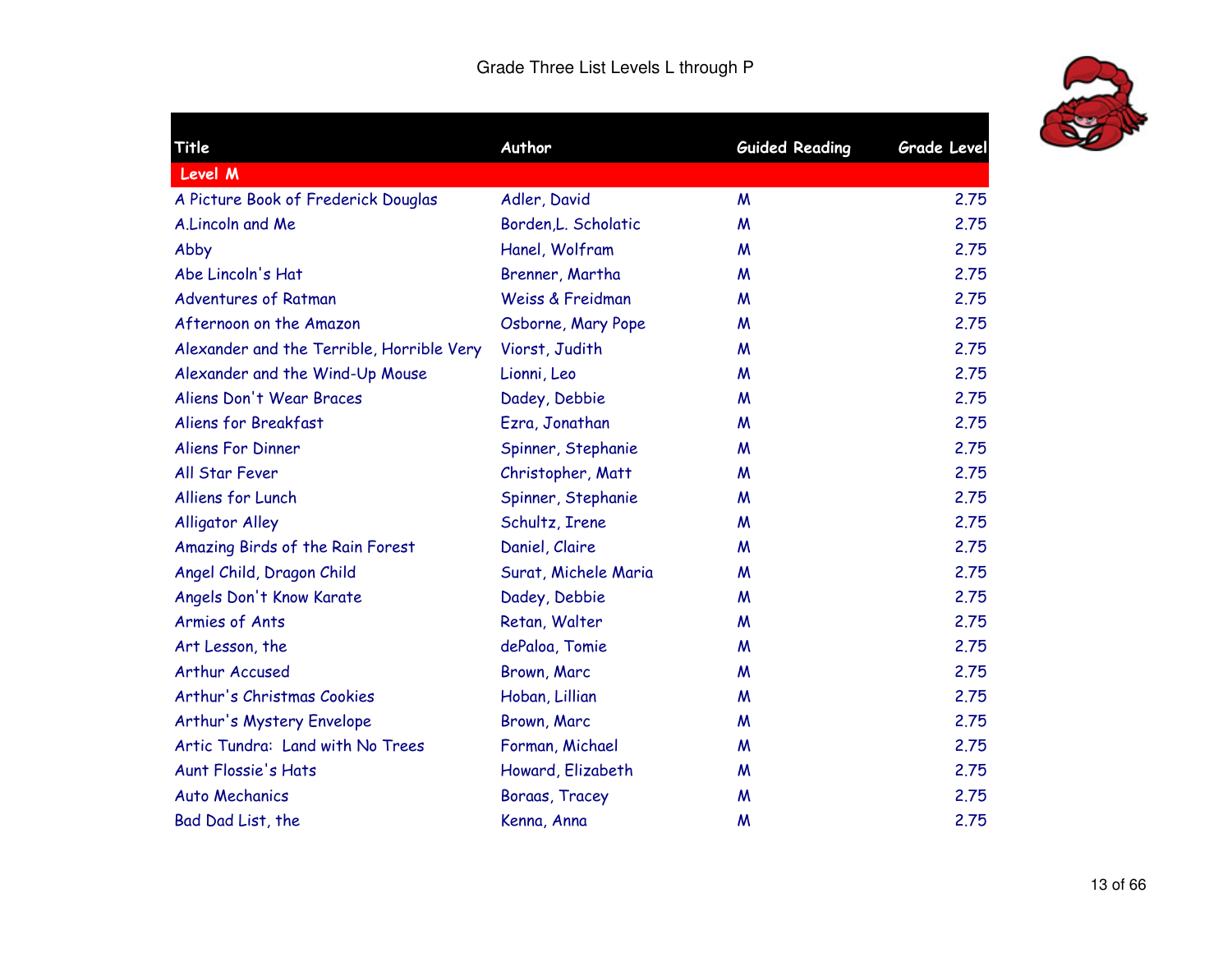# Grade Three List Levels L through P

| Title | Author | Guided Reading | Grade Level |
| --- | --- | --- | --- |
| **Level M** | | | |
| A Picture Book of Frederick Douglas | Adler, David | M | 2.75 |
| A.Lincoln and Me | Borden,L. Scholatic | M | 2.75 |
| Abby | Hanel, Wolfram | M | 2.75 |
| Abe Lincoln's Hat | Brenner, Martha | M | 2.75 |
| Adventures of Ratman | Weiss & Freidman | M | 2.75 |
| Afternoon on the Amazon | Osborne, Mary Pope | M | 2.75 |
| Alexander and the Terrible, Horrible Very | Viorst, Judith | M | 2.75 |
| Alexander and the Wind-Up Mouse | Lionni, Leo | M | 2.75 |
| Aliens Don't Wear Braces | Dadey, Debbie | M | 2.75 |
| Aliens for Breakfast | Ezra, Jonathan | M | 2.75 |
| Aliens For Dinner | Spinner, Stephanie | M | 2.75 |
| All Star Fever | Christopher, Matt | M | 2.75 |
| Alliens for Lunch | Spinner, Stephanie | M | 2.75 |
| Alligator Alley | Schultz, Irene | M | 2.75 |
| Amazing Birds of the Rain Forest | Daniel, Claire | M | 2.75 |
| Angel Child, Dragon Child | Surat, Michele Maria | M | 2.75 |
| Angels Don't Know Karate | Dadey, Debbie | M | 2.75 |
| Armies of Ants | Retan, Walter | M | 2.75 |
| Art Lesson, the | dePaloa, Tomie | M | 2.75 |
| Arthur Accused | Brown, Marc | M | 2.75 |
| Arthur's Christmas Cookies | Hoban, Lillian | M | 2.75 |
| Arthur's Mystery Envelope | Brown, Marc | M | 2.75 |
| Artic Tundra: Land with No Trees | Forman, Michael | M | 2.75 |
| Aunt Flossie's Hats | Howard, Elizabeth | M | 2.75 |
| Auto Mechanics | Boraas, Tracey | M | 2.75 |
| Bad Dad List, the | Kenna, Anna | M | 2.75 |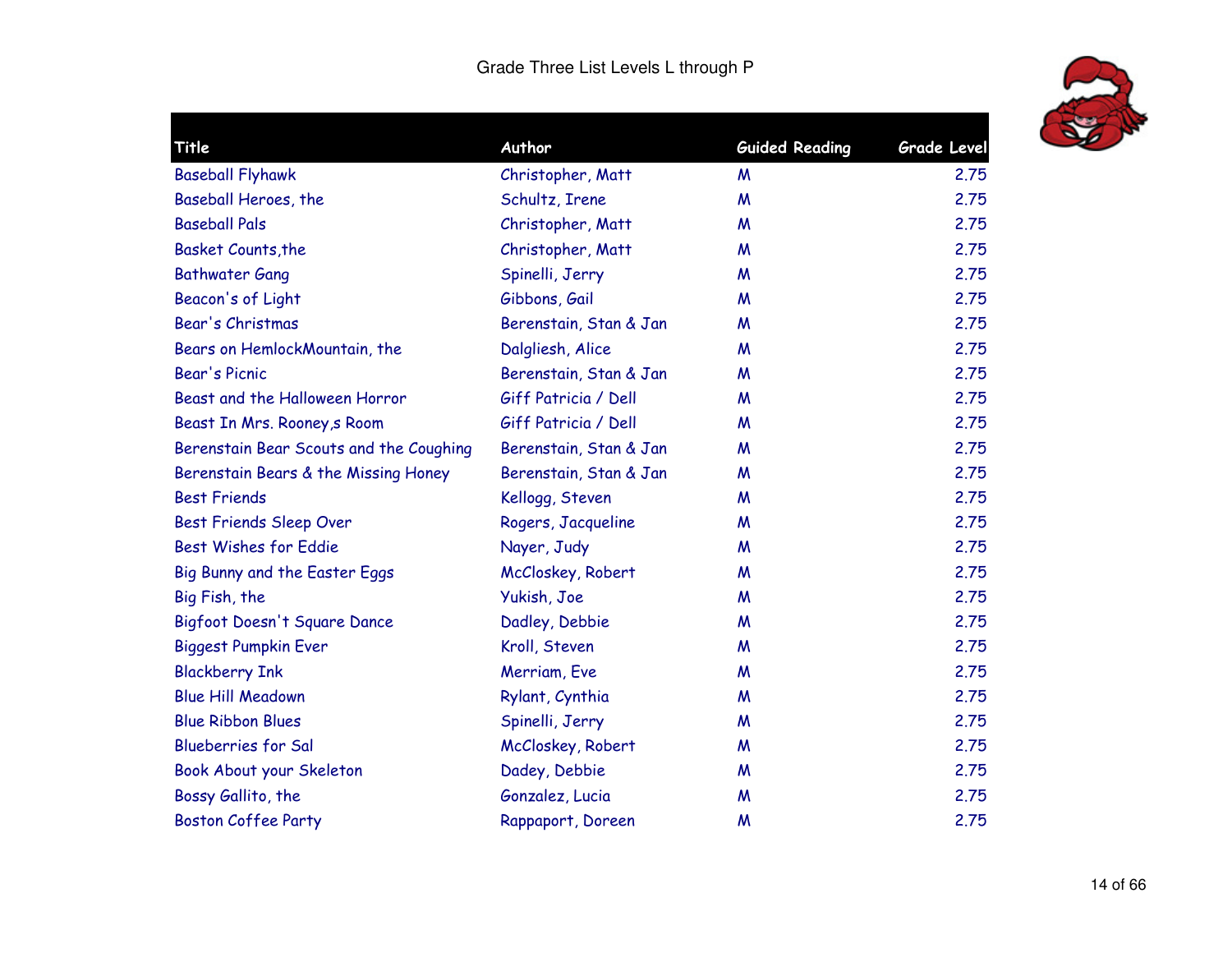# Grade Three List Levels L through P

| Title | Author | Guided Reading | Grade Level |
|---|---|---|---|
| Baseball Flyhawk | Christopher, Matt | M | 2.75 |
| Baseball Heroes, the | Schultz, Irene | M | 2.75 |
| Baseball Pals | Christopher, Matt | M | 2.75 |
| Basket Counts,the | Christopher, Matt | M | 2.75 |
| Bathwater Gang | Spinelli, Jerry | M | 2.75 |
| Beacon's of Light | Gibbons, Gail | M | 2.75 |
| Bear's Christmas | Berenstain, Stan & Jan | M | 2.75 |
| Bears on HemlockMountain, the | Dalgliesh, Alice | M | 2.75 |
| Bear's Picnic | Berenstain, Stan & Jan | M | 2.75 |
| Beast and the Halloween Horror | Giff Patricia / Dell | M | 2.75 |
| Beast In Mrs. Rooney,s Room | Giff Patricia / Dell | M | 2.75 |
| Berenstain Bear Scouts and the Coughing | Berenstain, Stan & Jan | M | 2.75 |
| Berenstain Bears & the Missing Honey | Berenstain, Stan & Jan | M | 2.75 |
| Best Friends | Kellogg, Steven | M | 2.75 |
| Best Friends Sleep Over | Rogers, Jacqueline | M | 2.75 |
| Best Wishes for Eddie | Nayer, Judy | M | 2.75 |
| Big Bunny and the Easter Eggs | McCloskey, Robert | M | 2.75 |
| Big Fish, the | Yukish, Joe | M | 2.75 |
| Bigfoot Doesn't Square Dance | Dadley, Debbie | M | 2.75 |
| Biggest Pumpkin Ever | Kroll, Steven | M | 2.75 |
| Blackberry Ink | Merriam, Eve | M | 2.75 |
| Blue Hill Meadown | Rylant, Cynthia | M | 2.75 |
| Blue Ribbon Blues | Spinelli, Jerry | M | 2.75 |
| Blueberries for Sal | McCloskey, Robert | M | 2.75 |
| Book About your Skeleton | Dadey, Debbie | M | 2.75 |
| Bossy Gallito, the | Gonzalez, Lucia | M | 2.75 |
| Boston Coffee Party | Rappaport, Doreen | M | 2.75 |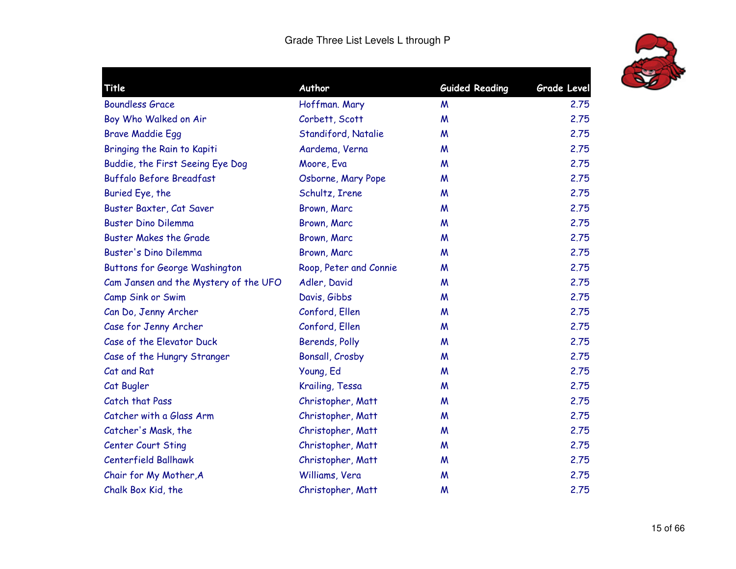# Grade Three List Levels L through P

| Title | Author | Guided Reading | Grade Level |
|---|---|---|---|
| Boundless Grace | Hoffman. Mary | M | 2.75 |
| Boy Who Walked on Air | Corbett, Scott | M | 2.75 |
| Brave Maddie Egg | Standiford, Natalie | M | 2.75 |
| Bringing the Rain to Kapiti | Aardema, Verna | M | 2.75 |
| Buddie, the First Seeing Eye Dog | Moore, Eva | M | 2.75 |
| Buffalo Before Breadfast | Osborne, Mary Pope | M | 2.75 |
| Buried Eye, the | Schultz, Irene | M | 2.75 |
| Buster Baxter, Cat Saver | Brown, Marc | M | 2.75 |
| Buster Dino Dilemma | Brown, Marc | M | 2.75 |
| Buster Makes the Grade | Brown, Marc | M | 2.75 |
| Buster's Dino Dilemma | Brown, Marc | M | 2.75 |
| Buttons for George Washington | Roop, Peter and Connie | M | 2.75 |
| Cam Jansen and the Mystery of the UFO | Adler, David | M | 2.75 |
| Camp Sink or Swim | Davis, Gibbs | M | 2.75 |
| Can Do, Jenny Archer | Conford, Ellen | M | 2.75 |
| Case for Jenny Archer | Conford, Ellen | M | 2.75 |
| Case of the Elevator Duck | Berends, Polly | M | 2.75 |
| Case of the Hungry Stranger | Bonsall, Crosby | M | 2.75 |
| Cat and Rat | Young, Ed | M | 2.75 |
| Cat Bugler | Krailing, Tessa | M | 2.75 |
| Catch that Pass | Christopher, Matt | M | 2.75 |
| Catcher with a Glass Arm | Christopher, Matt | M | 2.75 |
| Catcher's Mask, the | Christopher, Matt | M | 2.75 |
| Center Court Sting | Christopher, Matt | M | 2.75 |
| Centerfield Ballhawk | Christopher, Matt | M | 2.75 |
| Chair for My Mother,A | Williams, Vera | M | 2.75 |
| Chalk Box Kid, the | Christopher, Matt | M | 2.75 |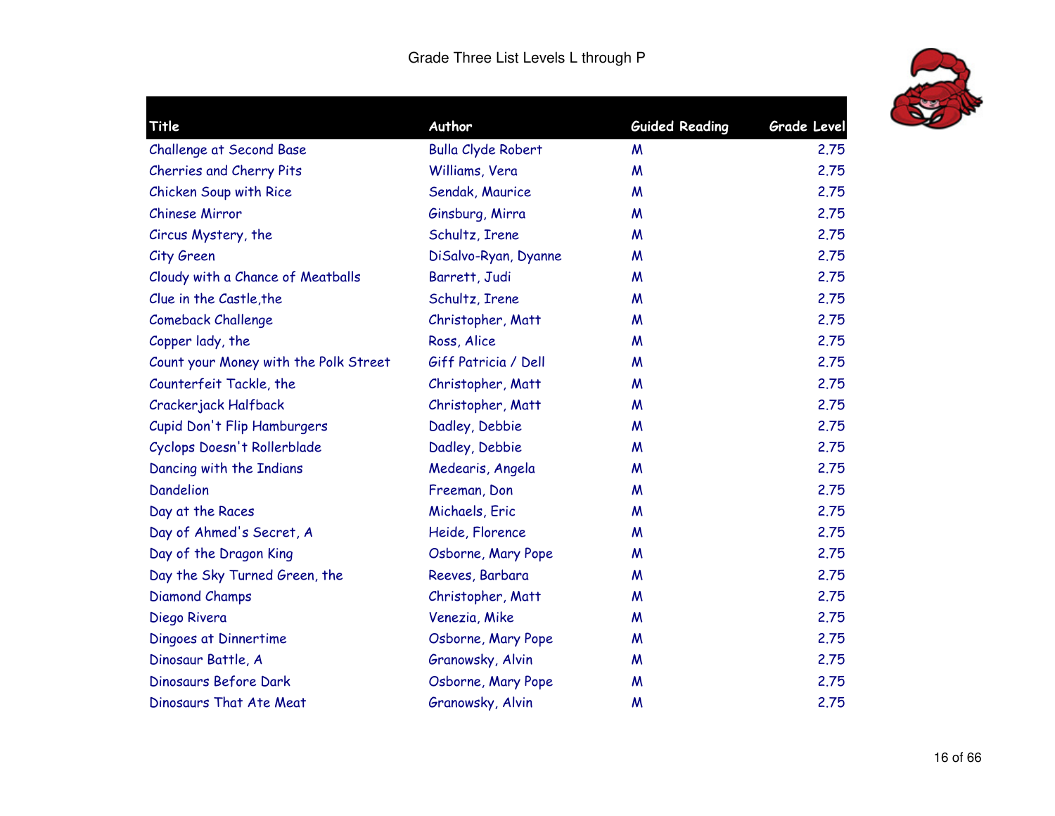Grade Three List Levels L through P

| Title | Author | Guided Reading | Grade Level |
|---|---|---|---|
| Challenge at Second Base | Bulla Clyde Robert | M | 2.75 |
| Cherries and Cherry Pits | Williams, Vera | M | 2.75 |
| Chicken Soup with Rice | Sendak, Maurice | M | 2.75 |
| Chinese Mirror | Ginsburg, Mirra | M | 2.75 |
| Circus Mystery, the | Schultz, Irene | M | 2.75 |
| City Green | DiSalvo-Ryan, Dyanne | M | 2.75 |
| Cloudy with a Chance of Meatballs | Barrett, Judi | M | 2.75 |
| Clue in the Castle,the | Schultz, Irene | M | 2.75 |
| Comeback Challenge | Christopher, Matt | M | 2.75 |
| Copper lady, the | Ross, Alice | M | 2.75 |
| Count your Money with the Polk Street | Giff Patricia / Dell | M | 2.75 |
| Counterfeit Tackle, the | Christopher, Matt | M | 2.75 |
| Crackerjack Halfback | Christopher, Matt | M | 2.75 |
| Cupid Don't Flip Hamburgers | Dadley, Debbie | M | 2.75 |
| Cyclops Doesn't Rollerblade | Dadley, Debbie | M | 2.75 |
| Dancing with the Indians | Medearis, Angela | M | 2.75 |
| Dandelion | Freeman, Don | M | 2.75 |
| Day at the Races | Michaels, Eric | M | 2.75 |
| Day of Ahmed's Secret, A | Heide, Florence | M | 2.75 |
| Day of the Dragon King | Osborne, Mary Pope | M | 2.75 |
| Day the Sky Turned Green, the | Reeves, Barbara | M | 2.75 |
| Diamond Champs | Christopher, Matt | M | 2.75 |
| Diego Rivera | Venezia, Mike | M | 2.75 |
| Dingoes at Dinnertime | Osborne, Mary Pope | M | 2.75 |
| Dinosaur Battle, A | Granowsky, Alvin | M | 2.75 |
| Dinosaurs Before Dark | Osborne, Mary Pope | M | 2.75 |
| Dinosaurs That Ate Meat | Granowsky, Alvin | M | 2.75 |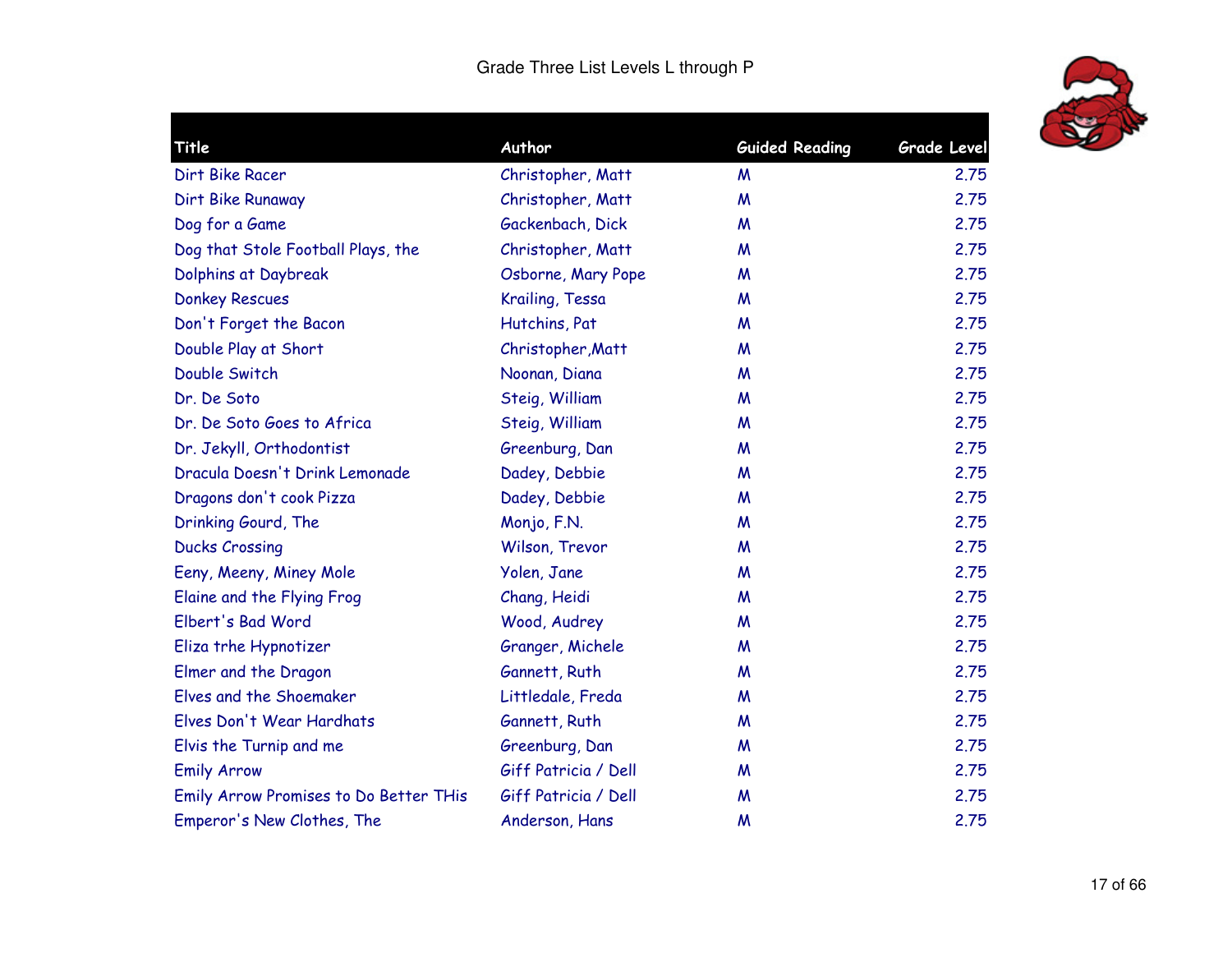# Grade Three List Levels L through P

| Title | Author | Guided Reading | Grade Level |
|---|---|---|---|
| Dirt Bike Racer | Christopher, Matt | M | 2.75 |
| Dirt Bike Runaway | Christopher, Matt | M | 2.75 |
| Dog for a Game | Gackenbach, Dick | M | 2.75 |
| Dog that Stole Football Plays, the | Christopher, Matt | M | 2.75 |
| Dolphins at Daybreak | Osborne, Mary Pope | M | 2.75 |
| Donkey Rescues | Krailing, Tessa | M | 2.75 |
| Don't Forget the Bacon | Hutchins, Pat | M | 2.75 |
| Double Play at Short | Christopher,Matt | M | 2.75 |
| Double Switch | Noonan, Diana | M | 2.75 |
| Dr. De Soto | Steig, William | M | 2.75 |
| Dr. De Soto Goes to Africa | Steig, William | M | 2.75 |
| Dr. Jekyll, Orthodontist | Greenburg, Dan | M | 2.75 |
| Dracula Doesn't Drink Lemonade | Dadey, Debbie | M | 2.75 |
| Dragons don't cook Pizza | Dadey, Debbie | M | 2.75 |
| Drinking Gourd, The | Monjo, F.N. | M | 2.75 |
| Ducks Crossing | Wilson, Trevor | M | 2.75 |
| Eeny, Meeny, Miney Mole | Yolen, Jane | M | 2.75 |
| Elaine and the Flying Frog | Chang, Heidi | M | 2.75 |
| Elbert's Bad Word | Wood, Audrey | M | 2.75 |
| Eliza trhe Hypnotizer | Granger, Michele | M | 2.75 |
| Elmer and the Dragon | Gannett, Ruth | M | 2.75 |
| Elves and the Shoemaker | Littledale, Freda | M | 2.75 |
| Elves Don't Wear Hardhats | Gannett, Ruth | M | 2.75 |
| Elvis the Turnip and me | Greenburg, Dan | M | 2.75 |
| Emily Arrow | Giff Patricia / Dell | M | 2.75 |
| Emily Arrow Promises to Do Better THis | Giff Patricia / Dell | M | 2.75 |
| Emperor's New Clothes, The | Anderson, Hans | M | 2.75 |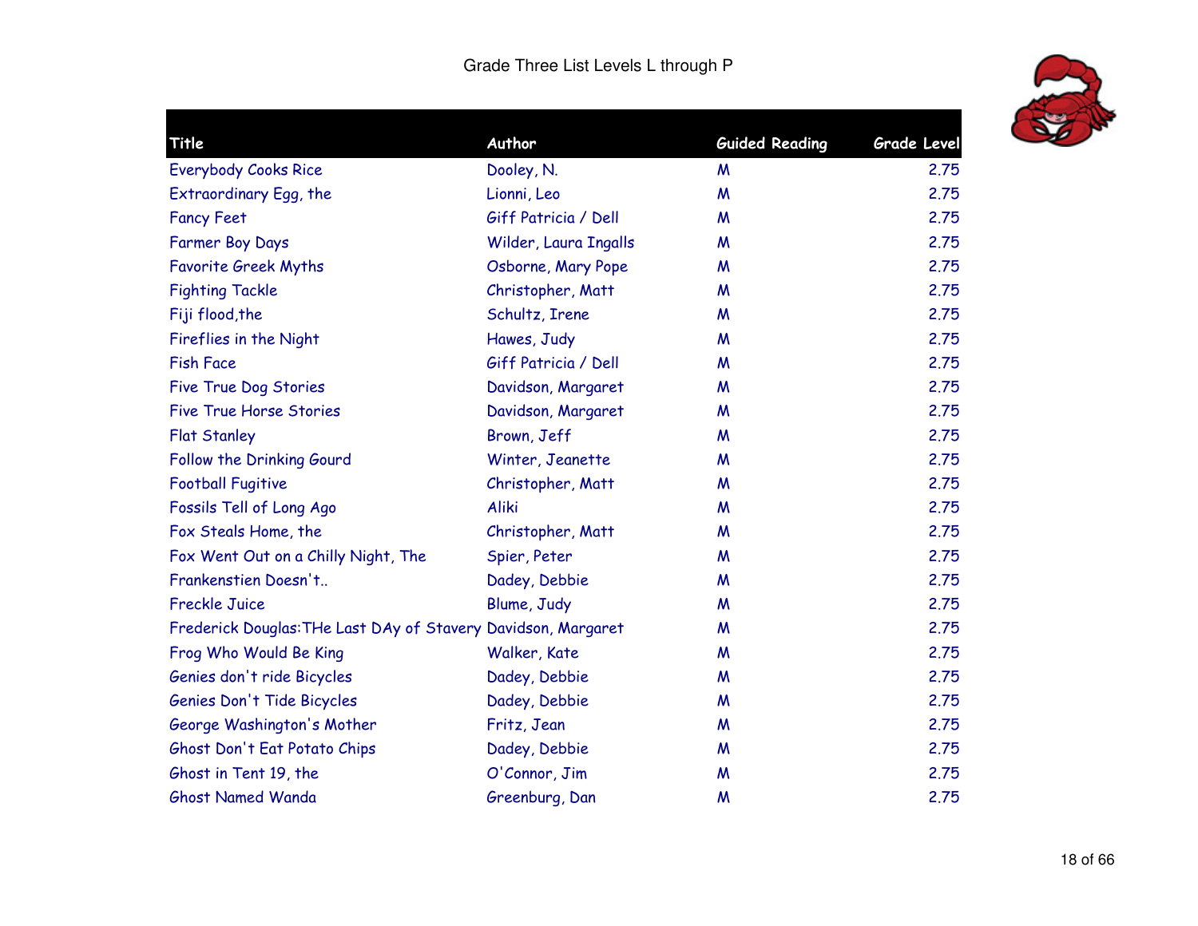Grade Three List Levels L through P

| Title | Author | Guided Reading | Grade Level |
|---|---|---|---|
| Everybody Cooks Rice | Dooley, N. | M | 2.75 |
| Extraordinary Egg, the | Lionni, Leo | M | 2.75 |
| Fancy Feet | Giff Patricia / Dell | M | 2.75 |
| Farmer Boy Days | Wilder, Laura Ingalls | M | 2.75 |
| Favorite Greek Myths | Osborne, Mary Pope | M | 2.75 |
| Fighting Tackle | Christopher, Matt | M | 2.75 |
| Fiji flood,the | Schultz, Irene | M | 2.75 |
| Fireflies in the Night | Hawes, Judy | M | 2.75 |
| Fish Face | Giff Patricia / Dell | M | 2.75 |
| Five True Dog Stories | Davidson, Margaret | M | 2.75 |
| Five True Horse Stories | Davidson, Margaret | M | 2.75 |
| Flat Stanley | Brown, Jeff | M | 2.75 |
| Follow the Drinking Gourd | Winter, Jeanette | M | 2.75 |
| Football Fugitive | Christopher, Matt | M | 2.75 |
| Fossils Tell of Long Ago | Aliki | M | 2.75 |
| Fox Steals Home, the | Christopher, Matt | M | 2.75 |
| Fox Went Out on a Chilly Night, The | Spier, Peter | M | 2.75 |
| Frankenstien Doesn't.. | Dadey, Debbie | M | 2.75 |
| Freckle Juice | Blume, Judy | M | 2.75 |
| Frederick Douglas:THe Last DAy of Stavery | Davidson, Margaret | M | 2.75 |
| Frog Who Would Be King | Walker, Kate | M | 2.75 |
| Genies don't ride Bicycles | Dadey, Debbie | M | 2.75 |
| Genies Don't Tide Bicycles | Dadey, Debbie | M | 2.75 |
| George Washington's Mother | Fritz, Jean | M | 2.75 |
| Ghost Don't Eat Potato Chips | Dadey, Debbie | M | 2.75 |
| Ghost in Tent 19, the | O'Connor, Jim | M | 2.75 |
| Ghost Named Wanda | Greenburg, Dan | M | 2.75 |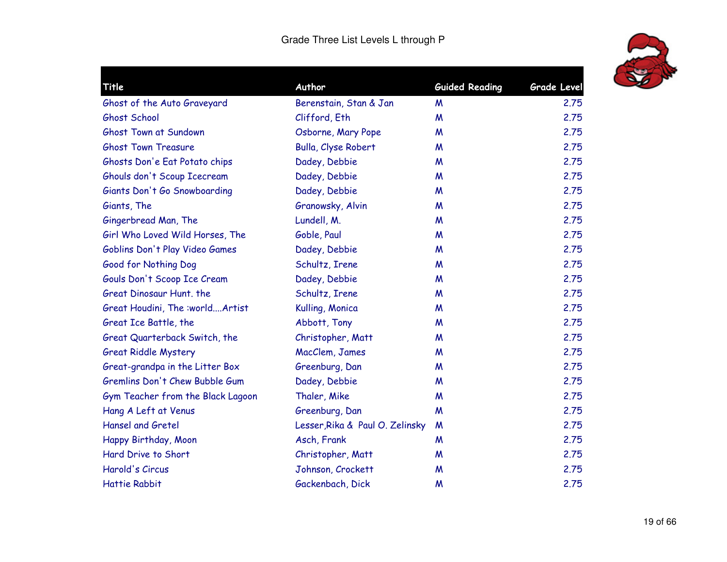Grade Three List Levels L through P

| Title | Author | Guided Reading | Grade Level |
|---|---|---|---|
| Ghost of the Auto Graveyard | Berenstain, Stan & Jan | M | 2.75 |
| Ghost School | Clifford, Eth | M | 2.75 |
| Ghost Town at Sundown | Osborne, Mary Pope | M | 2.75 |
| Ghost Town Treasure | Bulla, Clyse Robert | M | 2.75 |
| Ghosts Don'e Eat Potato chips | Dadey, Debbie | M | 2.75 |
| Ghouls don't Scoup Icecream | Dadey, Debbie | M | 2.75 |
| Giants Don't Go Snowboarding | Dadey, Debbie | M | 2.75 |
| Giants, The | Granowsky, Alvin | M | 2.75 |
| Gingerbread Man, The | Lundell, M. | M | 2.75 |
| Girl Who Loved Wild Horses, The | Goble, Paul | M | 2.75 |
| Goblins Don't Play Video Games | Dadey, Debbie | M | 2.75 |
| Good for Nothing Dog | Schultz, Irene | M | 2.75 |
| Gouls Don't Scoop Ice Cream | Dadey, Debbie | M | 2.75 |
| Great Dinosaur Hunt. the | Schultz, Irene | M | 2.75 |
| Great Houdini, The :world....Artist | Kulling, Monica | M | 2.75 |
| Great Ice Battle, the | Abbott, Tony | M | 2.75 |
| Great Quarterback Switch, the | Christopher, Matt | M | 2.75 |
| Great Riddle Mystery | MacClem, James | M | 2.75 |
| Great-grandpa in the Litter Box | Greenburg, Dan | M | 2.75 |
| Gremlins Don't Chew Bubble Gum | Dadey, Debbie | M | 2.75 |
| Gym Teacher from the Black Lagoon | Thaler, Mike | M | 2.75 |
| Hang A Left at Venus | Greenburg, Dan | M | 2.75 |
| Hansel and Gretel | Lesser,Rika & Paul O. Zelinsky | M | 2.75 |
| Happy Birthday, Moon | Asch, Frank | M | 2.75 |
| Hard Drive to Short | Christopher, Matt | M | 2.75 |
| Harold's Circus | Johnson, Crockett | M | 2.75 |
| Hattie Rabbit | Gackenbach, Dick | M | 2.75 |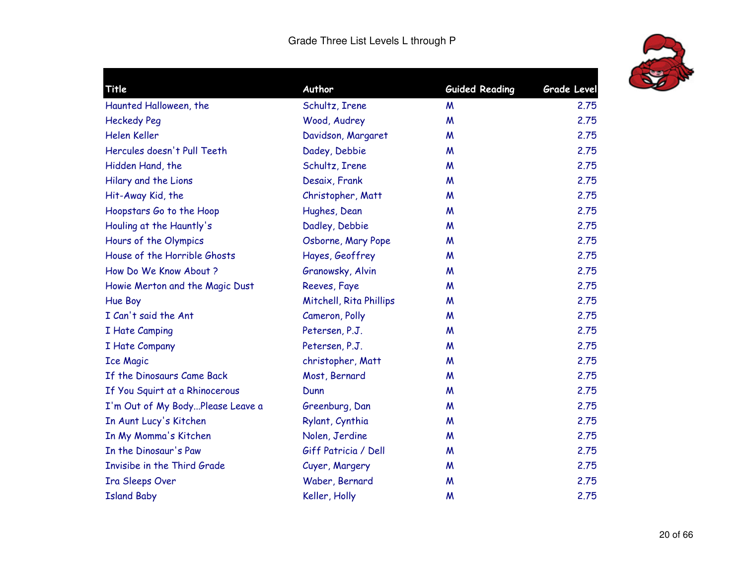# Grade Three List Levels L through P

| Title | Author | Guided Reading | Grade Level |
|---|---|---|---|
| Haunted Halloween, the | Schultz, Irene | M | 2.75 |
| Heckedy Peg | Wood, Audrey | M | 2.75 |
| Helen Keller | Davidson, Margaret | M | 2.75 |
| Hercules doesn't Pull Teeth | Dadey, Debbie | M | 2.75 |
| Hidden Hand, the | Schultz, Irene | M | 2.75 |
| Hilary and the Lions | Desaix, Frank | M | 2.75 |
| Hit-Away Kid, the | Christopher, Matt | M | 2.75 |
| Hoopstars Go to the Hoop | Hughes, Dean | M | 2.75 |
| Houling at the Hauntly's | Dadley, Debbie | M | 2.75 |
| Hours of the Olympics | Osborne, Mary Pope | M | 2.75 |
| House of the Horrible Ghosts | Hayes, Geoffrey | M | 2.75 |
| How Do We Know About ? | Granowsky, Alvin | M | 2.75 |
| Howie Merton and the Magic Dust | Reeves, Faye | M | 2.75 |
| Hue Boy | Mitchell, Rita Phillips | M | 2.75 |
| I Can't said the Ant | Cameron, Polly | M | 2.75 |
| I Hate Camping | Petersen, P.J. | M | 2.75 |
| I Hate Company | Petersen, P.J. | M | 2.75 |
| Ice Magic | christopher, Matt | M | 2.75 |
| If the Dinosaurs Came Back | Most, Bernard | M | 2.75 |
| If You Squirt at a Rhinocerous | Dunn | M | 2.75 |
| I'm Out of My Body...Please Leave a | Greenburg, Dan | M | 2.75 |
| In Aunt Lucy's Kitchen | Rylant, Cynthia | M | 2.75 |
| In My Momma's Kitchen | Nolen, Jerdine | M | 2.75 |
| In the Dinosaur's Paw | Giff Patricia / Dell | M | 2.75 |
| Invisibe in the Third Grade | Cuyer, Margery | M | 2.75 |
| Ira Sleeps Over | Waber, Bernard | M | 2.75 |
| Island Baby | Keller, Holly | M | 2.75 |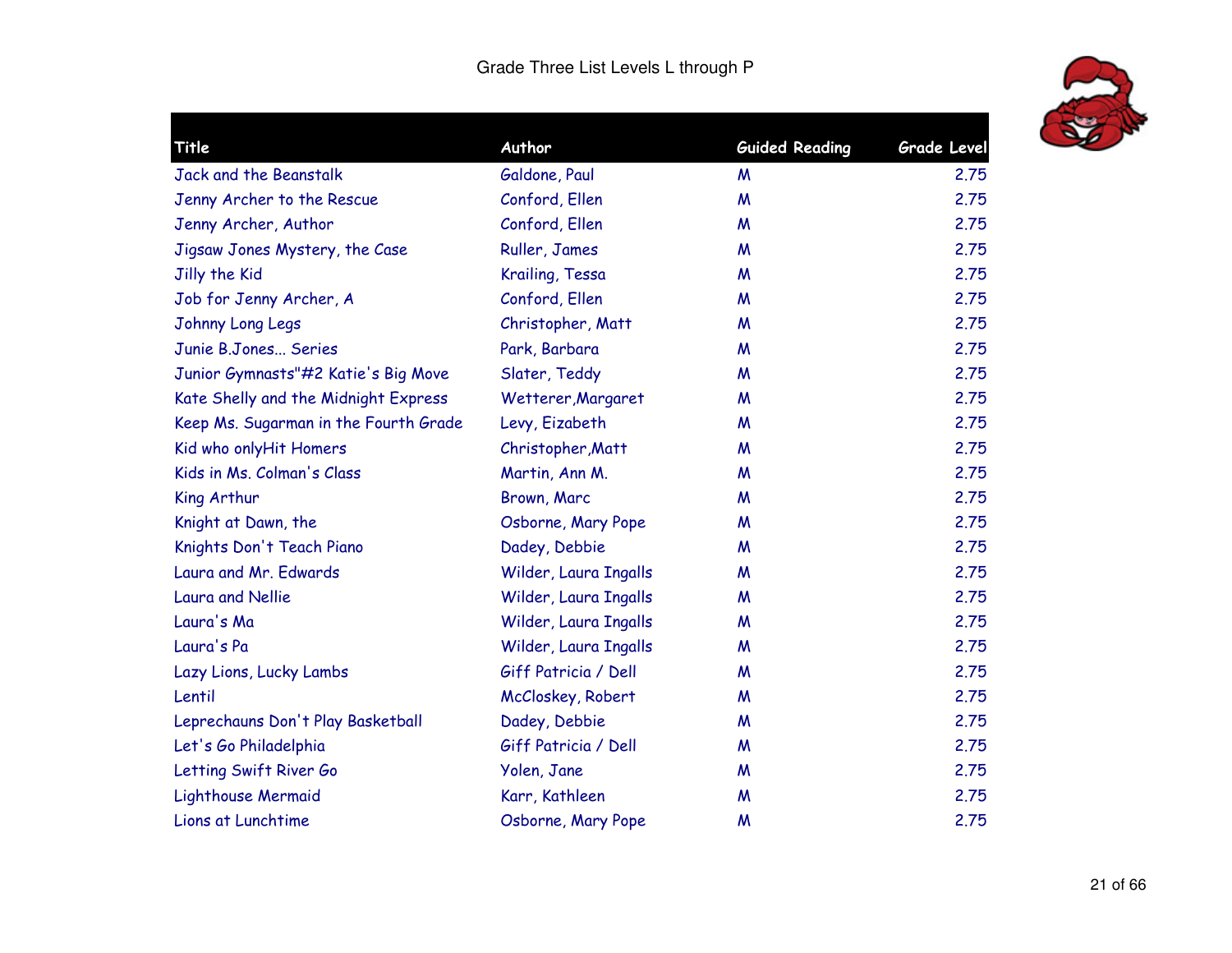Grade Three List Levels L through P

| Title | Author | Guided Reading | Grade Level |
|---|---|---|---|
| Jack and the Beanstalk | Galdone, Paul | M | 2.75 |
| Jenny Archer to the Rescue | Conford, Ellen | M | 2.75 |
| Jenny Archer, Author | Conford, Ellen | M | 2.75 |
| Jigsaw Jones Mystery, the Case | Ruller, James | M | 2.75 |
| Jilly the Kid | Krailing, Tessa | M | 2.75 |
| Job for Jenny Archer, A | Conford, Ellen | M | 2.75 |
| Johnny Long Legs | Christopher, Matt | M | 2.75 |
| Junie B.Jones... Series | Park, Barbara | M | 2.75 |
| Junior Gymnasts"#2 Katie's Big Move | Slater, Teddy | M | 2.75 |
| Kate Shelly and the Midnight Express | Wetterer,Margaret | M | 2.75 |
| Keep Ms. Sugarman in the Fourth Grade | Levy, Eizabeth | M | 2.75 |
| Kid who onlyHit Homers | Christopher,Matt | M | 2.75 |
| Kids in Ms. Colman's Class | Martin, Ann M. | M | 2.75 |
| King Arthur | Brown, Marc | M | 2.75 |
| Knight at Dawn, the | Osborne, Mary Pope | M | 2.75 |
| Knights Don't Teach Piano | Dadey, Debbie | M | 2.75 |
| Laura and Mr. Edwards | Wilder, Laura Ingalls | M | 2.75 |
| Laura and Nellie | Wilder, Laura Ingalls | M | 2.75 |
| Laura's Ma | Wilder, Laura Ingalls | M | 2.75 |
| Laura's Pa | Wilder, Laura Ingalls | M | 2.75 |
| Lazy Lions, Lucky Lambs | Giff Patricia / Dell | M | 2.75 |
| Lentil | McCloskey, Robert | M | 2.75 |
| Leprechauns Don't Play Basketball | Dadey, Debbie | M | 2.75 |
| Let's Go Philadelphia | Giff Patricia / Dell | M | 2.75 |
| Letting Swift River Go | Yolen, Jane | M | 2.75 |
| Lighthouse Mermaid | Karr, Kathleen | M | 2.75 |
| Lions at Lunchtime | Osborne, Mary Pope | M | 2.75 |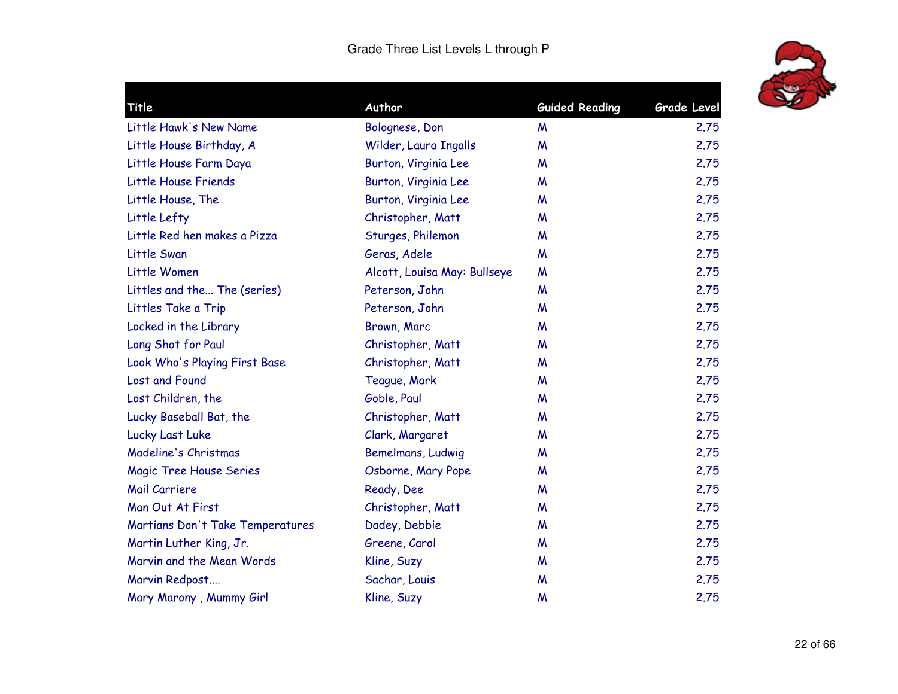# Grade Three List Levels L through P

| Title | Author | Guided Reading | Grade Level |
|---|---|---|---|
| Little Hawk's New Name | Bolognese, Don | M | 2.75 |
| Little House Birthday, A | Wilder, Laura Ingalls | M | 2.75 |
| Little House Farm Daya | Burton, Virginia Lee | M | 2.75 |
| Little House Friends | Burton, Virginia Lee | M | 2.75 |
| Little House, The | Burton, Virginia Lee | M | 2.75 |
| Little Lefty | Christopher, Matt | M | 2.75 |
| Little Red hen makes a Pizza | Sturges, Philemon | M | 2.75 |
| Little Swan | Geras, Adele | M | 2.75 |
| Little Women | Alcott, Louisa May: Bullseye | M | 2.75 |
| Littles and the... The (series) | Peterson, John | M | 2.75 |
| Littles Take a Trip | Peterson, John | M | 2.75 |
| Locked in the Library | Brown, Marc | M | 2.75 |
| Long Shot for Paul | Christopher, Matt | M | 2.75 |
| Look Who's Playing First Base | Christopher, Matt | M | 2.75 |
| Lost and Found | Teague, Mark | M | 2.75 |
| Lost Children, the | Goble, Paul | M | 2.75 |
| Lucky Baseball Bat, the | Christopher, Matt | M | 2.75 |
| Lucky Last Luke | Clark, Margaret | M | 2.75 |
| Madeline's Christmas | Bemelmans, Ludwig | M | 2.75 |
| Magic Tree House Series | Osborne, Mary Pope | M | 2.75 |
| Mail Carriere | Ready, Dee | M | 2.75 |
| Man Out At First | Christopher, Matt | M | 2.75 |
| Martians Don't Take Temperatures | Dadey, Debbie | M | 2.75 |
| Martin Luther King, Jr. | Greene, Carol | M | 2.75 |
| Marvin and the Mean Words | Kline, Suzy | M | 2.75 |
| Marvin Redpost.... | Sachar, Louis | M | 2.75 |
| Mary Marony , Mummy Girl | Kline, Suzy | M | 2.75 |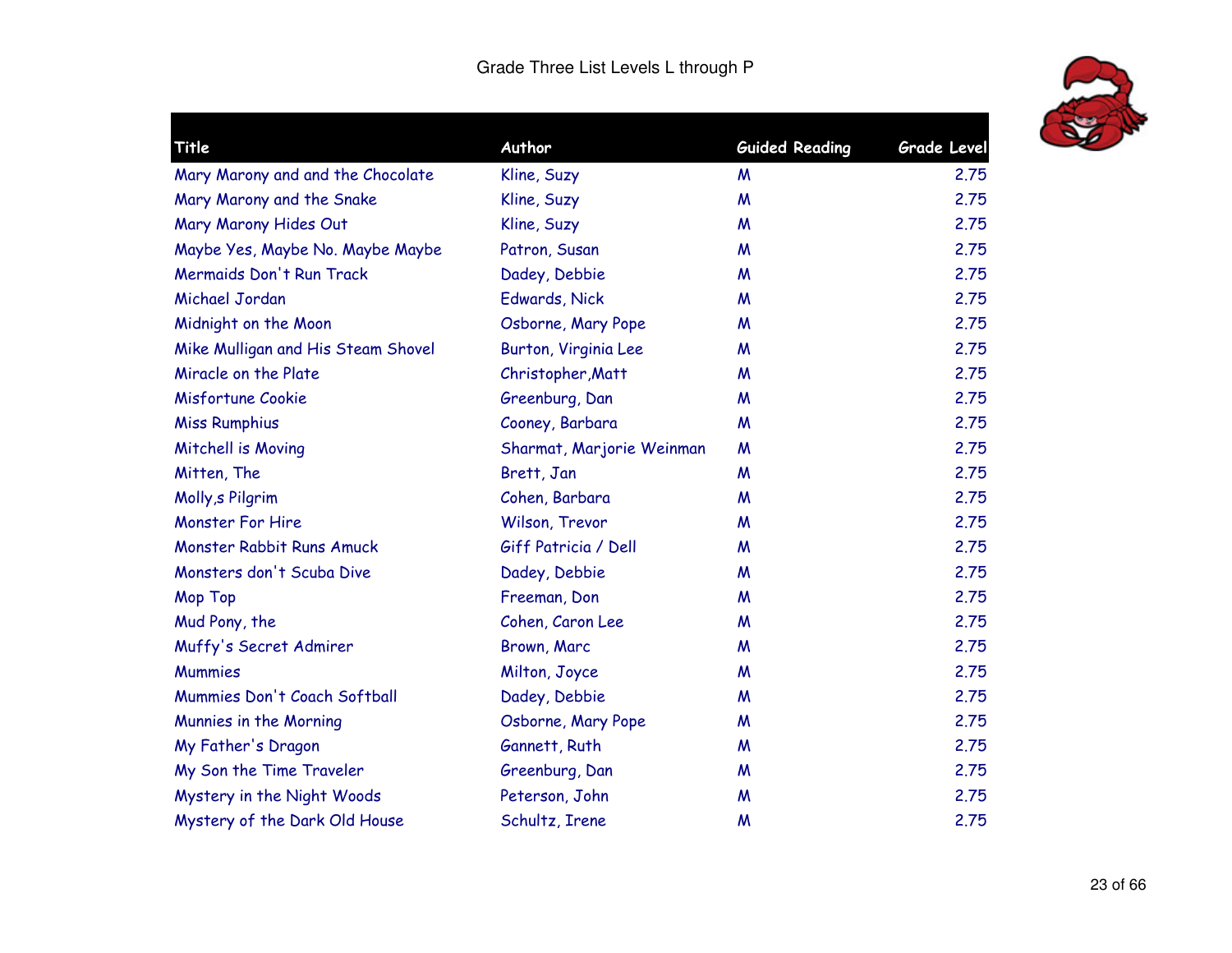# Grade Three List Levels L through P

| Title | Author | Guided Reading | Grade Level |
|---|---|---|---|
| Mary Marony and and the Chocolate | Kline, Suzy | M | 2.75 |
| Mary Marony and the Snake | Kline, Suzy | M | 2.75 |
| Mary Marony Hides Out | Kline, Suzy | M | 2.75 |
| Maybe Yes, Maybe No. Maybe Maybe | Patron, Susan | M | 2.75 |
| Mermaids Don't Run Track | Dadey, Debbie | M | 2.75 |
| Michael Jordan | Edwards, Nick | M | 2.75 |
| Midnight on the Moon | Osborne, Mary Pope | M | 2.75 |
| Mike Mulligan and His Steam Shovel | Burton, Virginia Lee | M | 2.75 |
| Miracle on the Plate | Christopher,Matt | M | 2.75 |
| Misfortune Cookie | Greenburg, Dan | M | 2.75 |
| Miss Rumphius | Cooney, Barbara | M | 2.75 |
| Mitchell is Moving | Sharmat, Marjorie Weinman | M | 2.75 |
| Mitten, The | Brett, Jan | M | 2.75 |
| Molly,s Pilgrim | Cohen, Barbara | M | 2.75 |
| Monster For Hire | Wilson, Trevor | M | 2.75 |
| Monster Rabbit Runs Amuck | Giff Patricia / Dell | M | 2.75 |
| Monsters don't Scuba Dive | Dadey, Debbie | M | 2.75 |
| Mop Top | Freeman, Don | M | 2.75 |
| Mud Pony, the | Cohen, Caron Lee | M | 2.75 |
| Muffy's Secret Admirer | Brown, Marc | M | 2.75 |
| Mummies | Milton, Joyce | M | 2.75 |
| Mummies Don't Coach Softball | Dadey, Debbie | M | 2.75 |
| Munnies in the Morning | Osborne, Mary Pope | M | 2.75 |
| My Father's Dragon | Gannett, Ruth | M | 2.75 |
| My Son the Time Traveler | Greenburg, Dan | M | 2.75 |
| Mystery in the Night Woods | Peterson, John | M | 2.75 |
| Mystery of the Dark Old House | Schultz, Irene | M | 2.75 |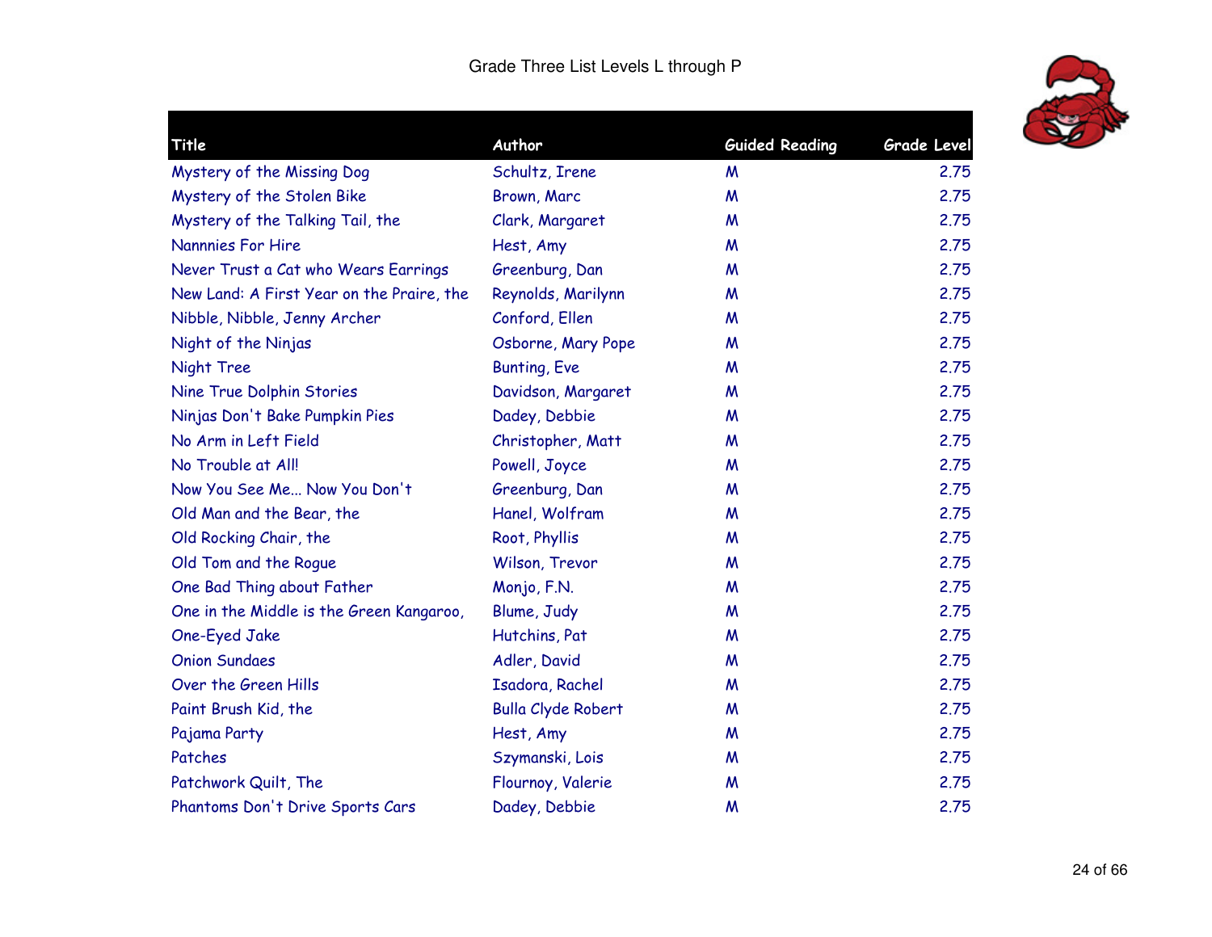Grade Three List Levels L through P

| Title | Author | Guided Reading | Grade Level |
|---|---|---|---|
| Mystery of the Missing Dog | Schultz, Irene | M | 2.75 |
| Mystery of the Stolen Bike | Brown, Marc | M | 2.75 |
| Mystery of the Talking Tail, the | Clark, Margaret | M | 2.75 |
| Nannnies For Hire | Hest, Amy | M | 2.75 |
| Never Trust a Cat who Wears Earrings | Greenburg, Dan | M | 2.75 |
| New Land: A First Year on the Praire, the | Reynolds, Marilynn | M | 2.75 |
| Nibble, Nibble, Jenny Archer | Conford, Ellen | M | 2.75 |
| Night of the Ninjas | Osborne, Mary Pope | M | 2.75 |
| Night Tree | Bunting, Eve | M | 2.75 |
| Nine True Dolphin Stories | Davidson, Margaret | M | 2.75 |
| Ninjas Don't Bake Pumpkin Pies | Dadey, Debbie | M | 2.75 |
| No Arm in Left Field | Christopher, Matt | M | 2.75 |
| No Trouble at All! | Powell, Joyce | M | 2.75 |
| Now You See Me... Now You Don't | Greenburg, Dan | M | 2.75 |
| Old Man and the Bear, the | Hanel, Wolfram | M | 2.75 |
| Old Rocking Chair, the | Root, Phyllis | M | 2.75 |
| Old Tom and the Rogue | Wilson, Trevor | M | 2.75 |
| One Bad Thing about Father | Monjo, F.N. | M | 2.75 |
| One in the Middle is the Green Kangaroo, | Blume, Judy | M | 2.75 |
| One-Eyed Jake | Hutchins, Pat | M | 2.75 |
| Onion Sundaes | Adler, David | M | 2.75 |
| Over the Green Hills | Isadora, Rachel | M | 2.75 |
| Paint Brush Kid, the | Bulla Clyde Robert | M | 2.75 |
| Pajama Party | Hest, Amy | M | 2.75 |
| Patches | Szymanski, Lois | M | 2.75 |
| Patchwork Quilt, The | Flournoy, Valerie | M | 2.75 |
| Phantoms Don't Drive Sports Cars | Dadey, Debbie | M | 2.75 |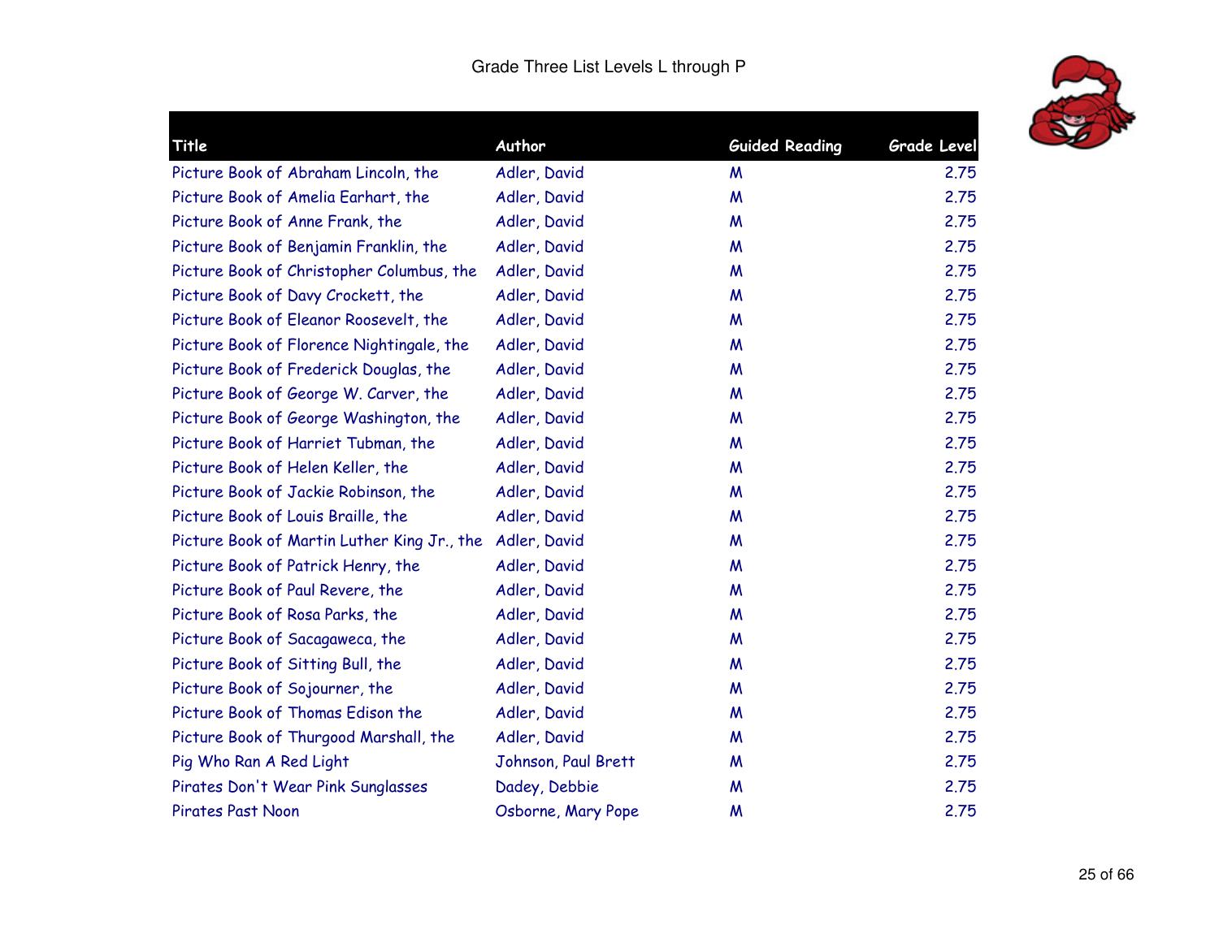Grade Three List Levels L through P

| Title | Author | Guided Reading | Grade Level |
|---|---|---|---|
| Picture Book of Abraham Lincoln, the | Adler, David | M | 2.75 |
| Picture Book of Amelia Earhart, the | Adler, David | M | 2.75 |
| Picture Book of Anne Frank, the | Adler, David | M | 2.75 |
| Picture Book of Benjamin Franklin, the | Adler, David | M | 2.75 |
| Picture Book of Christopher Columbus, the | Adler, David | M | 2.75 |
| Picture Book of Davy Crockett, the | Adler, David | M | 2.75 |
| Picture Book of Eleanor Roosevelt, the | Adler, David | M | 2.75 |
| Picture Book of Florence Nightingale, the | Adler, David | M | 2.75 |
| Picture Book of Frederick Douglas, the | Adler, David | M | 2.75 |
| Picture Book of George W. Carver, the | Adler, David | M | 2.75 |
| Picture Book of George Washington, the | Adler, David | M | 2.75 |
| Picture Book of Harriet Tubman, the | Adler, David | M | 2.75 |
| Picture Book of Helen Keller, the | Adler, David | M | 2.75 |
| Picture Book of Jackie Robinson, the | Adler, David | M | 2.75 |
| Picture Book of Louis Braille, the | Adler, David | M | 2.75 |
| Picture Book of Martin Luther King Jr., the | Adler, David | M | 2.75 |
| Picture Book of Patrick Henry, the | Adler, David | M | 2.75 |
| Picture Book of Paul Revere, the | Adler, David | M | 2.75 |
| Picture Book of Rosa Parks, the | Adler, David | M | 2.75 |
| Picture Book of Sacagaweca, the | Adler, David | M | 2.75 |
| Picture Book of Sitting Bull, the | Adler, David | M | 2.75 |
| Picture Book of Sojourner, the | Adler, David | M | 2.75 |
| Picture Book of Thomas Edison the | Adler, David | M | 2.75 |
| Picture Book of Thurgood Marshall, the | Adler, David | M | 2.75 |
| Pig Who Ran A Red Light | Johnson, Paul Brett | M | 2.75 |
| Pirates Don't Wear Pink Sunglasses | Dadey, Debbie | M | 2.75 |
| Pirates Past Noon | Osborne, Mary Pope | M | 2.75 |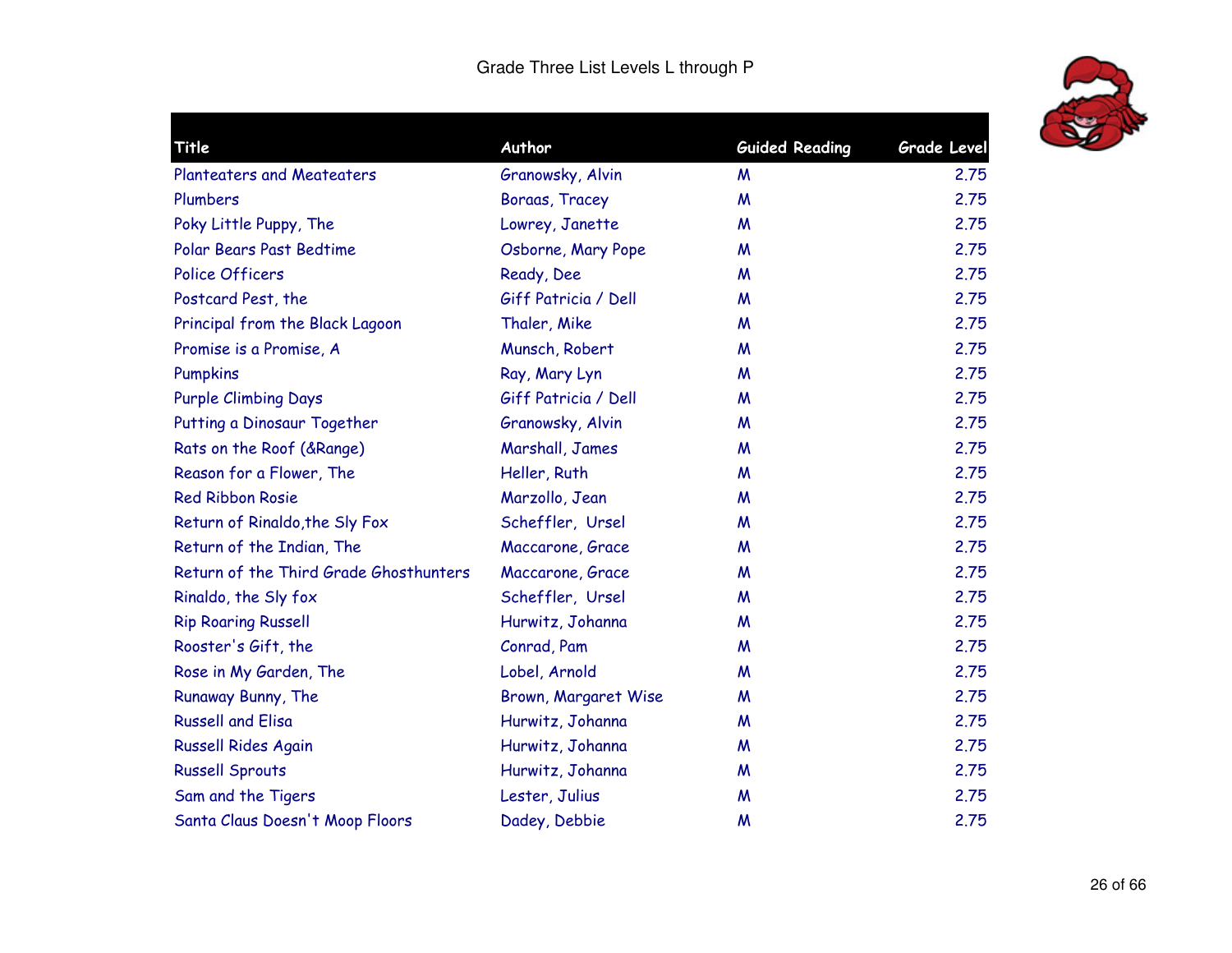# Grade Three List Levels L through P

| Title | Author | Guided Reading | Grade Level |
|---|---|---|---|
| Planteaters and Meateaters | Granowsky, Alvin | M | 2.75 |
| Plumbers | Boraas, Tracey | M | 2.75 |
| Poky Little Puppy, The | Lowrey, Janette | M | 2.75 |
| Polar Bears Past Bedtime | Osborne, Mary Pope | M | 2.75 |
| Police Officers | Ready, Dee | M | 2.75 |
| Postcard Pest, the | Giff Patricia / Dell | M | 2.75 |
| Principal from the Black Lagoon | Thaler, Mike | M | 2.75 |
| Promise is a Promise, A | Munsch, Robert | M | 2.75 |
| Pumpkins | Ray, Mary Lyn | M | 2.75 |
| Purple Climbing Days | Giff Patricia / Dell | M | 2.75 |
| Putting a Dinosaur Together | Granowsky, Alvin | M | 2.75 |
| Rats on the Roof (&Range) | Marshall, James | M | 2.75 |
| Reason for a Flower, The | Heller, Ruth | M | 2.75 |
| Red Ribbon Rosie | Marzollo, Jean | M | 2.75 |
| Return of Rinaldo,the Sly Fox | Scheffler, Ursel | M | 2.75 |
| Return of the Indian, The | Maccarone, Grace | M | 2.75 |
| Return of the Third Grade Ghosthunters | Maccarone, Grace | M | 2.75 |
| Rinaldo, the Sly fox | Scheffler, Ursel | M | 2.75 |
| Rip Roaring Russell | Hurwitz, Johanna | M | 2.75 |
| Rooster's Gift, the | Conrad, Pam | M | 2.75 |
| Rose in My Garden, The | Lobel, Arnold | M | 2.75 |
| Runaway Bunny, The | Brown, Margaret Wise | M | 2.75 |
| Russell and Elisa | Hurwitz, Johanna | M | 2.75 |
| Russell Rides Again | Hurwitz, Johanna | M | 2.75 |
| Russell Sprouts | Hurwitz, Johanna | M | 2.75 |
| Sam and the Tigers | Lester, Julius | M | 2.75 |
| Santa Claus Doesn't Moop Floors | Dadey, Debbie | M | 2.75 |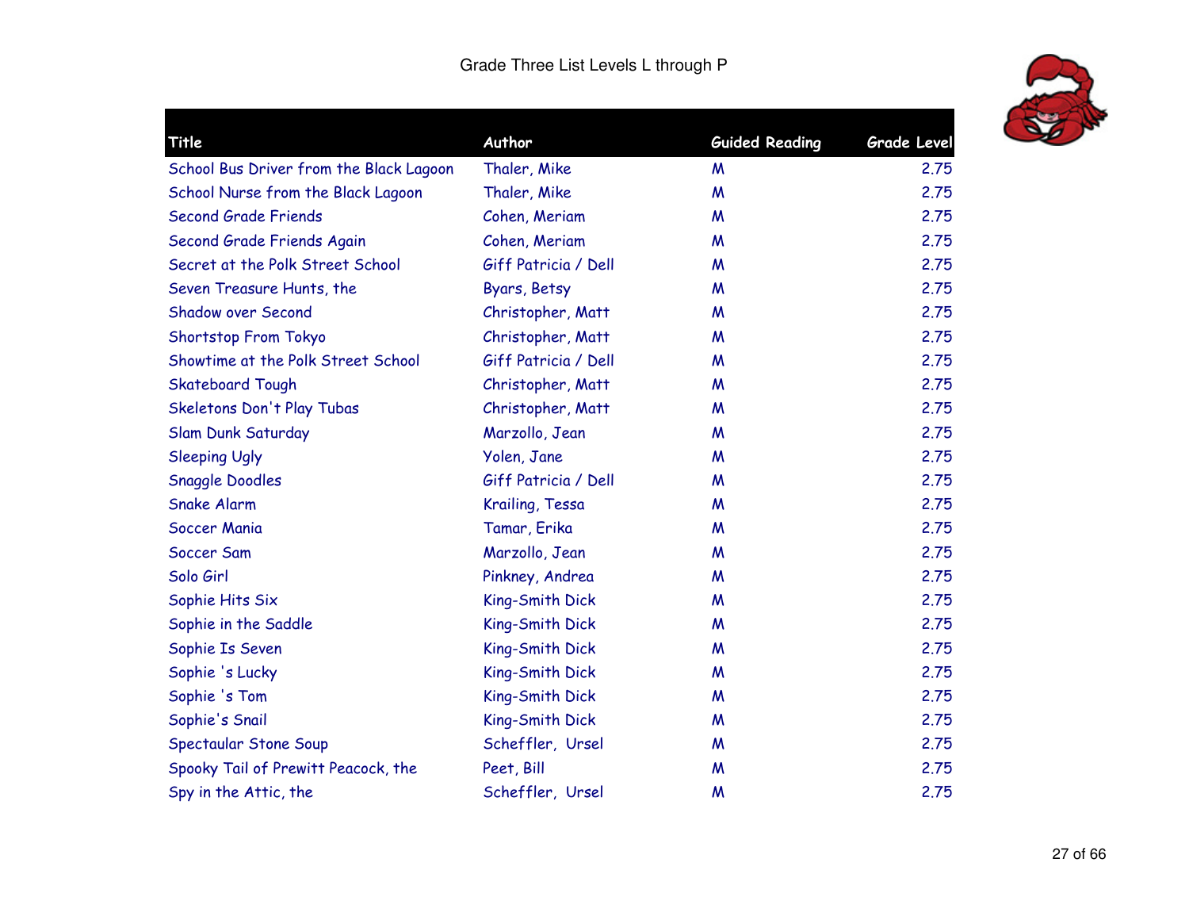# Grade Three List Levels L through P

| Title | Author | Guided Reading | Grade Level |
|---|---|---|---|
| School Bus Driver from the Black Lagoon | Thaler, Mike | M | 2.75 |
| School Nurse from the Black Lagoon | Thaler, Mike | M | 2.75 |
| Second Grade Friends | Cohen, Meriam | M | 2.75 |
| Second Grade Friends Again | Cohen, Meriam | M | 2.75 |
| Secret at the Polk Street School | Giff Patricia / Dell | M | 2.75 |
| Seven Treasure Hunts, the | Byars, Betsy | M | 2.75 |
| Shadow over Second | Christopher, Matt | M | 2.75 |
| Shortstop From Tokyo | Christopher, Matt | M | 2.75 |
| Showtime at the Polk Street School | Giff Patricia / Dell | M | 2.75 |
| Skateboard Tough | Christopher, Matt | M | 2.75 |
| Skeletons Don't Play Tubas | Christopher, Matt | M | 2.75 |
| Slam Dunk Saturday | Marzollo, Jean | M | 2.75 |
| Sleeping Ugly | Yolen, Jane | M | 2.75 |
| Snaggle Doodles | Giff Patricia / Dell | M | 2.75 |
| Snake Alarm | Krailing, Tessa | M | 2.75 |
| Soccer Mania | Tamar, Erika | M | 2.75 |
| Soccer Sam | Marzollo, Jean | M | 2.75 |
| Solo Girl | Pinkney, Andrea | M | 2.75 |
| Sophie Hits Six | King-Smith Dick | M | 2.75 |
| Sophie in the Saddle | King-Smith Dick | M | 2.75 |
| Sophie Is Seven | King-Smith Dick | M | 2.75 |
| Sophie 's Lucky | King-Smith Dick | M | 2.75 |
| Sophie 's Tom | King-Smith Dick | M | 2.75 |
| Sophie's Snail | King-Smith Dick | M | 2.75 |
| Spectaular Stone Soup | Scheffler, Ursel | M | 2.75 |
| Spooky Tail of Prewitt Peacock, the | Peet, Bill | M | 2.75 |
| Spy in the Attic, the | Scheffler, Ursel | M | 2.75 |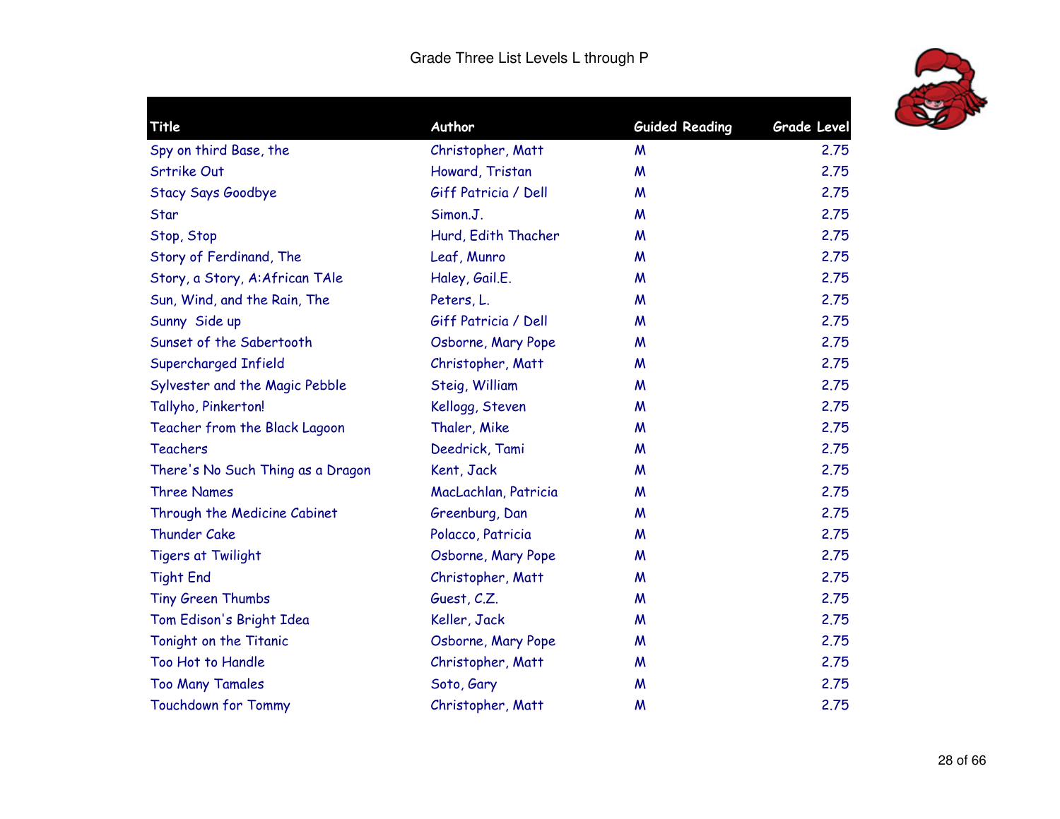Grade Three List Levels L through P

| Title | Author | Guided Reading | Grade Level |
|---|---|---|---|
| Spy on third Base, the | Christopher, Matt | M | 2.75 |
| Srtrike Out | Howard, Tristan | M | 2.75 |
| Stacy Says Goodbye | Giff Patricia / Dell | M | 2.75 |
| Star | Simon.J. | M | 2.75 |
| Stop, Stop | Hurd, Edith Thacher | M | 2.75 |
| Story of Ferdinand, The | Leaf, Munro | M | 2.75 |
| Story, a Story, A:African TAle | Haley, Gail.E. | M | 2.75 |
| Sun, Wind, and the Rain, The | Peters, L. | M | 2.75 |
| Sunny  Side up | Giff Patricia / Dell | M | 2.75 |
| Sunset of the Sabertooth | Osborne, Mary Pope | M | 2.75 |
| Supercharged Infield | Christopher, Matt | M | 2.75 |
| Sylvester and the Magic Pebble | Steig, William | M | 2.75 |
| Tallyho, Pinkerton! | Kellogg, Steven | M | 2.75 |
| Teacher from the Black Lagoon | Thaler, Mike | M | 2.75 |
| Teachers | Deedrick, Tami | M | 2.75 |
| There's No Such Thing as a Dragon | Kent, Jack | M | 2.75 |
| Three Names | MacLachlan, Patricia | M | 2.75 |
| Through the Medicine Cabinet | Greenburg, Dan | M | 2.75 |
| Thunder Cake | Polacco, Patricia | M | 2.75 |
| Tigers at Twilight | Osborne, Mary Pope | M | 2.75 |
| Tight End | Christopher, Matt | M | 2.75 |
| Tiny Green Thumbs | Guest, C.Z. | M | 2.75 |
| Tom Edison's Bright Idea | Keller, Jack | M | 2.75 |
| Tonight on the Titanic | Osborne, Mary Pope | M | 2.75 |
| Too Hot to Handle | Christopher, Matt | M | 2.75 |
| Too Many Tamales | Soto, Gary | M | 2.75 |
| Touchdown for Tommy | Christopher, Matt | M | 2.75 |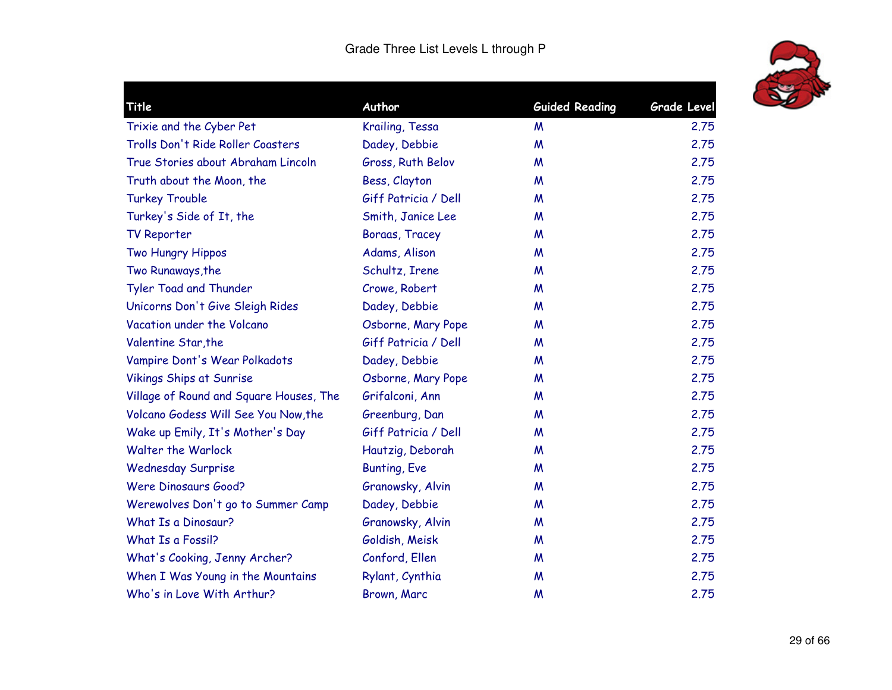# Grade Three List Levels L through P

| Title | Author | Guided Reading | Grade Level |
|---|---|---|---|
| Trixie and the Cyber Pet | Krailing, Tessa | M | 2.75 |
| Trolls Don't Ride Roller Coasters | Dadey, Debbie | M | 2.75 |
| True Stories about Abraham Lincoln | Gross, Ruth Belov | M | 2.75 |
| Truth about the Moon, the | Bess, Clayton | M | 2.75 |
| Turkey Trouble | Giff Patricia / Dell | M | 2.75 |
| Turkey's Side of It, the | Smith, Janice Lee | M | 2.75 |
| TV Reporter | Boraas, Tracey | M | 2.75 |
| Two Hungry Hippos | Adams, Alison | M | 2.75 |
| Two Runaways,the | Schultz, Irene | M | 2.75 |
| Tyler Toad and Thunder | Crowe, Robert | M | 2.75 |
| Unicorns Don't Give Sleigh Rides | Dadey, Debbie | M | 2.75 |
| Vacation under the Volcano | Osborne, Mary Pope | M | 2.75 |
| Valentine Star,the | Giff Patricia / Dell | M | 2.75 |
| Vampire Dont's Wear Polkadots | Dadey, Debbie | M | 2.75 |
| Vikings Ships at Sunrise | Osborne, Mary Pope | M | 2.75 |
| Village of Round and Square Houses, The | Grifalconi, Ann | M | 2.75 |
| Volcano Godess Will See You Now,the | Greenburg, Dan | M | 2.75 |
| Wake up Emily, It's Mother's Day | Giff Patricia / Dell | M | 2.75 |
| Walter the Warlock | Hautzig, Deborah | M | 2.75 |
| Wednesday Surprise | Bunting, Eve | M | 2.75 |
| Were Dinosaurs Good? | Granowsky, Alvin | M | 2.75 |
| Werewolves Don't go to Summer Camp | Dadey, Debbie | M | 2.75 |
| What Is a Dinosaur? | Granowsky, Alvin | M | 2.75 |
| What Is a Fossil? | Goldish, Meisk | M | 2.75 |
| What's Cooking, Jenny Archer? | Conford, Ellen | M | 2.75 |
| When I Was Young in the Mountains | Rylant, Cynthia | M | 2.75 |
| Who's in Love With Arthur? | Brown, Marc | M | 2.75 |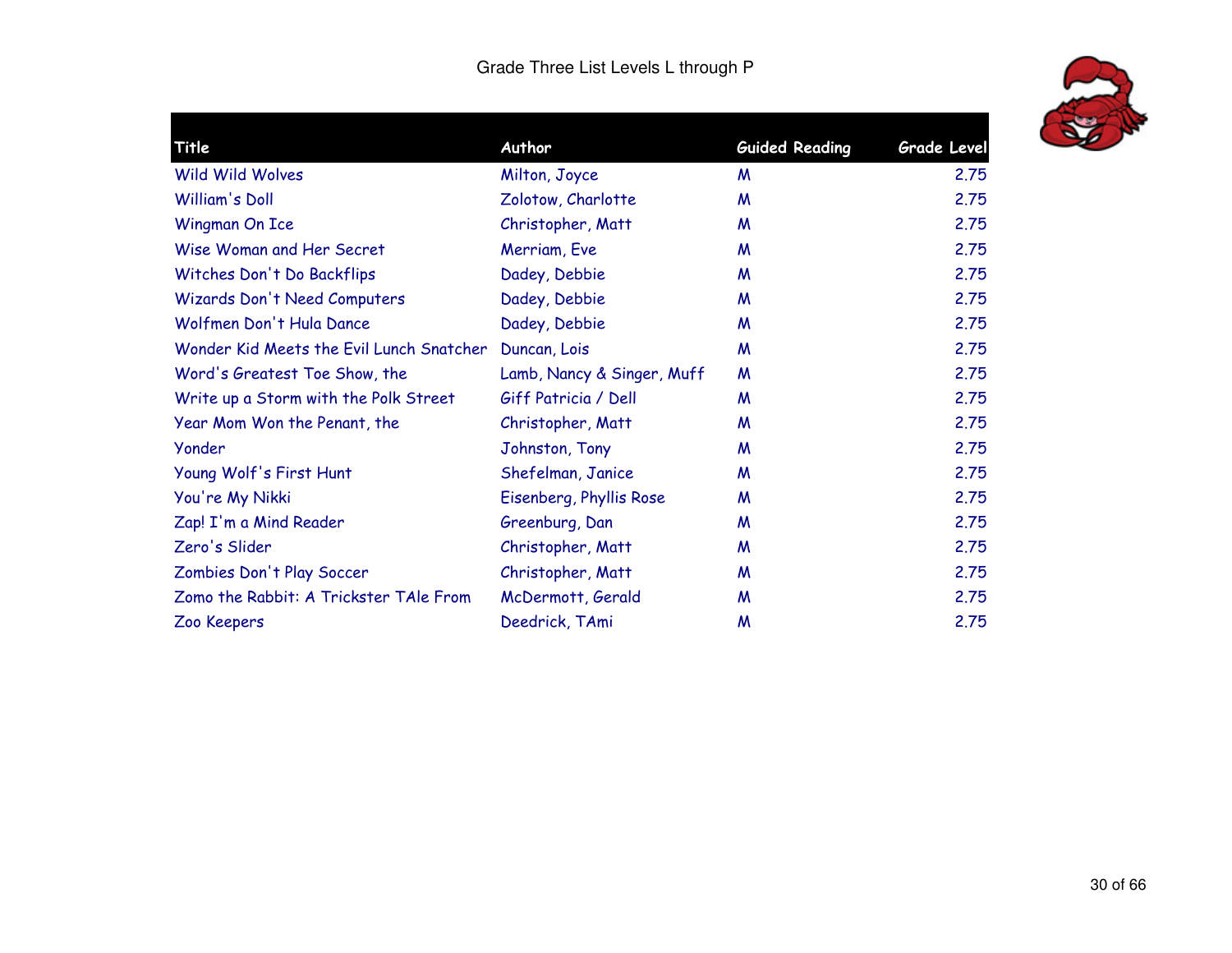Grade Three List Levels L through P

| Title | Author | Guided Reading | Grade Level |
|---|---|---|---|
| Wild Wild Wolves | Milton, Joyce | M | 2.75 |
| William's Doll | Zolotow, Charlotte | M | 2.75 |
| Wingman On Ice | Christopher, Matt | M | 2.75 |
| Wise Woman and Her Secret | Merriam, Eve | M | 2.75 |
| Witches Don't Do Backflips | Dadey, Debbie | M | 2.75 |
| Wizards Don't Need Computers | Dadey, Debbie | M | 2.75 |
| Wolfmen Don't Hula Dance | Dadey, Debbie | M | 2.75 |
| Wonder Kid Meets the Evil Lunch Snatcher | Duncan, Lois | M | 2.75 |
| Word's Greatest Toe Show, the | Lamb, Nancy & Singer, Muff | M | 2.75 |
| Write up a Storm with the Polk Street | Giff Patricia / Dell | M | 2.75 |
| Year Mom Won the Penant, the | Christopher, Matt | M | 2.75 |
| Yonder | Johnston, Tony | M | 2.75 |
| Young Wolf's First Hunt | Shefelman, Janice | M | 2.75 |
| You're My Nikki | Eisenberg, Phyllis Rose | M | 2.75 |
| Zap! I'm a Mind Reader | Greenburg, Dan | M | 2.75 |
| Zero's Slider | Christopher, Matt | M | 2.75 |
| Zombies Don't Play Soccer | Christopher, Matt | M | 2.75 |
| Zomo the Rabbit: A Trickster TAle From | McDermott, Gerald | M | 2.75 |
| Zoo Keepers | Deedrick, TAmi | M | 2.75 |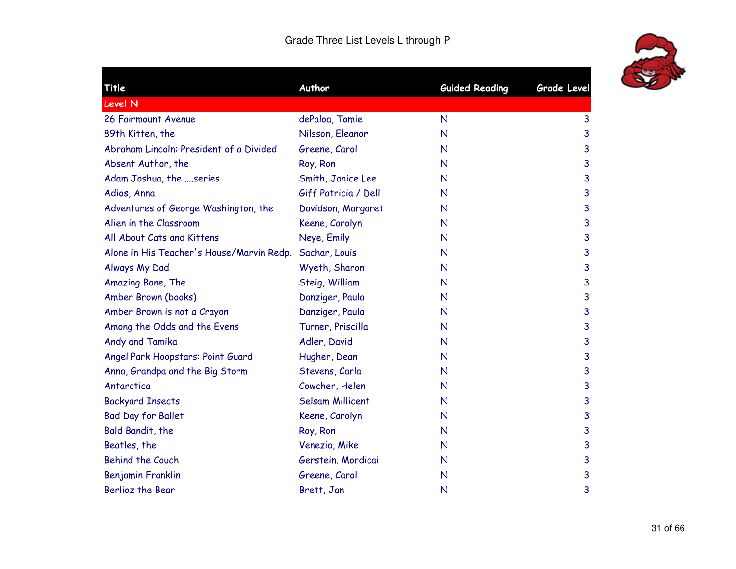Grade Three List Levels L through P

| Title | Author | Guided Reading | Grade Level |
|---|---|---|---|
| **Level N** | | | |
| 26 Fairmount Avenue | dePaloa, Tomie | N | 3 |
| 89th Kitten, the | Nilsson, Eleanor | N | 3 |
| Abraham Lincoln: President of a Divided | Greene, Carol | N | 3 |
| Absent Author, the | Roy, Ron | N | 3 |
| Adam Joshua, the ....series | Smith, Janice Lee | N | 3 |
| Adios, Anna | Giff Patricia / Dell | N | 3 |
| Adventures of George Washington, the | Davidson, Margaret | N | 3 |
| Alien in the Classroom | Keene, Carolyn | N | 3 |
| All About Cats and Kittens | Neye, Emily | N | 3 |
| Alone in His Teacher's House/Marvin Redp. | Sachar, Louis | N | 3 |
| Always My Dad | Wyeth, Sharon | N | 3 |
| Amazing Bone, The | Steig, William | N | 3 |
| Amber Brown (books) | Danziger, Paula | N | 3 |
| Amber Brown is not a Crayon | Danziger, Paula | N | 3 |
| Among the Odds and the Evens | Turner, Priscilla | N | 3 |
| Andy and Tamika | Adler, David | N | 3 |
| Angel Park Hoopstars: Point Guard | Hugher, Dean | N | 3 |
| Anna, Grandpa and the Big Storm | Stevens, Carla | N | 3 |
| Antarctica | Cowcher, Helen | N | 3 |
| Backyard Insects | Selsam Millicent | N | 3 |
| Bad Day for Ballet | Keene, Carolyn | N | 3 |
| Bald Bandit, the | Roy, Ron | N | 3 |
| Beatles, the | Venezia, Mike | N | 3 |
| Behind the Couch | Gerstein. Mordicai | N | 3 |
| Benjamin Franklin | Greene, Carol | N | 3 |
| Berlioz the Bear | Brett, Jan | N | 3 |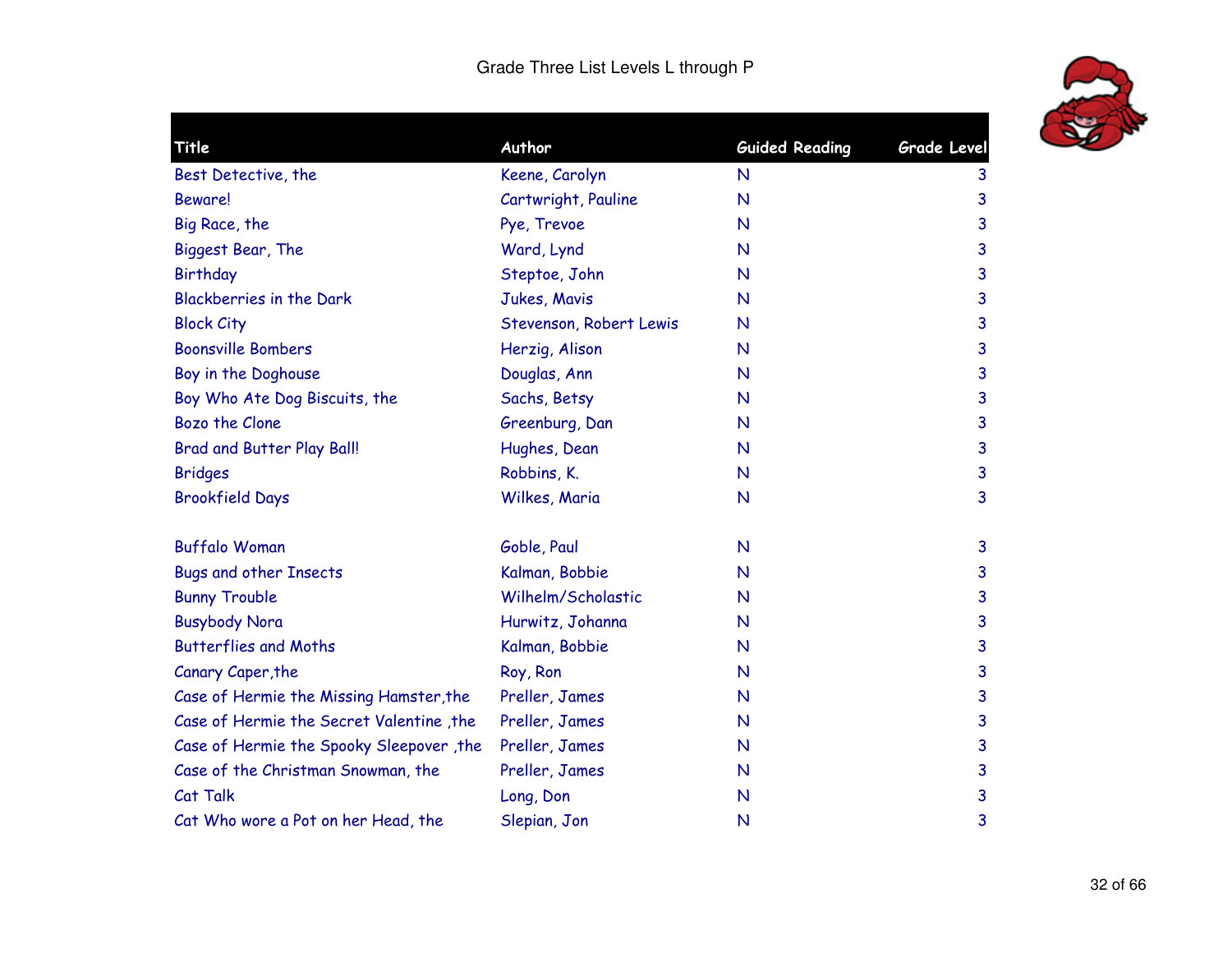Grade Three List Levels L through P

| Title | Author | Guided Reading | Grade Level |
|---|---|---|---|
| Best Detective, the | Keene, Carolyn | N | 3 |
| Beware! | Cartwright, Pauline | N | 3 |
| Big Race, the | Pye, Trevoe | N | 3 |
| Biggest Bear, The | Ward, Lynd | N | 3 |
| Birthday | Steptoe, John | N | 3 |
| Blackberries in the Dark | Jukes, Mavis | N | 3 |
| Block City | Stevenson, Robert Lewis | N | 3 |
| Boonsville Bombers | Herzig, Alison | N | 3 |
| Boy in the Doghouse | Douglas, Ann | N | 3 |
| Boy Who Ate Dog Biscuits, the | Sachs, Betsy | N | 3 |
| Bozo the Clone | Greenburg, Dan | N | 3 |
| Brad and Butter Play Ball! | Hughes, Dean | N | 3 |
| Bridges | Robbins, K. | N | 3 |
| Brookfield Days | Wilkes, Maria | N | 3 |
| Buffalo Woman | Goble, Paul | N | 3 |
| Bugs and other Insects | Kalman, Bobbie | N | 3 |
| Bunny Trouble | Wilhelm/Scholastic | N | 3 |
| Busybody Nora | Hurwitz, Johanna | N | 3 |
| Butterflies and Moths | Kalman, Bobbie | N | 3 |
| Canary Caper,the | Roy, Ron | N | 3 |
| Case of Hermie the Missing Hamster,the | Preller, James | N | 3 |
| Case of Hermie the Secret Valentine ,the | Preller, James | N | 3 |
| Case of Hermie the Spooky Sleepover ,the | Preller, James | N | 3 |
| Case of the Christman Snowman, the | Preller, James | N | 3 |
| Cat Talk | Long, Don | N | 3 |
| Cat Who wore a Pot on her Head, the | Slepian, Jon | N | 3 |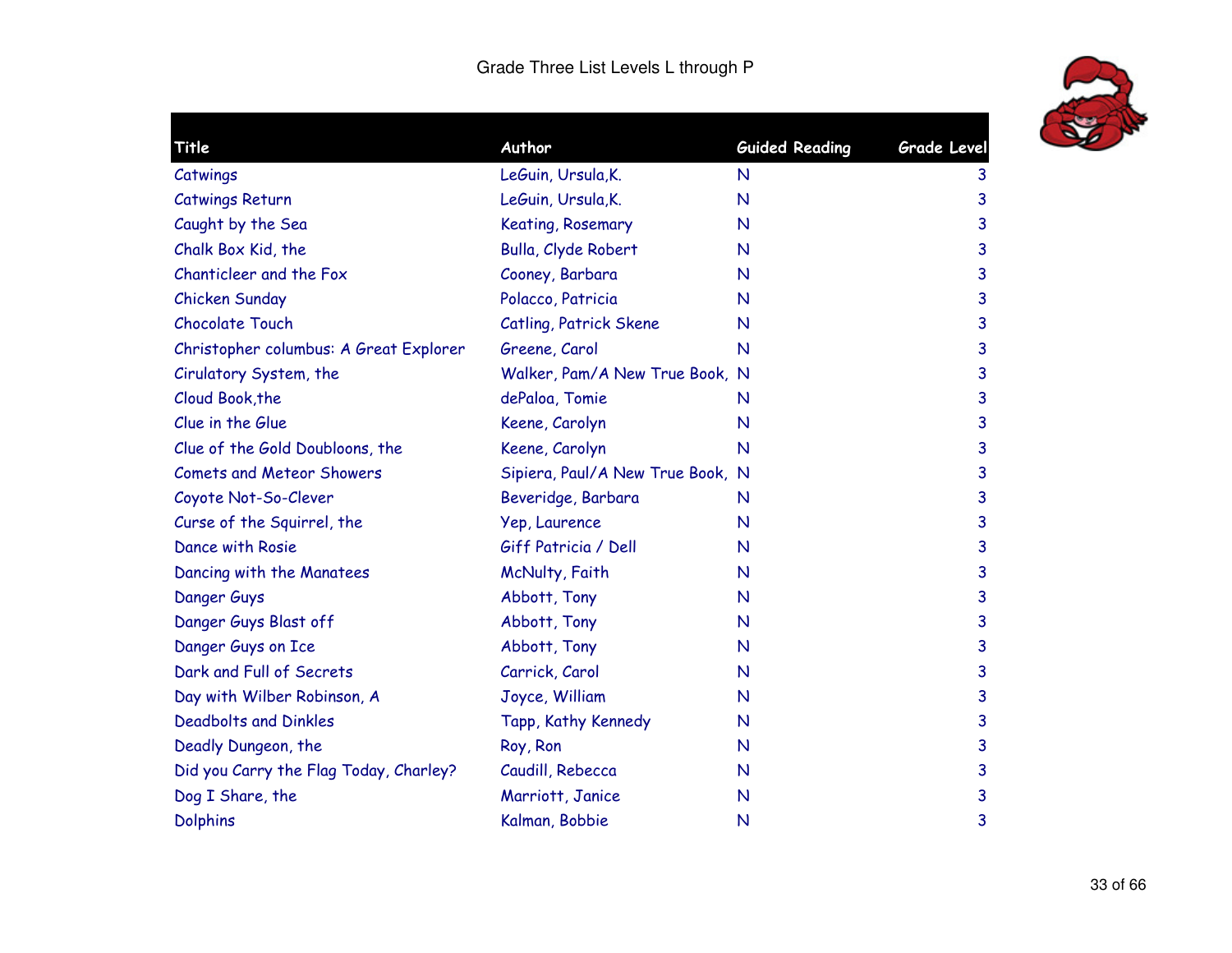Grade Three List Levels L through P

| Title | Author | Guided Reading | Grade Level |
|---|---|---|---|
| Catwings | LeGuin, Ursula,K. | N | 3 |
| Catwings Return | LeGuin, Ursula,K. | N | 3 |
| Caught by the Sea | Keating, Rosemary | N | 3 |
| Chalk Box Kid, the | Bulla, Clyde Robert | N | 3 |
| Chanticleer and the Fox | Cooney, Barbara | N | 3 |
| Chicken Sunday | Polacco, Patricia | N | 3 |
| Chocolate Touch | Catling, Patrick Skene | N | 3 |
| Christopher columbus: A Great Explorer | Greene, Carol | N | 3 |
| Cirulatory System, the | Walker, Pam/A New True Book, | N | 3 |
| Cloud Book,the | dePaloa, Tomie | N | 3 |
| Clue in the Glue | Keene, Carolyn | N | 3 |
| Clue of the Gold Doubloons, the | Keene, Carolyn | N | 3 |
| Comets and Meteor Showers | Sipiera, Paul/A New True Book, | N | 3 |
| Coyote Not-So-Clever | Beveridge, Barbara | N | 3 |
| Curse of the Squirrel, the | Yep, Laurence | N | 3 |
| Dance with Rosie | Giff Patricia / Dell | N | 3 |
| Dancing with the Manatees | McNulty, Faith | N | 3 |
| Danger Guys | Abbott, Tony | N | 3 |
| Danger Guys Blast off | Abbott, Tony | N | 3 |
| Danger Guys on Ice | Abbott, Tony | N | 3 |
| Dark and Full of Secrets | Carrick, Carol | N | 3 |
| Day with Wilber Robinson, A | Joyce, William | N | 3 |
| Deadbolts and Dinkles | Tapp, Kathy Kennedy | N | 3 |
| Deadly Dungeon, the | Roy, Ron | N | 3 |
| Did you Carry the Flag Today, Charley? | Caudill, Rebecca | N | 3 |
| Dog I Share, the | Marriott, Janice | N | 3 |
| Dolphins | Kalman, Bobbie | N | 3 |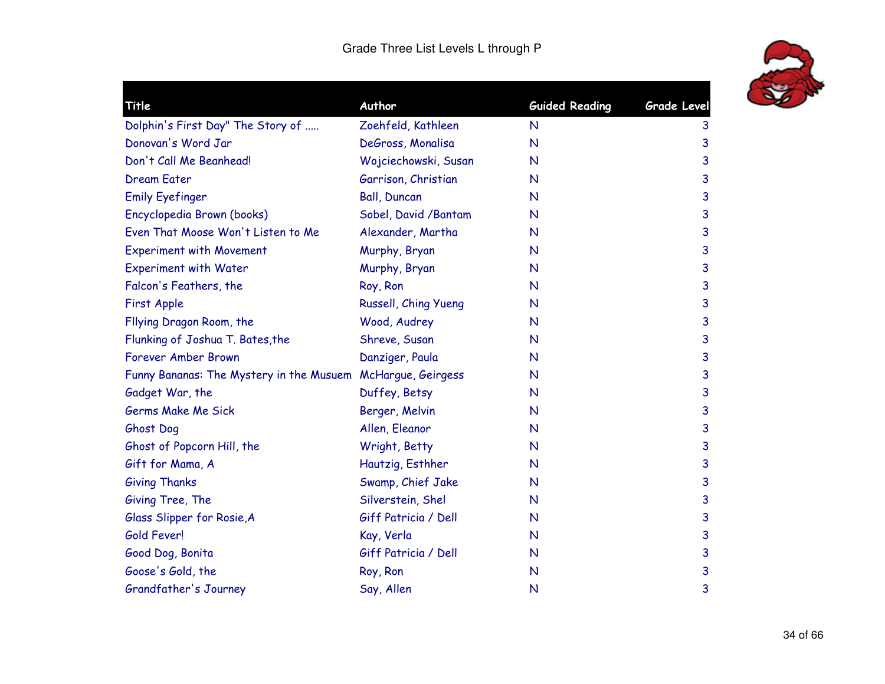# Grade Three List Levels L through P

| Title | Author | Guided Reading | Grade Level |
|---|---|---|---|
| Dolphin's First Day" The Story of ..... | Zoehfeld, Kathleen | N | 3 |
| Donovan's Word Jar | DeGross, Monalisa | N | 3 |
| Don't Call Me Beanhead! | Wojciechowski, Susan | N | 3 |
| Dream Eater | Garrison, Christian | N | 3 |
| Emily Eyefinger | Ball, Duncan | N | 3 |
| Encyclopedia Brown (books) | Sobel, David /Bantam | N | 3 |
| Even That Moose Won't Listen to Me | Alexander, Martha | N | 3 |
| Experiment with Movement | Murphy, Bryan | N | 3 |
| Experiment with Water | Murphy, Bryan | N | 3 |
| Falcon's Feathers, the | Roy, Ron | N | 3 |
| First Apple | Russell, Ching Yueng | N | 3 |
| Fllying Dragon Room, the | Wood, Audrey | N | 3 |
| Flunking of Joshua T. Bates,the | Shreve, Susan | N | 3 |
| Forever Amber Brown | Danziger, Paula | N | 3 |
| Funny Bananas: The Mystery in the Musuem | McHargue, Geirgess | N | 3 |
| Gadget War, the | Duffey, Betsy | N | 3 |
| Germs Make Me Sick | Berger, Melvin | N | 3 |
| Ghost Dog | Allen, Eleanor | N | 3 |
| Ghost of Popcorn Hill, the | Wright, Betty | N | 3 |
| Gift for Mama, A | Hautzig, Esthher | N | 3 |
| Giving Thanks | Swamp, Chief Jake | N | 3 |
| Giving Tree, The | Silverstein, Shel | N | 3 |
| Glass Slipper for Rosie,A | Giff Patricia / Dell | N | 3 |
| Gold Fever! | Kay, Verla | N | 3 |
| Good Dog, Bonita | Giff Patricia / Dell | N | 3 |
| Goose's Gold, the | Roy, Ron | N | 3 |
| Grandfather's Journey | Say, Allen | N | 3 |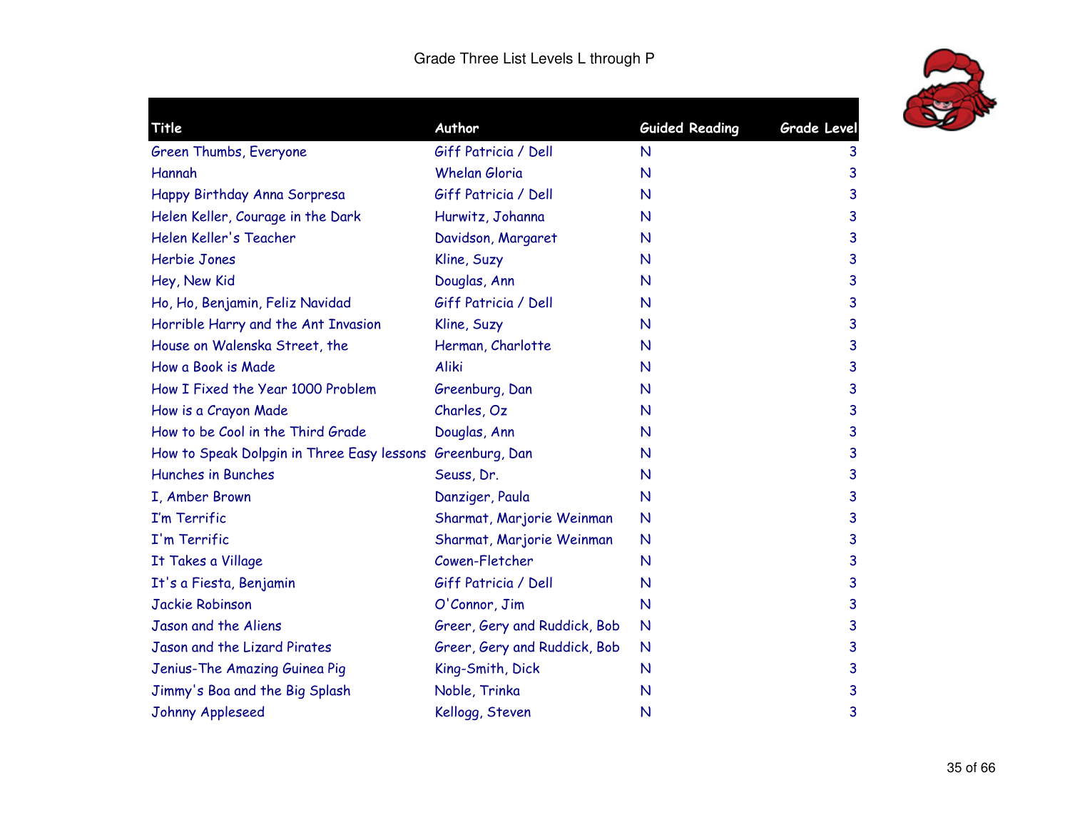# Grade Three List Levels L through P

| Title | Author | Guided Reading | Grade Level |
|---|---|---|---|
| Green Thumbs, Everyone | Giff Patricia / Dell | N | 3 |
| Hannah | Whelan Gloria | N | 3 |
| Happy Birthday Anna Sorpresa | Giff Patricia / Dell | N | 3 |
| Helen Keller, Courage in the Dark | Hurwitz, Johanna | N | 3 |
| Helen Keller's Teacher | Davidson, Margaret | N | 3 |
| Herbie Jones | Kline, Suzy | N | 3 |
| Hey, New Kid | Douglas, Ann | N | 3 |
| Ho, Ho, Benjamin, Feliz Navidad | Giff Patricia / Dell | N | 3 |
| Horrible Harry and the Ant Invasion | Kline, Suzy | N | 3 |
| House on Walenska Street, the | Herman, Charlotte | N | 3 |
| How a Book is Made | Aliki | N | 3 |
| How I Fixed the Year 1000 Problem | Greenburg, Dan | N | 3 |
| How is a Crayon Made | Charles, Oz | N | 3 |
| How to be Cool in the Third Grade | Douglas, Ann | N | 3 |
| How to Speak Dolpgin in Three Easy lessons | Greenburg, Dan | N | 3 |
| Hunches in Bunches | Seuss, Dr. | N | 3 |
| I, Amber Brown | Danziger, Paula | N | 3 |
| I'm Terrific | Sharmat, Marjorie Weinman | N | 3 |
| I'm Terrific | Sharmat, Marjorie Weinman | N | 3 |
| It Takes a Village | Cowen-Fletcher | N | 3 |
| It's a Fiesta, Benjamin | Giff Patricia / Dell | N | 3 |
| Jackie Robinson | O'Connor, Jim | N | 3 |
| Jason and the Aliens | Greer, Gery and Ruddick, Bob | N | 3 |
| Jason and the Lizard Pirates | Greer, Gery and Ruddick, Bob | N | 3 |
| Jenius-The Amazing Guinea Pig | King-Smith, Dick | N | 3 |
| Jimmy's Boa and the Big Splash | Noble, Trinka | N | 3 |
| Johnny Appleseed | Kellogg, Steven | N | 3 |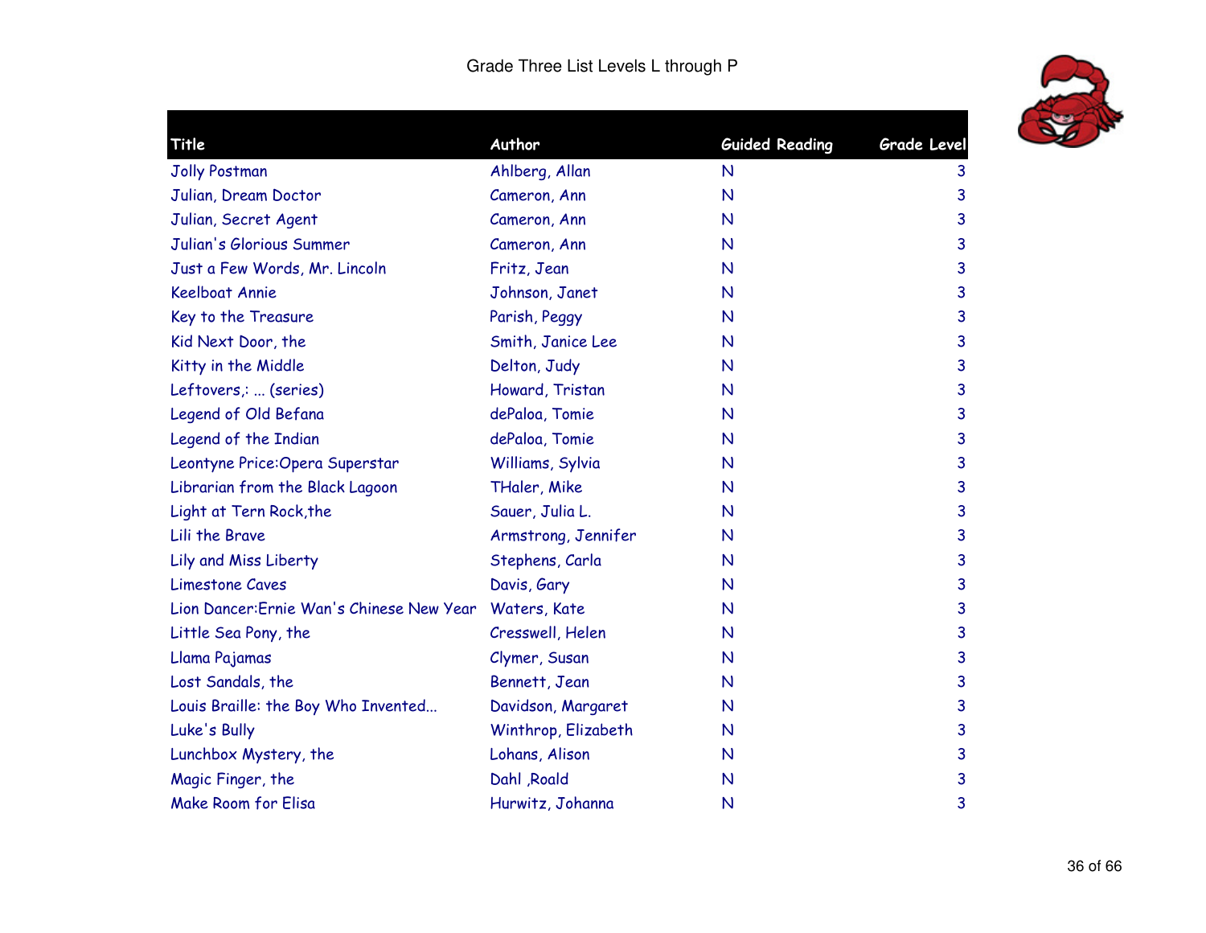Grade Three List Levels L through P

| Title | Author | Guided Reading | Grade Level |
|---|---|---|---|
| Jolly Postman | Ahlberg, Allan | N | 3 |
| Julian, Dream Doctor | Cameron, Ann | N | 3 |
| Julian, Secret Agent | Cameron, Ann | N | 3 |
| Julian's Glorious Summer | Cameron, Ann | N | 3 |
| Just a Few Words, Mr. Lincoln | Fritz, Jean | N | 3 |
| Keelboat Annie | Johnson, Janet | N | 3 |
| Key to the Treasure | Parish, Peggy | N | 3 |
| Kid Next Door, the | Smith, Janice Lee | N | 3 |
| Kitty in the Middle | Delton, Judy | N | 3 |
| Leftovers,: ... (series) | Howard, Tristan | N | 3 |
| Legend of Old Befana | dePaloa, Tomie | N | 3 |
| Legend of the Indian | dePaloa, Tomie | N | 3 |
| Leontyne Price:Opera Superstar | Williams, Sylvia | N | 3 |
| Librarian from the Black Lagoon | THaler, Mike | N | 3 |
| Light at Tern Rock,the | Sauer, Julia L. | N | 3 |
| Lili the Brave | Armstrong, Jennifer | N | 3 |
| Lily and Miss Liberty | Stephens, Carla | N | 3 |
| Limestone Caves | Davis, Gary | N | 3 |
| Lion Dancer:Ernie Wan's Chinese New Year | Waters, Kate | N | 3 |
| Little Sea Pony, the | Cresswell, Helen | N | 3 |
| Llama Pajamas | Clymer, Susan | N | 3 |
| Lost Sandals, the | Bennett, Jean | N | 3 |
| Louis Braille: the Boy Who Invented... | Davidson, Margaret | N | 3 |
| Luke's Bully | Winthrop, Elizabeth | N | 3 |
| Lunchbox Mystery, the | Lohans, Alison | N | 3 |
| Magic Finger, the | Dahl ,Roald | N | 3 |
| Make Room for Elisa | Hurwitz, Johanna | N | 3 |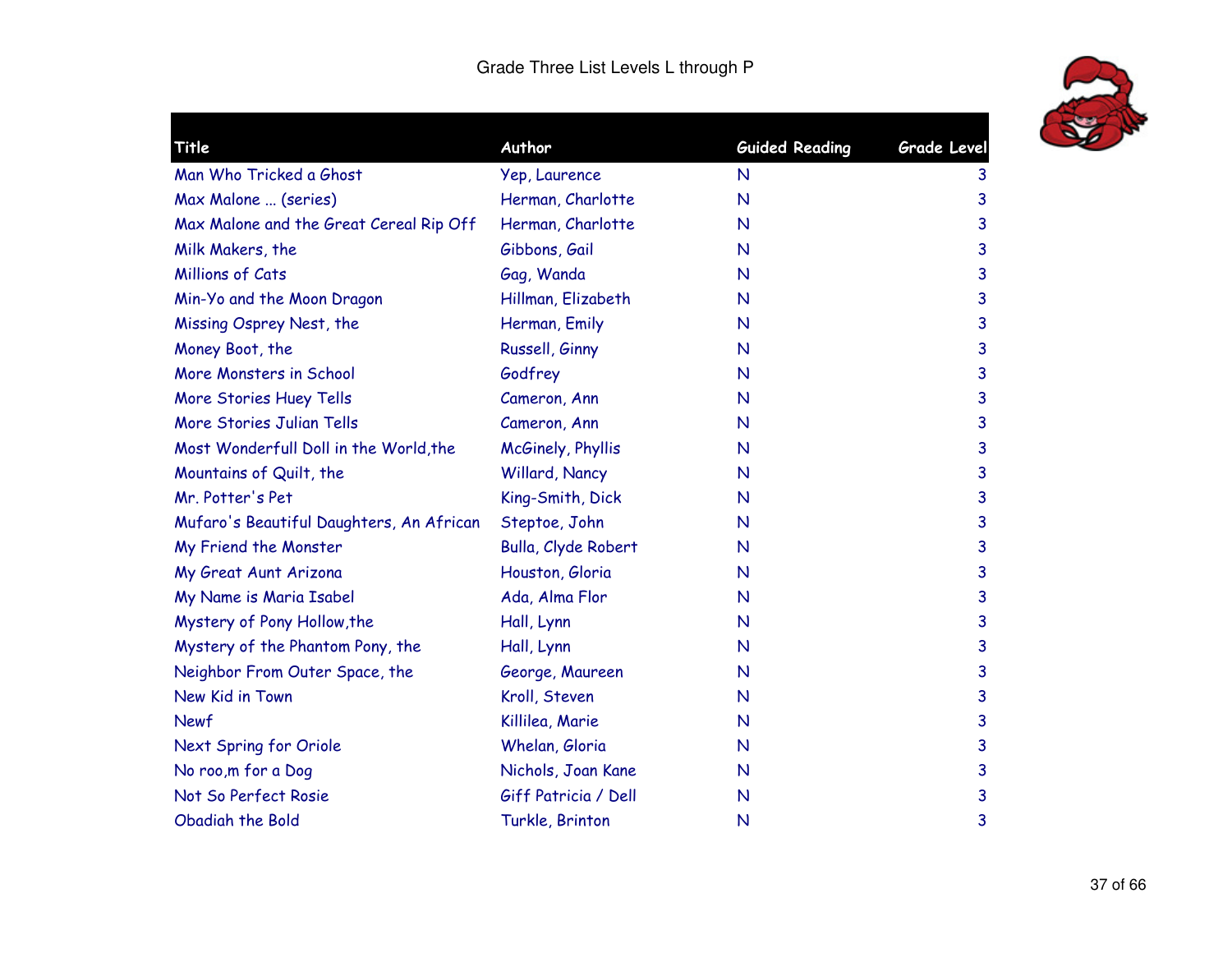Grade Three List Levels L through P

| Title | Author | Guided Reading | Grade Level |
|---|---|---|---|
| Man Who Tricked a Ghost | Yep, Laurence | N | 3 |
| Max Malone ... (series) | Herman, Charlotte | N | 3 |
| Max Malone and the Great Cereal Rip Off | Herman, Charlotte | N | 3 |
| Milk Makers, the | Gibbons, Gail | N | 3 |
| Millions of Cats | Gag, Wanda | N | 3 |
| Min-Yo and the Moon Dragon | Hillman, Elizabeth | N | 3 |
| Missing Osprey Nest, the | Herman, Emily | N | 3 |
| Money Boot, the | Russell, Ginny | N | 3 |
| More Monsters in School | Godfrey | N | 3 |
| More Stories Huey Tells | Cameron, Ann | N | 3 |
| More Stories Julian Tells | Cameron, Ann | N | 3 |
| Most Wonderfull Doll in the World,the | McGinely, Phyllis | N | 3 |
| Mountains of Quilt, the | Willard, Nancy | N | 3 |
| Mr. Potter's Pet | King-Smith, Dick | N | 3 |
| Mufaro's Beautiful Daughters, An African | Steptoe, John | N | 3 |
| My Friend the Monster | Bulla, Clyde Robert | N | 3 |
| My Great Aunt Arizona | Houston, Gloria | N | 3 |
| My Name is Maria Isabel | Ada, Alma Flor | N | 3 |
| Mystery of Pony Hollow,the | Hall, Lynn | N | 3 |
| Mystery of the Phantom Pony, the | Hall, Lynn | N | 3 |
| Neighbor From Outer Space, the | George, Maureen | N | 3 |
| New Kid in Town | Kroll, Steven | N | 3 |
| Newf | Killilea, Marie | N | 3 |
| Next Spring for Oriole | Whelan, Gloria | N | 3 |
| No roo,m for a Dog | Nichols, Joan Kane | N | 3 |
| Not So Perfect Rosie | Giff Patricia / Dell | N | 3 |
| Obadiah the Bold | Turkle, Brinton | N | 3 |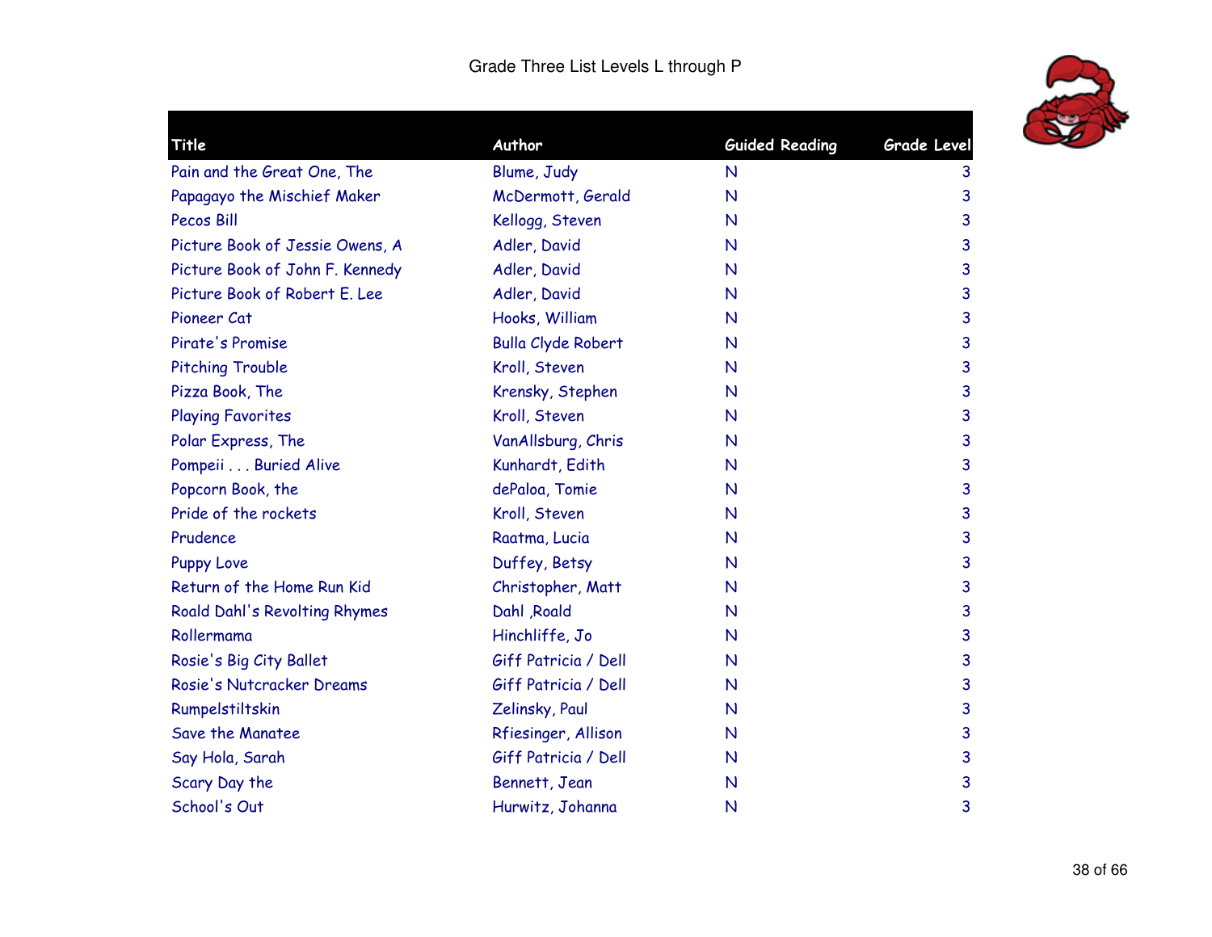# Grade Three List Levels L through P

| Title | Author | Guided Reading | Grade Level |
| --- | --- | --- | --- |
| Pain and the Great One, The | Blume, Judy | N | 3 |
| Papagayo the Mischief Maker | McDermott, Gerald | N | 3 |
| Pecos Bill | Kellogg, Steven | N | 3 |
| Picture Book of Jessie Owens, A | Adler, David | N | 3 |
| Picture Book of John F. Kennedy | Adler, David | N | 3 |
| Picture Book of Robert E. Lee | Adler, David | N | 3 |
| Pioneer Cat | Hooks, William | N | 3 |
| Pirate's Promise | Bulla Clyde Robert | N | 3 |
| Pitching Trouble | Kroll, Steven | N | 3 |
| Pizza Book, The | Krensky, Stephen | N | 3 |
| Playing Favorites | Kroll, Steven | N | 3 |
| Polar Express, The | VanAllsburg, Chris | N | 3 |
| Pompeii . . . Buried Alive | Kunhardt, Edith | N | 3 |
| Popcorn Book, the | dePaloa, Tomie | N | 3 |
| Pride of the rockets | Kroll, Steven | N | 3 |
| Prudence | Raatma, Lucia | N | 3 |
| Puppy Love | Duffey, Betsy | N | 3 |
| Return of the Home Run Kid | Christopher, Matt | N | 3 |
| Roald Dahl's Revolting Rhymes | Dahl ,Roald | N | 3 |
| Rollermama | Hinchliffe, Jo | N | 3 |
| Rosie's Big City Ballet | Giff Patricia / Dell | N | 3 |
| Rosie's Nutcracker Dreams | Giff Patricia / Dell | N | 3 |
| Rumpelstiltskin | Zelinsky, Paul | N | 3 |
| Save the Manatee | Rfiesinger, Allison | N | 3 |
| Say Hola, Sarah | Giff Patricia / Dell | N | 3 |
| Scary Day the | Bennett, Jean | N | 3 |
| School's Out | Hurwitz, Johanna | N | 3 |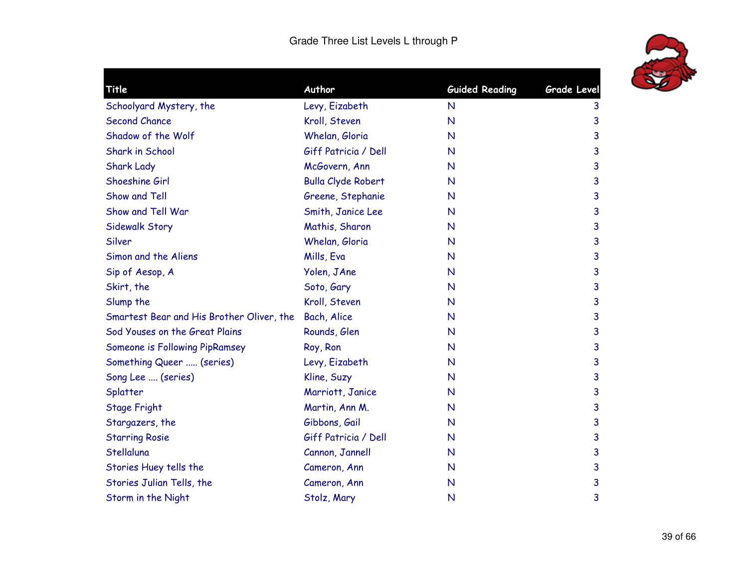Grade Three List Levels L through P

| Title | Author | Guided Reading | Grade Level |
|---|---|---|---|
| Schoolyard Mystery, the | Levy, Eizabeth | N | 3 |
| Second Chance | Kroll, Steven | N | 3 |
| Shadow of the Wolf | Whelan, Gloria | N | 3 |
| Shark in School | Giff Patricia / Dell | N | 3 |
| Shark Lady | McGovern, Ann | N | 3 |
| Shoeshine Girl | Bulla Clyde Robert | N | 3 |
| Show and Tell | Greene, Stephanie | N | 3 |
| Show and Tell War | Smith, Janice Lee | N | 3 |
| Sidewalk Story | Mathis, Sharon | N | 3 |
| Silver | Whelan, Gloria | N | 3 |
| Simon and the Aliens | Mills, Eva | N | 3 |
| Sip of Aesop, A | Yolen, JAne | N | 3 |
| Skirt, the | Soto, Gary | N | 3 |
| Slump the | Kroll, Steven | N | 3 |
| Smartest Bear and His Brother Oliver, the | Bach, Alice | N | 3 |
| Sod Youses on the Great Plains | Rounds, Glen | N | 3 |
| Someone is Following PipRamsey | Roy, Ron | N | 3 |
| Something Queer ..... (series) | Levy, Eizabeth | N | 3 |
| Song Lee .... (series) | Kline, Suzy | N | 3 |
| Splatter | Marriott, Janice | N | 3 |
| Stage Fright | Martin, Ann M. | N | 3 |
| Stargazers, the | Gibbons, Gail | N | 3 |
| Starring Rosie | Giff Patricia / Dell | N | 3 |
| Stellaluna | Cannon, Jannell | N | 3 |
| Stories Huey tells the | Cameron, Ann | N | 3 |
| Stories Julian Tells, the | Cameron, Ann | N | 3 |
| Storm in the Night | Stolz, Mary | N | 3 |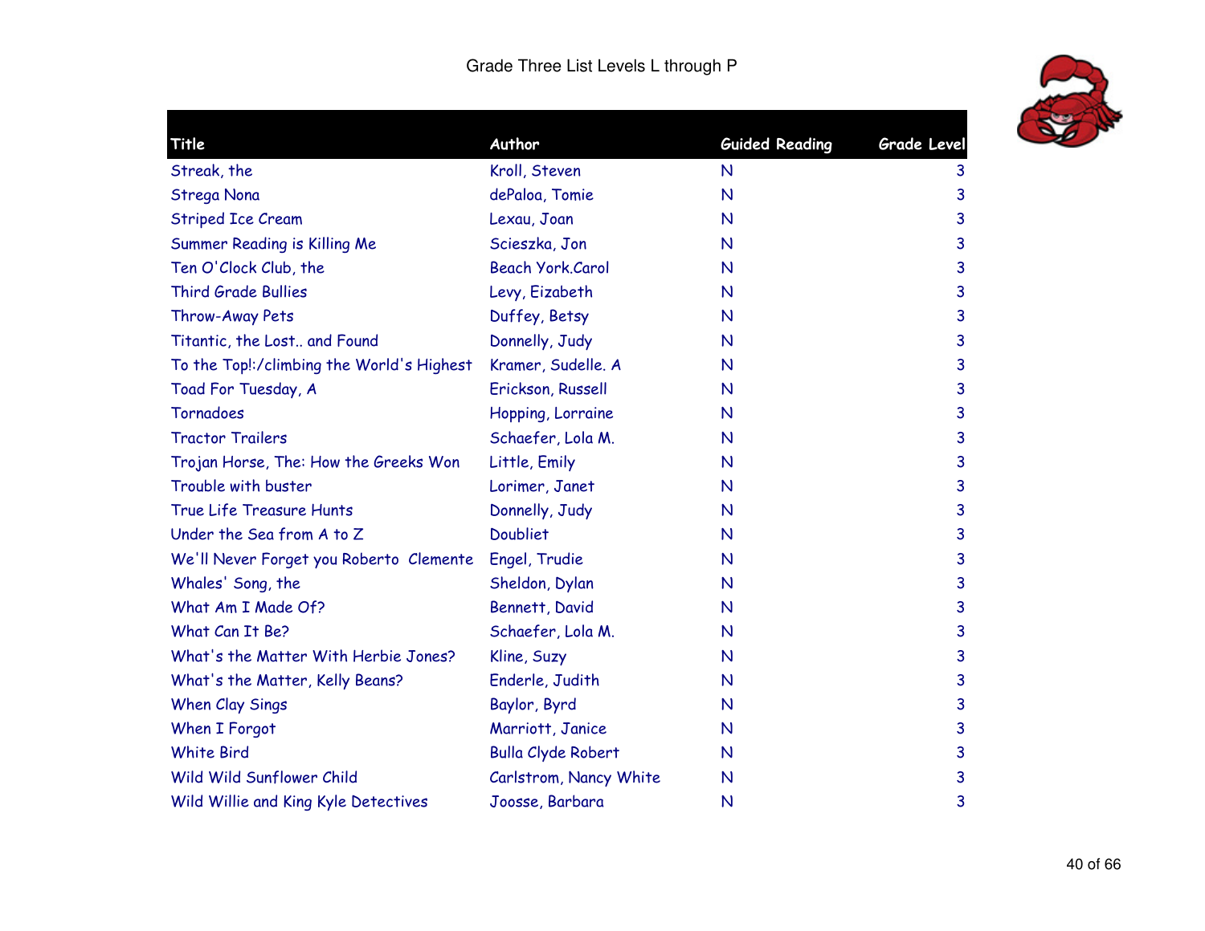Grade Three List Levels L through P

| Title | Author | Guided Reading | Grade Level |
|---|---|---|---|
| Streak, the | Kroll, Steven | N | 3 |
| Strega Nona | dePaloa, Tomie | N | 3 |
| Striped Ice Cream | Lexau, Joan | N | 3 |
| Summer Reading is Killing Me | Scieszka, Jon | N | 3 |
| Ten O'Clock Club, the | Beach York.Carol | N | 3 |
| Third Grade Bullies | Levy, Eizabeth | N | 3 |
| Throw-Away Pets | Duffey, Betsy | N | 3 |
| Titantic, the Lost.. and Found | Donnelly, Judy | N | 3 |
| To the Top!:/climbing the World's Highest | Kramer, Sudelle. A | N | 3 |
| Toad For Tuesday, A | Erickson, Russell | N | 3 |
| Tornadoes | Hopping, Lorraine | N | 3 |
| Tractor Trailers | Schaefer, Lola M. | N | 3 |
| Trojan Horse, The: How the Greeks Won | Little, Emily | N | 3 |
| Trouble with buster | Lorimer, Janet | N | 3 |
| True Life Treasure Hunts | Donnelly, Judy | N | 3 |
| Under the Sea from A to Z | Doubliet | N | 3 |
| We'll Never Forget you Roberto Clemente | Engel, Trudie | N | 3 |
| Whales' Song, the | Sheldon, Dylan | N | 3 |
| What Am I Made Of? | Bennett, David | N | 3 |
| What Can It Be? | Schaefer, Lola M. | N | 3 |
| What's the Matter With Herbie Jones? | Kline, Suzy | N | 3 |
| What's the Matter, Kelly Beans? | Enderle, Judith | N | 3 |
| When Clay Sings | Baylor, Byrd | N | 3 |
| When I Forgot | Marriott, Janice | N | 3 |
| White Bird | Bulla Clyde Robert | N | 3 |
| Wild Wild Sunflower Child | Carlstrom, Nancy White | N | 3 |
| Wild Willie and King Kyle Detectives | Joosse, Barbara | N | 3 |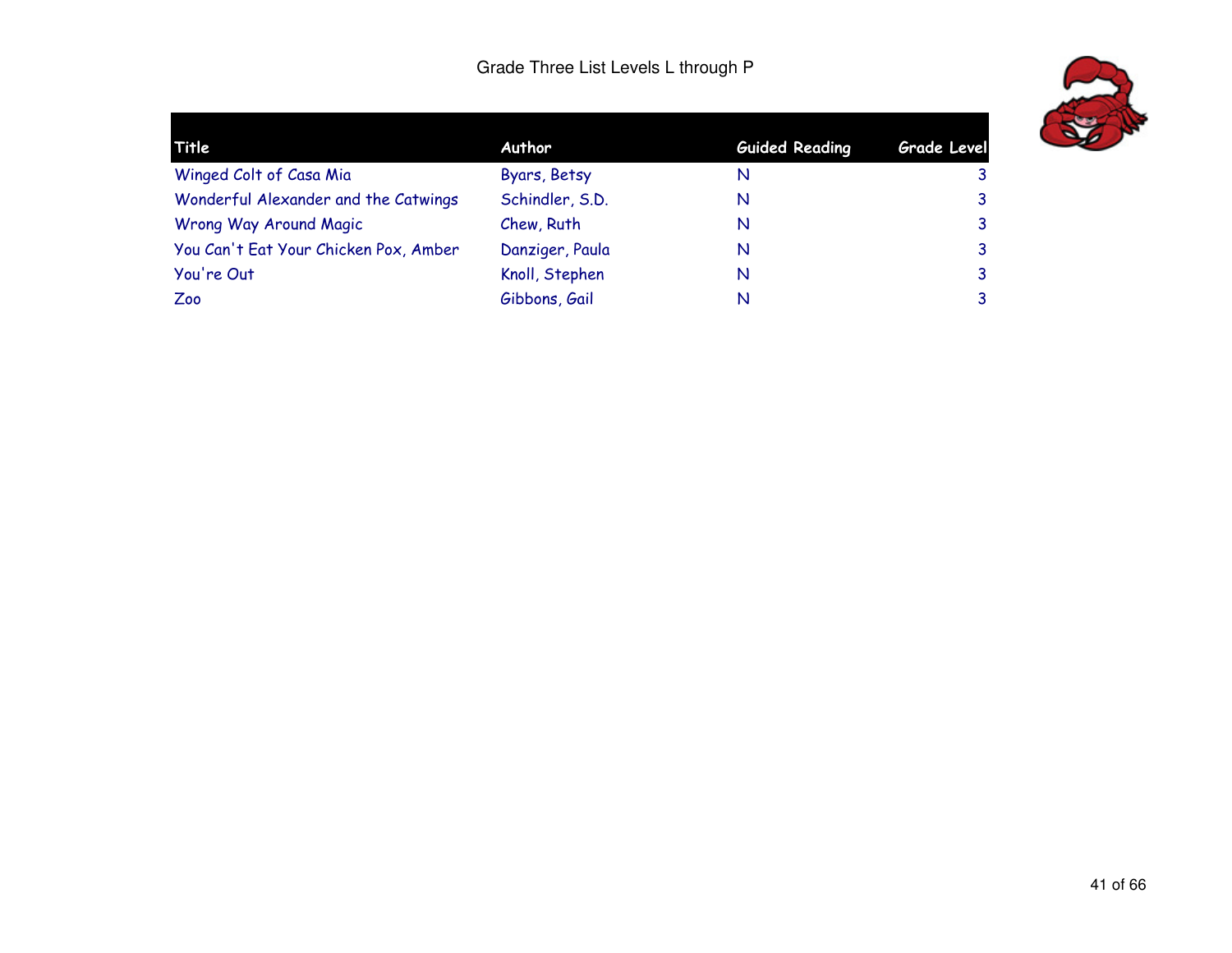Grade Three List Levels L through P

| Title | Author | Guided Reading | Grade Level |
| --- | --- | --- | --- |
| Winged Colt of Casa Mia | Byars, Betsy | N | 3 |
| Wonderful Alexander and the Catwings | Schindler, S.D. | N | 3 |
| Wrong Way Around Magic | Chew, Ruth | N | 3 |
| You Can't Eat Your Chicken Pox, Amber | Danziger, Paula | N | 3 |
| You're Out | Knoll, Stephen | N | 3 |
| Zoo | Gibbons, Gail | N | 3 |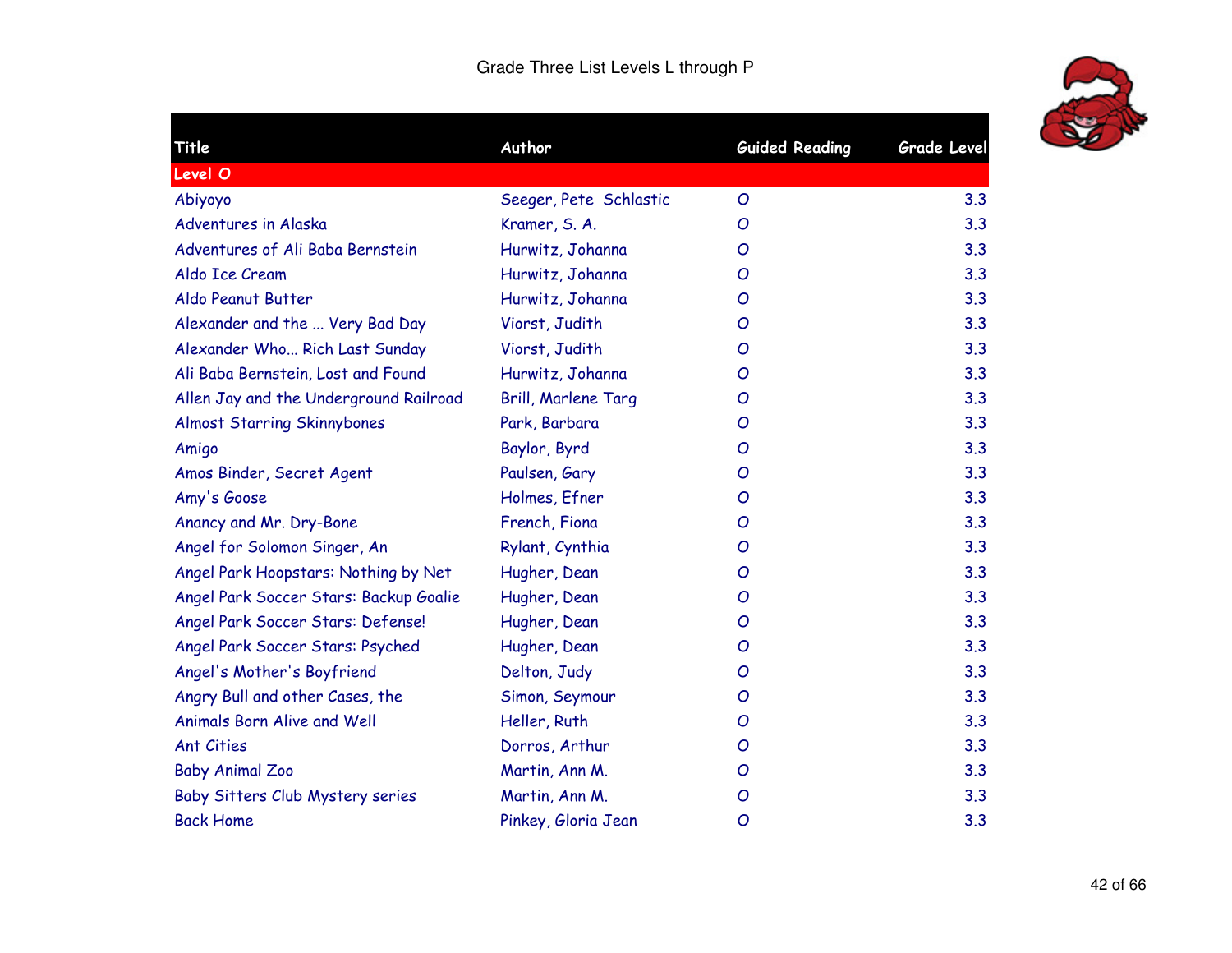# Grade Three List Levels L through P

| Title | Author | Guided Reading | Grade Level |
|---|---|---|---|
| **Level O** | | | |
| Abiyoyo | Seeger, Pete Schlastic | O | 3.3 |
| Adventures in Alaska | Kramer, S. A. | O | 3.3 |
| Adventures of Ali Baba Bernstein | Hurwitz, Johanna | O | 3.3 |
| Aldo Ice Cream | Hurwitz, Johanna | O | 3.3 |
| Aldo Peanut Butter | Hurwitz, Johanna | O | 3.3 |
| Alexander and the ... Very Bad Day | Viorst, Judith | O | 3.3 |
| Alexander Who... Rich Last Sunday | Viorst, Judith | O | 3.3 |
| Ali Baba Bernstein, Lost and Found | Hurwitz, Johanna | O | 3.3 |
| Allen Jay and the Underground Railroad | Brill, Marlene Targ | O | 3.3 |
| Almost Starring Skinnybones | Park, Barbara | O | 3.3 |
| Amigo | Baylor, Byrd | O | 3.3 |
| Amos Binder, Secret Agent | Paulsen, Gary | O | 3.3 |
| Amy's Goose | Holmes, Efner | O | 3.3 |
| Anancy and Mr. Dry-Bone | French, Fiona | O | 3.3 |
| Angel for Solomon Singer, An | Rylant, Cynthia | O | 3.3 |
| Angel Park Hoopstars: Nothing by Net | Hugher, Dean | O | 3.3 |
| Angel Park Soccer Stars: Backup Goalie | Hugher, Dean | O | 3.3 |
| Angel Park Soccer Stars: Defense! | Hugher, Dean | O | 3.3 |
| Angel Park Soccer Stars: Psyched | Hugher, Dean | O | 3.3 |
| Angel's Mother's Boyfriend | Delton, Judy | O | 3.3 |
| Angry Bull and other Cases, the | Simon, Seymour | O | 3.3 |
| Animals Born Alive and Well | Heller, Ruth | O | 3.3 |
| Ant Cities | Dorros, Arthur | O | 3.3 |
| Baby Animal Zoo | Martin, Ann M. | O | 3.3 |
| Baby Sitters Club Mystery series | Martin, Ann M. | O | 3.3 |
| Back Home | Pinkey, Gloria Jean | O | 3.3 |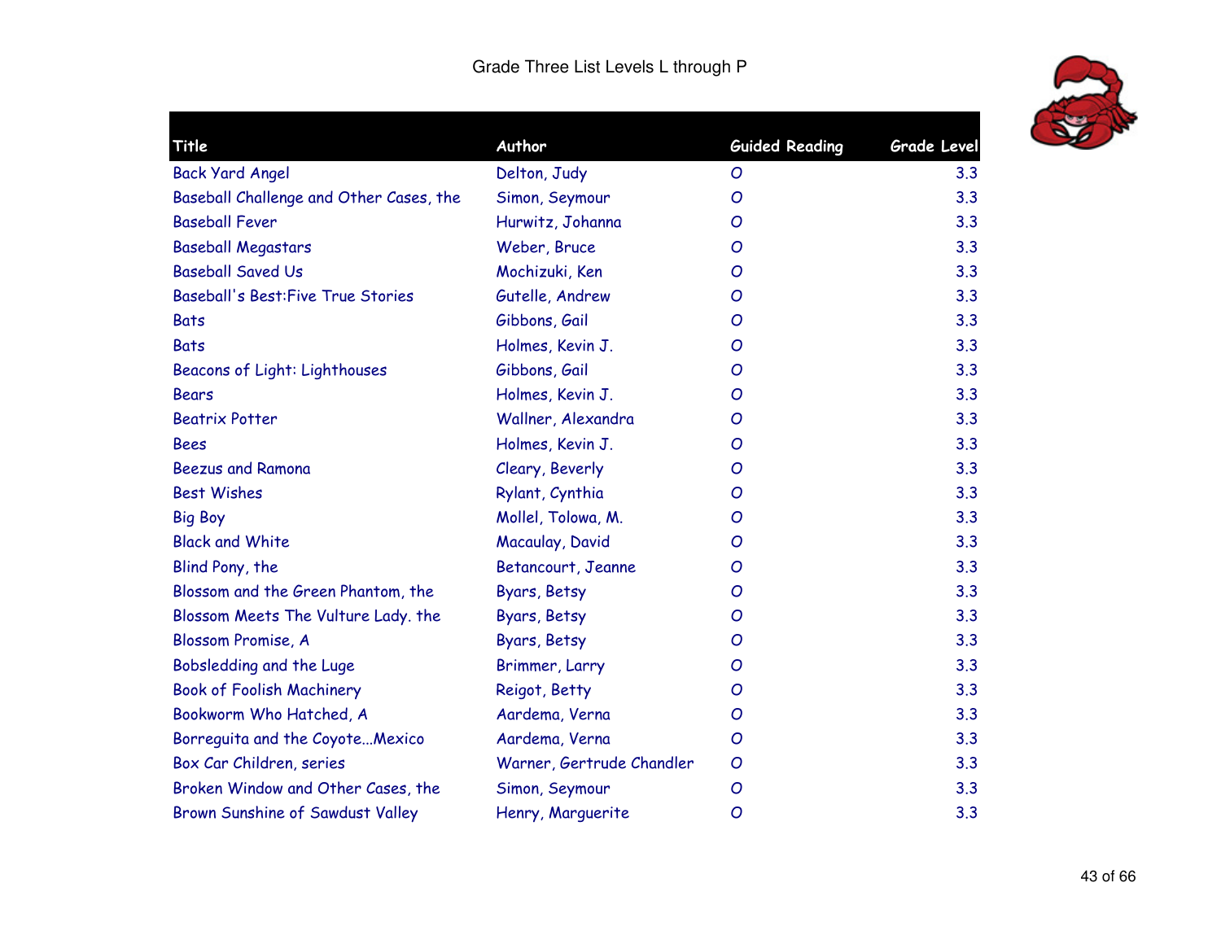# Grade Three List Levels L through P

| Title | Author | Guided Reading | Grade Level |
|---|---|---|---|
| Back Yard Angel | Delton, Judy | O | 3.3 |
| Baseball Challenge and Other Cases, the | Simon, Seymour | O | 3.3 |
| Baseball Fever | Hurwitz, Johanna | O | 3.3 |
| Baseball Megastars | Weber, Bruce | O | 3.3 |
| Baseball Saved Us | Mochizuki, Ken | O | 3.3 |
| Baseball's Best:Five True Stories | Gutelle, Andrew | O | 3.3 |
| Bats | Gibbons, Gail | O | 3.3 |
| Bats | Holmes, Kevin J. | O | 3.3 |
| Beacons of Light: Lighthouses | Gibbons, Gail | O | 3.3 |
| Bears | Holmes, Kevin J. | O | 3.3 |
| Beatrix Potter | Wallner, Alexandra | O | 3.3 |
| Bees | Holmes, Kevin J. | O | 3.3 |
| Beezus and Ramona | Cleary, Beverly | O | 3.3 |
| Best Wishes | Rylant, Cynthia | O | 3.3 |
| Big Boy | Mollel, Tolowa, M. | O | 3.3 |
| Black and White | Macaulay, David | O | 3.3 |
| Blind Pony, the | Betancourt, Jeanne | O | 3.3 |
| Blossom and the Green Phantom, the | Byars, Betsy | O | 3.3 |
| Blossom Meets The Vulture Lady. the | Byars, Betsy | O | 3.3 |
| Blossom Promise, A | Byars, Betsy | O | 3.3 |
| Bobsledding and the Luge | Brimmer, Larry | O | 3.3 |
| Book of Foolish Machinery | Reigot, Betty | O | 3.3 |
| Bookworm Who Hatched, A | Aardema, Verna | O | 3.3 |
| Borreguita and the Coyote...Mexico | Aardema, Verna | O | 3.3 |
| Box Car Children, series | Warner, Gertrude Chandler | O | 3.3 |
| Broken Window and Other Cases, the | Simon, Seymour | O | 3.3 |
| Brown Sunshine of Sawdust Valley | Henry, Marguerite | O | 3.3 |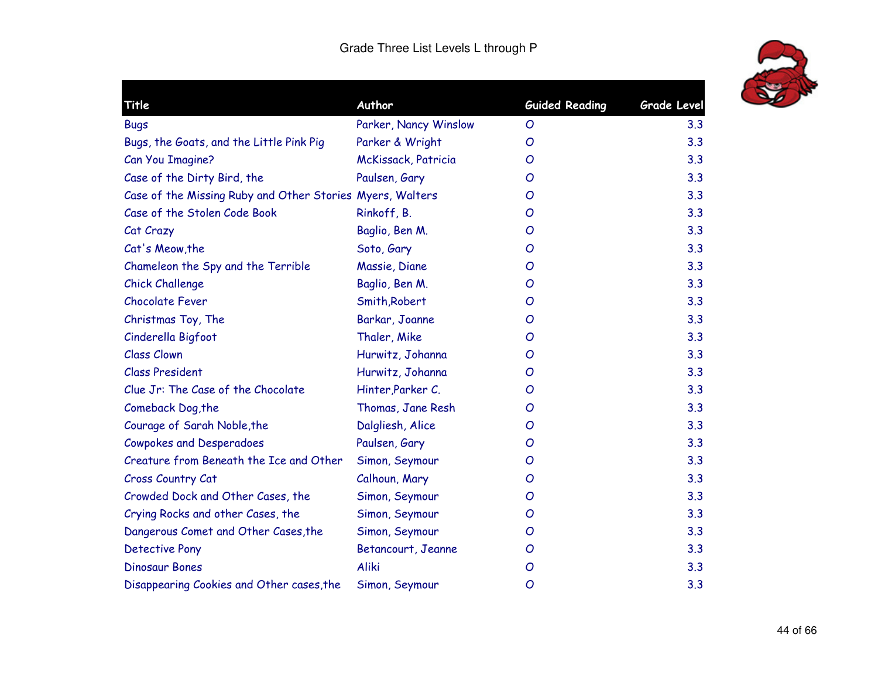Grade Three List Levels L through P

| Title | Author | Guided Reading | Grade Level |
|---|---|---|---|
| Bugs | Parker, Nancy Winslow | O | 3.3 |
| Bugs, the Goats, and the Little Pink Pig | Parker & Wright | O | 3.3 |
| Can You Imagine? | McKissack, Patricia | O | 3.3 |
| Case of the Dirty Bird, the | Paulsen, Gary | O | 3.3 |
| Case of the Missing Ruby and Other Stories | Myers, Walters | O | 3.3 |
| Case of the Stolen Code Book | Rinkoff, B. | O | 3.3 |
| Cat Crazy | Baglio, Ben M. | O | 3.3 |
| Cat's Meow,the | Soto, Gary | O | 3.3 |
| Chameleon the Spy and the Terrible | Massie, Diane | O | 3.3 |
| Chick Challenge | Baglio, Ben M. | O | 3.3 |
| Chocolate Fever | Smith,Robert | O | 3.3 |
| Christmas Toy, The | Barkar, Joanne | O | 3.3 |
| Cinderella Bigfoot | Thaler, Mike | O | 3.3 |
| Class Clown | Hurwitz, Johanna | O | 3.3 |
| Class President | Hurwitz, Johanna | O | 3.3 |
| Clue Jr: The Case of the Chocolate | Hinter,Parker C. | O | 3.3 |
| Comeback Dog,the | Thomas, Jane Resh | O | 3.3 |
| Courage of Sarah Noble,the | Dalgliesh, Alice | O | 3.3 |
| Cowpokes and Desperadoes | Paulsen, Gary | O | 3.3 |
| Creature from Beneath the Ice and Other | Simon, Seymour | O | 3.3 |
| Cross Country Cat | Calhoun, Mary | O | 3.3 |
| Crowded Dock and Other Cases, the | Simon, Seymour | O | 3.3 |
| Crying Rocks and other Cases, the | Simon, Seymour | O | 3.3 |
| Dangerous Comet and Other Cases,the | Simon, Seymour | O | 3.3 |
| Detective Pony | Betancourt, Jeanne | O | 3.3 |
| Dinosaur Bones | Aliki | O | 3.3 |
| Disappearing Cookies and Other cases,the | Simon, Seymour | O | 3.3 |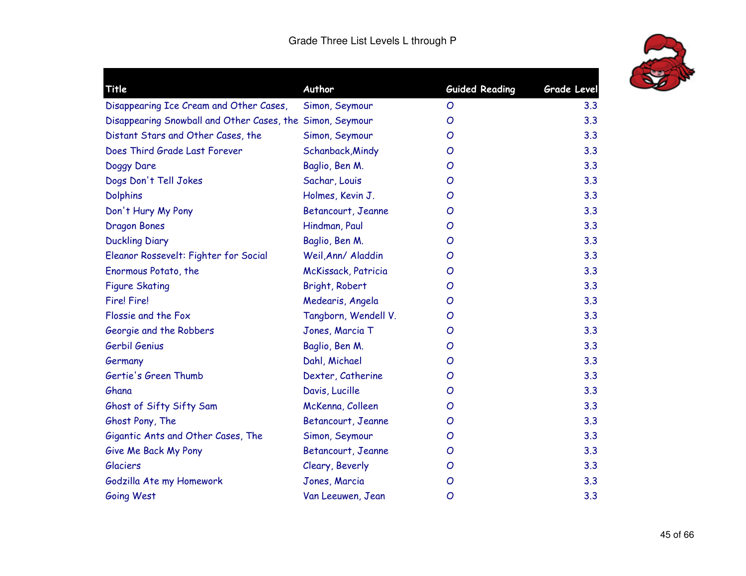Grade Three List Levels L through P

| Title | Author | Guided Reading | Grade Level |
|---|---|---|---|
| Disappearing Ice Cream and Other Cases, | Simon, Seymour | O | 3.3 |
| Disappearing Snowball and Other Cases, the | Simon, Seymour | O | 3.3 |
| Distant Stars and Other Cases, the | Simon, Seymour | O | 3.3 |
| Does Third Grade Last Forever | Schanback,Mindy | O | 3.3 |
| Doggy Dare | Baglio, Ben M. | O | 3.3 |
| Dogs Don't Tell Jokes | Sachar, Louis | O | 3.3 |
| Dolphins | Holmes, Kevin J. | O | 3.3 |
| Don't Hury My Pony | Betancourt, Jeanne | O | 3.3 |
| Dragon Bones | Hindman, Paul | O | 3.3 |
| Duckling Diary | Baglio, Ben M. | O | 3.3 |
| Eleanor Rossevelt: Fighter for Social | Weil,Ann/ Aladdin | O | 3.3 |
| Enormous Potato, the | McKissack, Patricia | O | 3.3 |
| Figure Skating | Bright, Robert | O | 3.3 |
| Fire! Fire! | Medearis, Angela | O | 3.3 |
| Flossie and the Fox | Tangborn, Wendell V. | O | 3.3 |
| Georgie and the Robbers | Jones, Marcia T | O | 3.3 |
| Gerbil Genius | Baglio, Ben M. | O | 3.3 |
| Germany | Dahl, Michael | O | 3.3 |
| Gertie's Green Thumb | Dexter, Catherine | O | 3.3 |
| Ghana | Davis, Lucille | O | 3.3 |
| Ghost of Sifty Sifty Sam | McKenna, Colleen | O | 3.3 |
| Ghost Pony, The | Betancourt, Jeanne | O | 3.3 |
| Gigantic Ants and Other Cases, The | Simon, Seymour | O | 3.3 |
| Give Me Back My Pony | Betancourt, Jeanne | O | 3.3 |
| Glaciers | Cleary, Beverly | O | 3.3 |
| Godzilla Ate my Homework | Jones, Marcia | O | 3.3 |
| Going West | Van Leeuwen, Jean | O | 3.3 |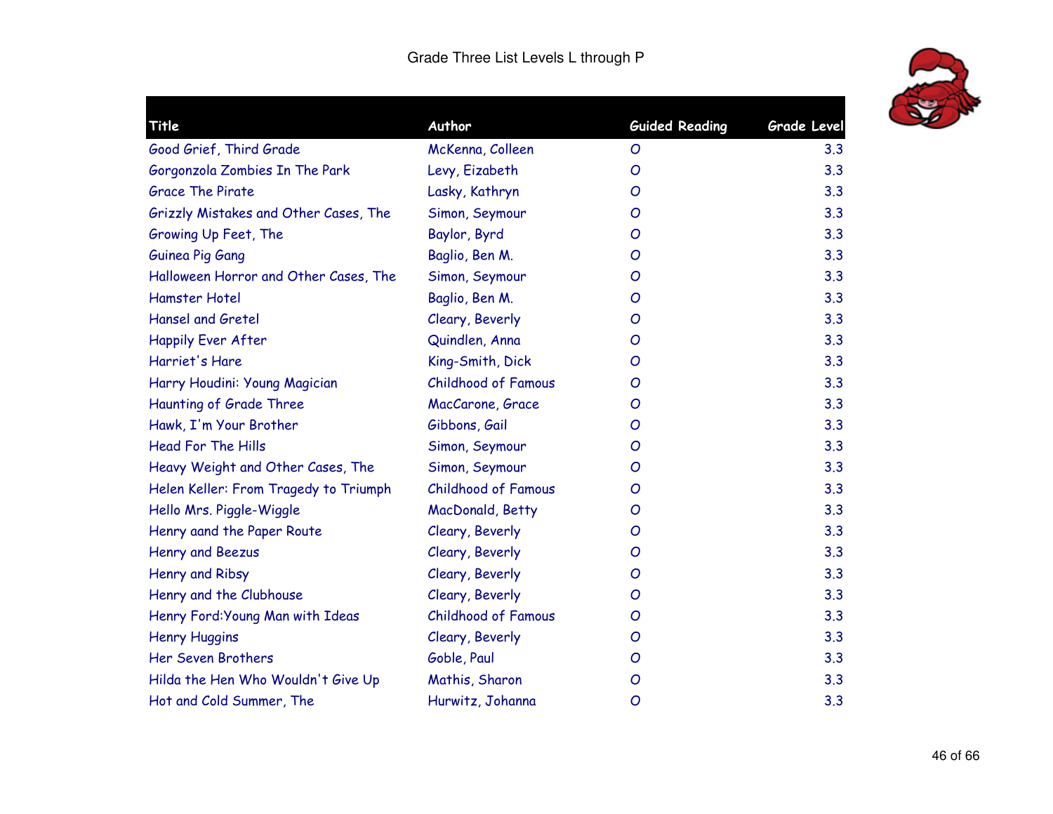Grade Three List Levels L through P

| Title | Author | Guided Reading | Grade Level |
|---|---|---|---|
| Good Grief, Third Grade | McKenna, Colleen | O | 3.3 |
| Gorgonzola Zombies In The Park | Levy, Eizabeth | O | 3.3 |
| Grace The Pirate | Lasky, Kathryn | O | 3.3 |
| Grizzly Mistakes and Other Cases, The | Simon, Seymour | O | 3.3 |
| Growing Up Feet, The | Baylor, Byrd | O | 3.3 |
| Guinea Pig Gang | Baglio, Ben M. | O | 3.3 |
| Halloween Horror and Other Cases, The | Simon, Seymour | O | 3.3 |
| Hamster Hotel | Baglio, Ben M. | O | 3.3 |
| Hansel and Gretel | Cleary, Beverly | O | 3.3 |
| Happily Ever After | Quindlen, Anna | O | 3.3 |
| Harriet's Hare | King-Smith, Dick | O | 3.3 |
| Harry Houdini: Young Magician | Childhood of Famous | O | 3.3 |
| Haunting of Grade Three | MacCarone, Grace | O | 3.3 |
| Hawk, I'm Your Brother | Gibbons, Gail | O | 3.3 |
| Head For The Hills | Simon, Seymour | O | 3.3 |
| Heavy Weight and Other Cases, The | Simon, Seymour | O | 3.3 |
| Helen Keller: From Tragedy to Triumph | Childhood of Famous | O | 3.3 |
| Hello Mrs. Piggle-Wiggle | MacDonald, Betty | O | 3.3 |
| Henry aand the Paper Route | Cleary, Beverly | O | 3.3 |
| Henry and Beezus | Cleary, Beverly | O | 3.3 |
| Henry and Ribsy | Cleary, Beverly | O | 3.3 |
| Henry and the Clubhouse | Cleary, Beverly | O | 3.3 |
| Henry Ford:Young Man with Ideas | Childhood of Famous | O | 3.3 |
| Henry Huggins | Cleary, Beverly | O | 3.3 |
| Her Seven Brothers | Goble, Paul | O | 3.3 |
| Hilda the Hen Who Wouldn't Give Up | Mathis, Sharon | O | 3.3 |
| Hot and Cold Summer, The | Hurwitz, Johanna | O | 3.3 |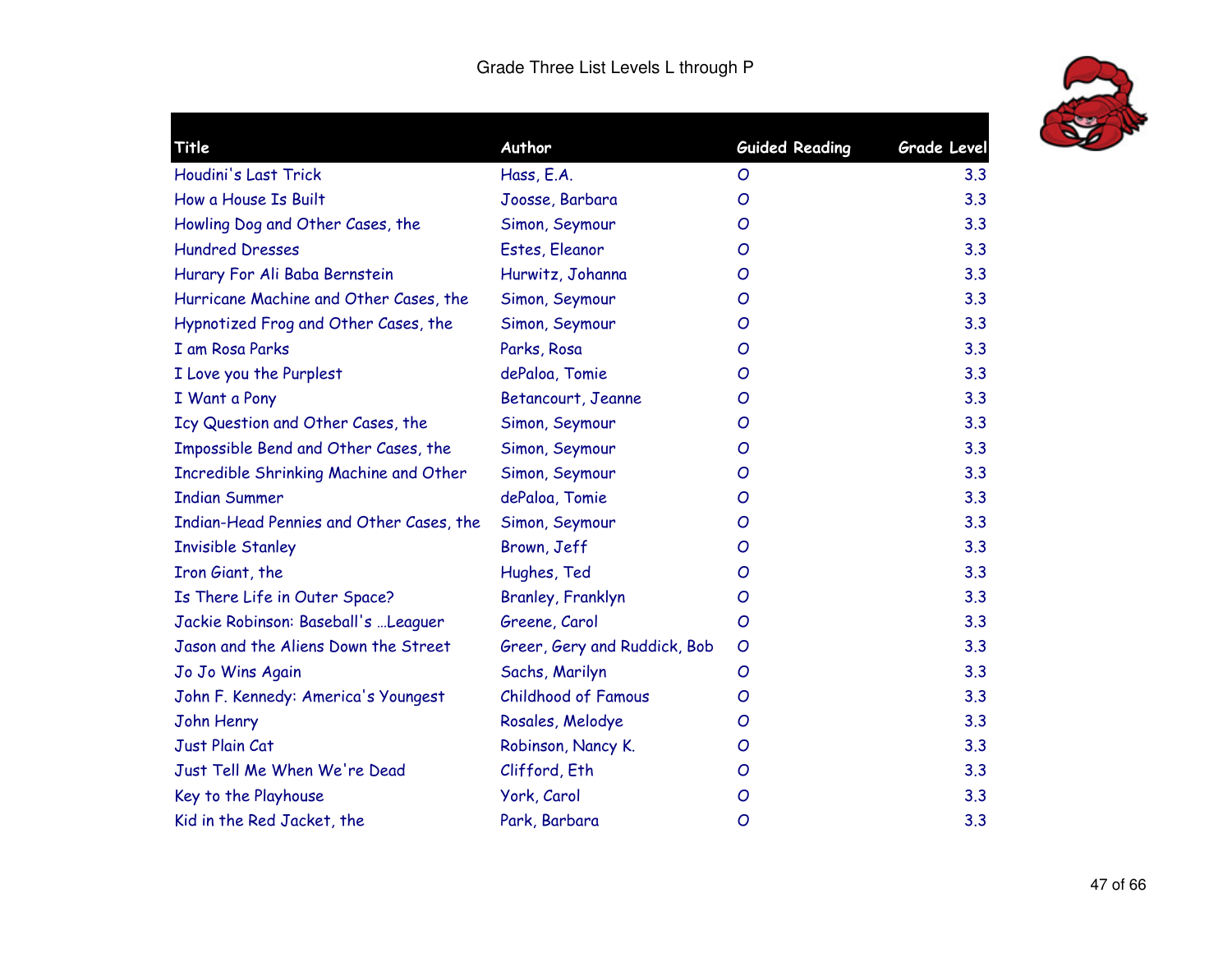# Grade Three List Levels L through P

| Title | Author | Guided Reading | Grade Level |
|---|---|---|---|
| Houdini's Last Trick | Hass, E.A. | O | 3.3 |
| How a House Is Built | Joosse, Barbara | O | 3.3 |
| Howling Dog and Other Cases, the | Simon, Seymour | O | 3.3 |
| Hundred Dresses | Estes, Eleanor | O | 3.3 |
| Hurary For Ali Baba Bernstein | Hurwitz, Johanna | O | 3.3 |
| Hurricane Machine and Other Cases, the | Simon, Seymour | O | 3.3 |
| Hypnotized Frog and Other Cases, the | Simon, Seymour | O | 3.3 |
| I am Rosa Parks | Parks, Rosa | O | 3.3 |
| I Love you the Purplest | dePaloa, Tomie | O | 3.3 |
| I Want a Pony | Betancourt, Jeanne | O | 3.3 |
| Icy Question and Other Cases, the | Simon, Seymour | O | 3.3 |
| Impossible Bend and Other Cases, the | Simon, Seymour | O | 3.3 |
| Incredible Shrinking Machine and Other | Simon, Seymour | O | 3.3 |
| Indian Summer | dePaloa, Tomie | O | 3.3 |
| Indian-Head Pennies and Other Cases, the | Simon, Seymour | O | 3.3 |
| Invisible Stanley | Brown, Jeff | O | 3.3 |
| Iron Giant, the | Hughes, Ted | O | 3.3 |
| Is There Life in Outer Space? | Branley, Franklyn | O | 3.3 |
| Jackie Robinson: Baseball's ...Leaguer | Greene, Carol | O | 3.3 |
| Jason and the Aliens Down the Street | Greer, Gery and Ruddick, Bob | O | 3.3 |
| Jo Jo Wins Again | Sachs, Marilyn | O | 3.3 |
| John F. Kennedy: America's Youngest | Childhood of Famous | O | 3.3 |
| John Henry | Rosales, Melodye | O | 3.3 |
| Just Plain Cat | Robinson, Nancy K. | O | 3.3 |
| Just Tell Me When We're Dead | Clifford, Eth | O | 3.3 |
| Key to the Playhouse | York, Carol | O | 3.3 |
| Kid in the Red Jacket, the | Park, Barbara | O | 3.3 |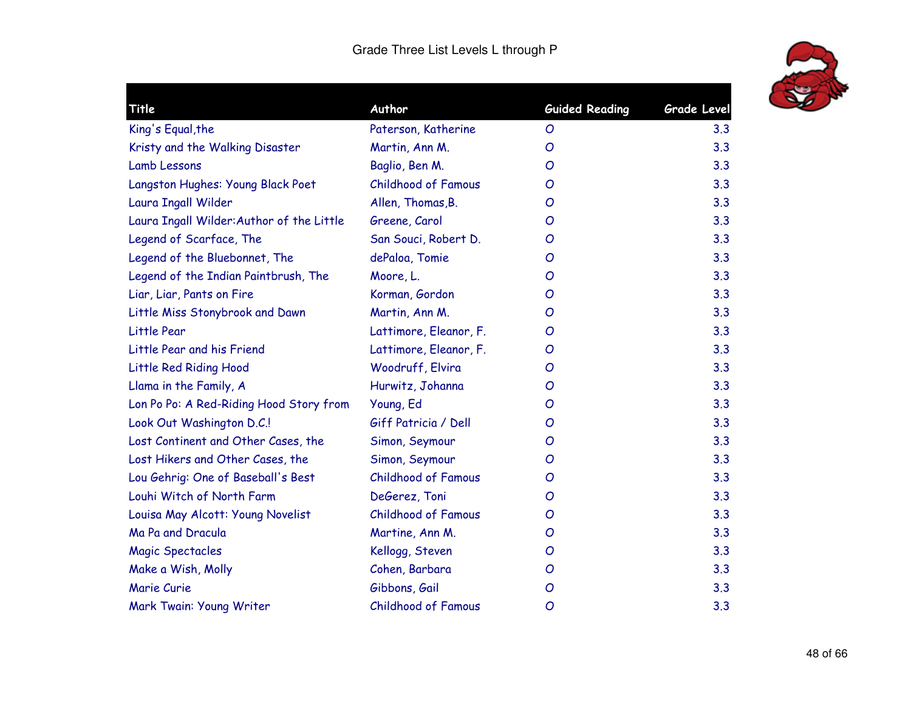# Grade Three List Levels L through P

| Title | Author | Guided Reading | Grade Level |
|---|---|---|---|
| King's Equal,the | Paterson, Katherine | O | 3.3 |
| Kristy and the Walking Disaster | Martin, Ann M. | O | 3.3 |
| Lamb Lessons | Baglio, Ben M. | O | 3.3 |
| Langston Hughes: Young Black Poet | Childhood of Famous | O | 3.3 |
| Laura Ingall Wilder | Allen, Thomas,B. | O | 3.3 |
| Laura Ingall Wilder:Author of the Little | Greene, Carol | O | 3.3 |
| Legend of Scarface, The | San Souci, Robert D. | O | 3.3 |
| Legend of the Bluebonnet, The | dePaloa, Tomie | O | 3.3 |
| Legend of the Indian Paintbrush, The | Moore, L. | O | 3.3 |
| Liar, Liar, Pants on Fire | Korman, Gordon | O | 3.3 |
| Little Miss Stonybrook and Dawn | Martin, Ann M. | O | 3.3 |
| Little Pear | Lattimore, Eleanor, F. | O | 3.3 |
| Little Pear and his Friend | Lattimore, Eleanor, F. | O | 3.3 |
| Little Red Riding Hood | Woodruff, Elvira | O | 3.3 |
| Llama in the Family, A | Hurwitz, Johanna | O | 3.3 |
| Lon Po Po: A Red-Riding Hood Story from | Young, Ed | O | 3.3 |
| Look Out Washington D.C.! | Giff Patricia / Dell | O | 3.3 |
| Lost Continent and Other Cases, the | Simon, Seymour | O | 3.3 |
| Lost Hikers and Other Cases, the | Simon, Seymour | O | 3.3 |
| Lou Gehrig: One of Baseball's Best | Childhood of Famous | O | 3.3 |
| Louhi Witch of North Farm | DeGerez, Toni | O | 3.3 |
| Louisa May Alcott: Young Novelist | Childhood of Famous | O | 3.3 |
| Ma Pa and Dracula | Martine, Ann M. | O | 3.3 |
| Magic Spectacles | Kellogg, Steven | O | 3.3 |
| Make a Wish, Molly | Cohen, Barbara | O | 3.3 |
| Marie Curie | Gibbons, Gail | O | 3.3 |
| Mark Twain: Young Writer | Childhood of Famous | O | 3.3 |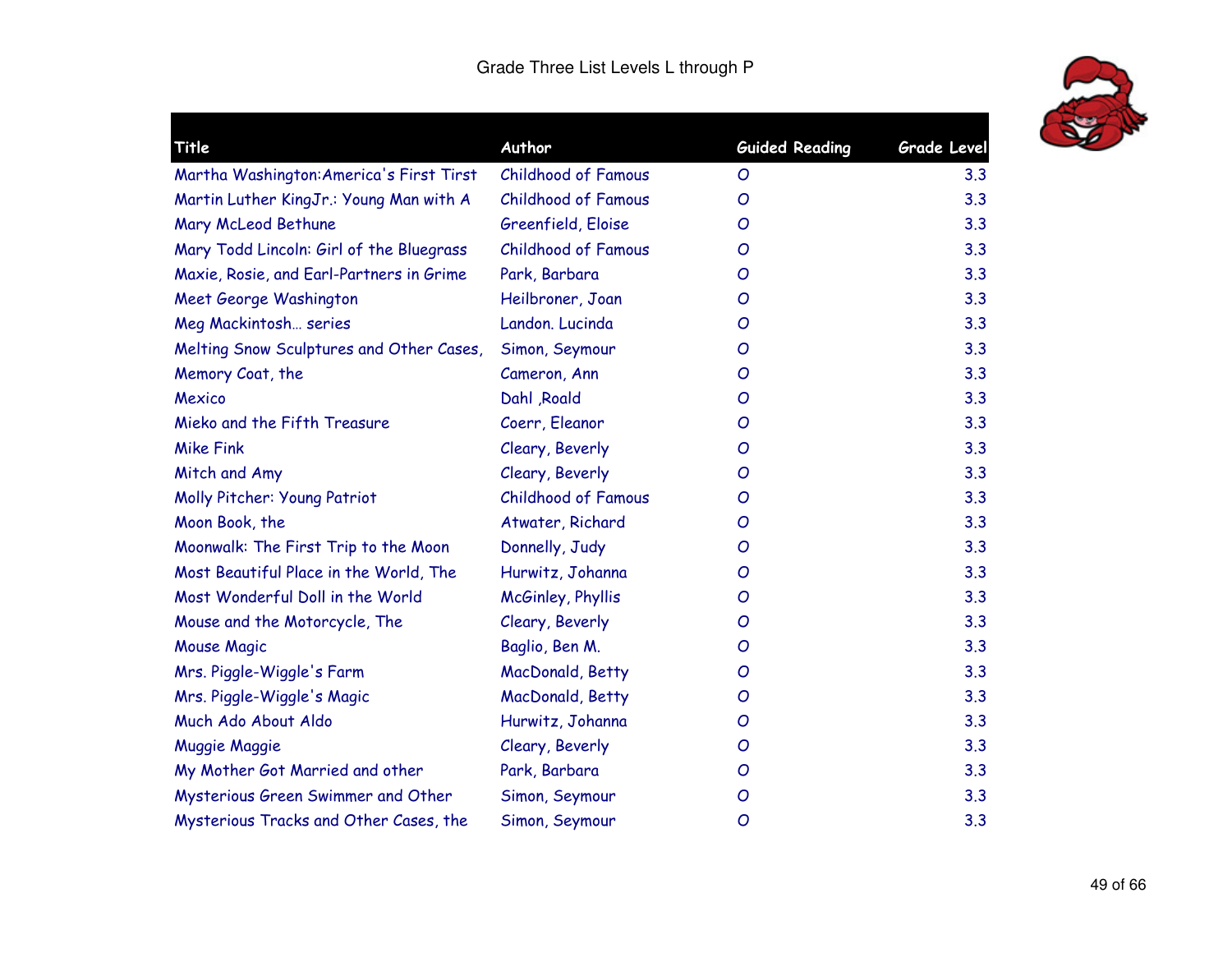# Grade Three List Levels L through P

| Title | Author | Guided Reading | Grade Level |
|---|---|---|---|
| Martha Washington:America's First Tirst | Childhood of Famous | O | 3.3 |
| Martin Luther KingJr.: Young Man with A | Childhood of Famous | O | 3.3 |
| Mary McLeod Bethune | Greenfield, Eloise | O | 3.3 |
| Mary Todd Lincoln: Girl of the Bluegrass | Childhood of Famous | O | 3.3 |
| Maxie, Rosie, and Earl-Partners in Grime | Park, Barbara | O | 3.3 |
| Meet George Washington | Heilbroner, Joan | O | 3.3 |
| Meg Mackintosh… series | Landon. Lucinda | O | 3.3 |
| Melting Snow Sculptures and Other Cases, | Simon, Seymour | O | 3.3 |
| Memory Coat, the | Cameron, Ann | O | 3.3 |
| Mexico | Dahl ,Roald | O | 3.3 |
| Mieko and the Fifth Treasure | Coerr, Eleanor | O | 3.3 |
| Mike Fink | Cleary, Beverly | O | 3.3 |
| Mitch and Amy | Cleary, Beverly | O | 3.3 |
| Molly Pitcher: Young Patriot | Childhood of Famous | O | 3.3 |
| Moon Book, the | Atwater, Richard | O | 3.3 |
| Moonwalk: The First Trip to the Moon | Donnelly, Judy | O | 3.3 |
| Most Beautiful Place in the World, The | Hurwitz, Johanna | O | 3.3 |
| Most Wonderful Doll in the World | McGinley, Phyllis | O | 3.3 |
| Mouse and the Motorcycle, The | Cleary, Beverly | O | 3.3 |
| Mouse Magic | Baglio, Ben M. | O | 3.3 |
| Mrs. Piggle-Wiggle's Farm | MacDonald, Betty | O | 3.3 |
| Mrs. Piggle-Wiggle's Magic | MacDonald, Betty | O | 3.3 |
| Much Ado About Aldo | Hurwitz, Johanna | O | 3.3 |
| Muggie Maggie | Cleary, Beverly | O | 3.3 |
| My Mother Got Married and other | Park, Barbara | O | 3.3 |
| Mysterious Green Swimmer and Other | Simon, Seymour | O | 3.3 |
| Mysterious Tracks and Other Cases, the | Simon, Seymour | O | 3.3 |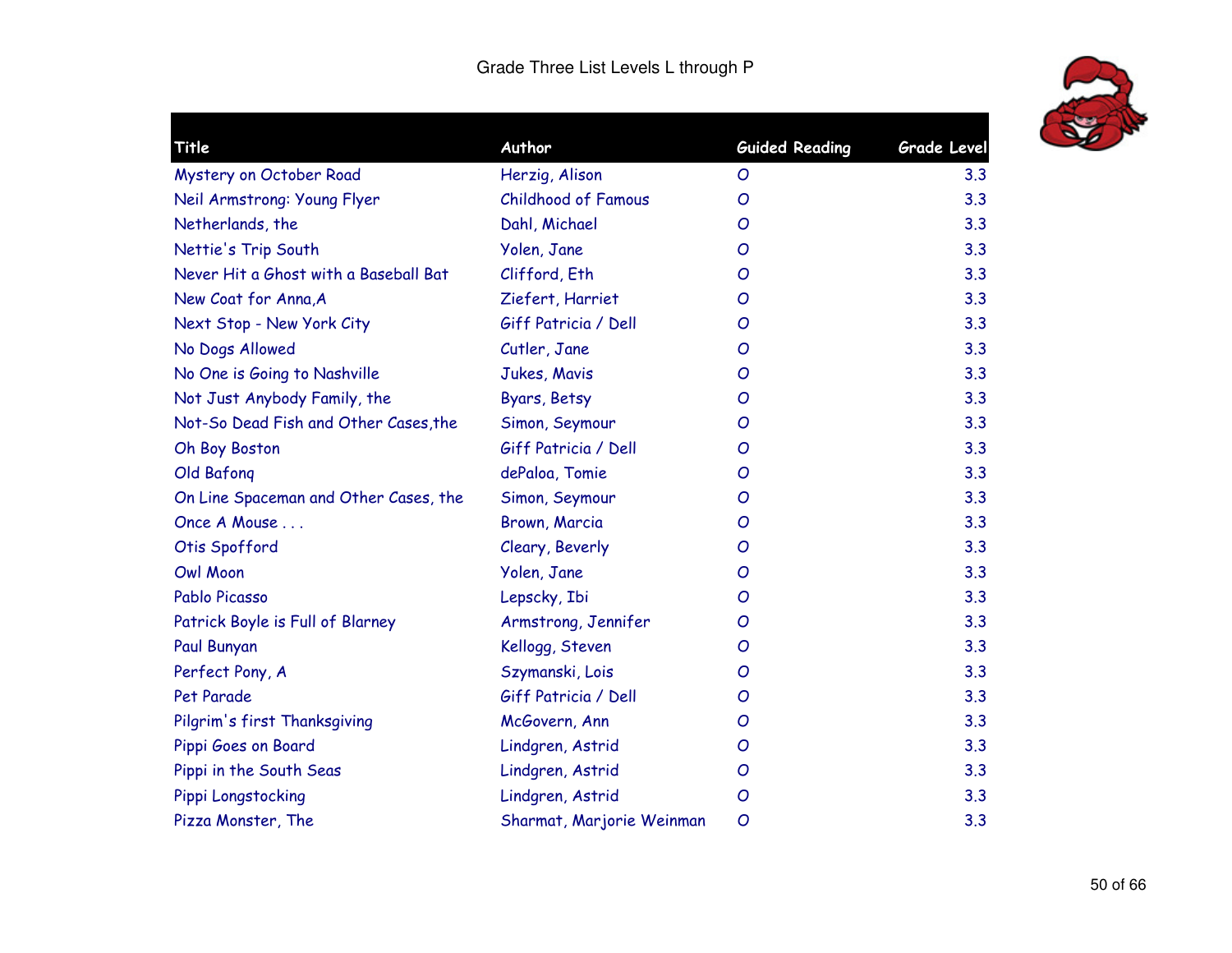# Grade Three List Levels L through P

| Title | Author | Guided Reading | Grade Level |
|---|---|---|---|
| Mystery on October Road | Herzig, Alison | O | 3.3 |
| Neil Armstrong: Young Flyer | Childhood of Famous | O | 3.3 |
| Netherlands, the | Dahl, Michael | O | 3.3 |
| Nettie's Trip South | Yolen, Jane | O | 3.3 |
| Never Hit a Ghost with a Baseball Bat | Clifford, Eth | O | 3.3 |
| New Coat for Anna,A | Ziefert, Harriet | O | 3.3 |
| Next Stop - New York City | Giff Patricia / Dell | O | 3.3 |
| No Dogs Allowed | Cutler, Jane | O | 3.3 |
| No One is Going to Nashville | Jukes, Mavis | O | 3.3 |
| Not Just Anybody Family, the | Byars, Betsy | O | 3.3 |
| Not-So Dead Fish and Other Cases,the | Simon, Seymour | O | 3.3 |
| Oh Boy Boston | Giff Patricia / Dell | O | 3.3 |
| Old Bafonq | dePaloa, Tomie | O | 3.3 |
| On Line Spaceman and Other Cases, the | Simon, Seymour | O | 3.3 |
| Once A Mouse . . . | Brown, Marcia | O | 3.3 |
| Otis Spofford | Cleary, Beverly | O | 3.3 |
| Owl Moon | Yolen, Jane | O | 3.3 |
| Pablo Picasso | Lepscky, Ibi | O | 3.3 |
| Patrick Boyle is Full of Blarney | Armstrong, Jennifer | O | 3.3 |
| Paul Bunyan | Kellogg, Steven | O | 3.3 |
| Perfect Pony, A | Szymanski, Lois | O | 3.3 |
| Pet Parade | Giff Patricia / Dell | O | 3.3 |
| Pilgrim's first Thanksgiving | McGovern, Ann | O | 3.3 |
| Pippi Goes on Board | Lindgren, Astrid | O | 3.3 |
| Pippi in the South Seas | Lindgren, Astrid | O | 3.3 |
| Pippi Longstocking | Lindgren, Astrid | O | 3.3 |
| Pizza Monster, The | Sharmat, Marjorie Weinman | O | 3.3 |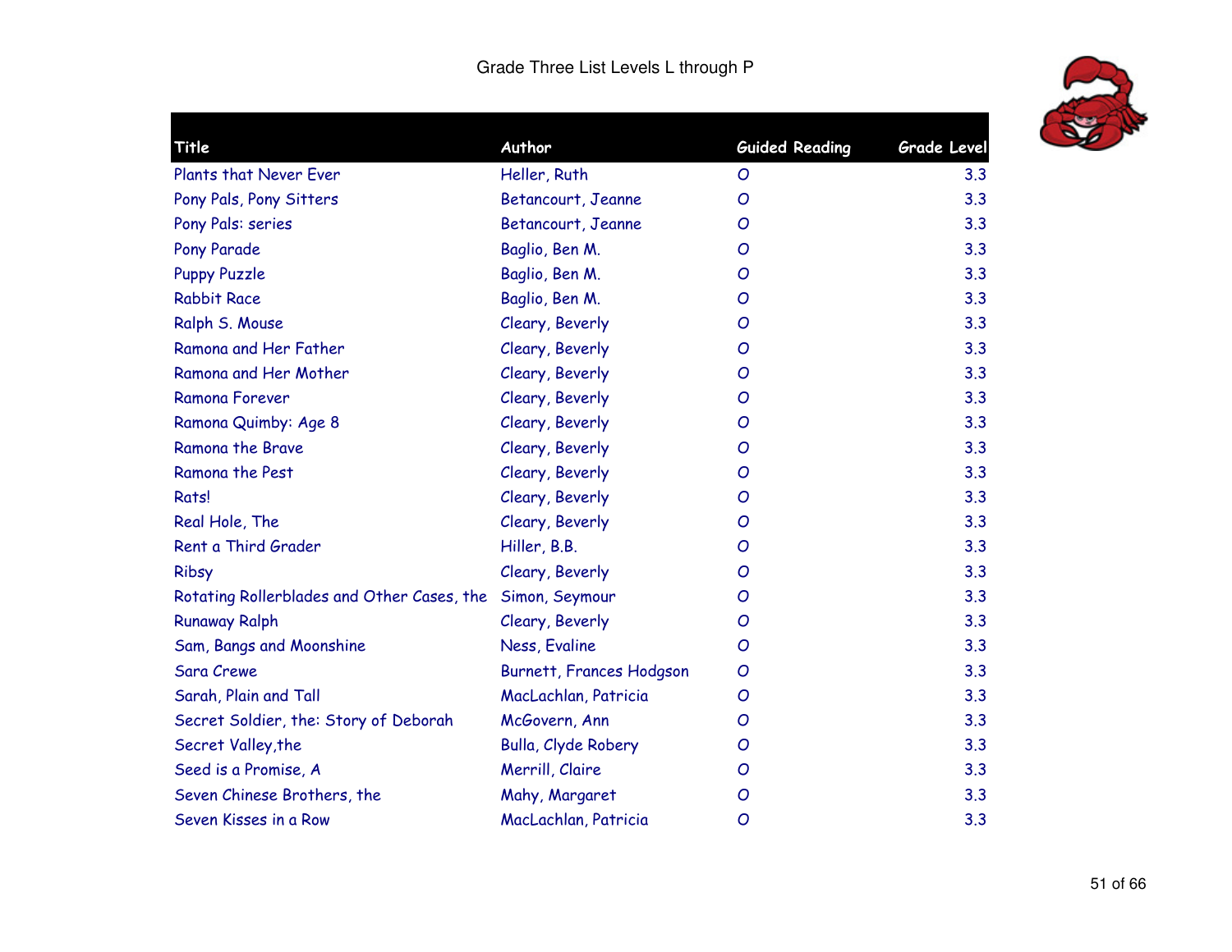# Grade Three List Levels L through P

| Title | Author | Guided Reading | Grade Level |
|---|---|---|---|
| Plants that Never Ever | Heller, Ruth | O | 3.3 |
| Pony Pals, Pony Sitters | Betancourt, Jeanne | O | 3.3 |
| Pony Pals: series | Betancourt, Jeanne | O | 3.3 |
| Pony Parade | Baglio, Ben M. | O | 3.3 |
| Puppy Puzzle | Baglio, Ben M. | O | 3.3 |
| Rabbit Race | Baglio, Ben M. | O | 3.3 |
| Ralph S. Mouse | Cleary, Beverly | O | 3.3 |
| Ramona and Her Father | Cleary, Beverly | O | 3.3 |
| Ramona and Her Mother | Cleary, Beverly | O | 3.3 |
| Ramona Forever | Cleary, Beverly | O | 3.3 |
| Ramona Quimby: Age 8 | Cleary, Beverly | O | 3.3 |
| Ramona the Brave | Cleary, Beverly | O | 3.3 |
| Ramona the Pest | Cleary, Beverly | O | 3.3 |
| Rats! | Cleary, Beverly | O | 3.3 |
| Real Hole, The | Cleary, Beverly | O | 3.3 |
| Rent a Third Grader | Hiller, B.B. | O | 3.3 |
| Ribsy | Cleary, Beverly | O | 3.3 |
| Rotating Rollerblades and Other Cases, the | Simon, Seymour | O | 3.3 |
| Runaway Ralph | Cleary, Beverly | O | 3.3 |
| Sam, Bangs and Moonshine | Ness, Evaline | O | 3.3 |
| Sara Crewe | Burnett, Frances Hodgson | O | 3.3 |
| Sarah, Plain and Tall | MacLachlan, Patricia | O | 3.3 |
| Secret Soldier, the: Story of Deborah | McGovern, Ann | O | 3.3 |
| Secret Valley,the | Bulla, Clyde Robery | O | 3.3 |
| Seed is a Promise, A | Merrill, Claire | O | 3.3 |
| Seven Chinese Brothers, the | Mahy, Margaret | O | 3.3 |
| Seven Kisses in a Row | MacLachlan, Patricia | O | 3.3 |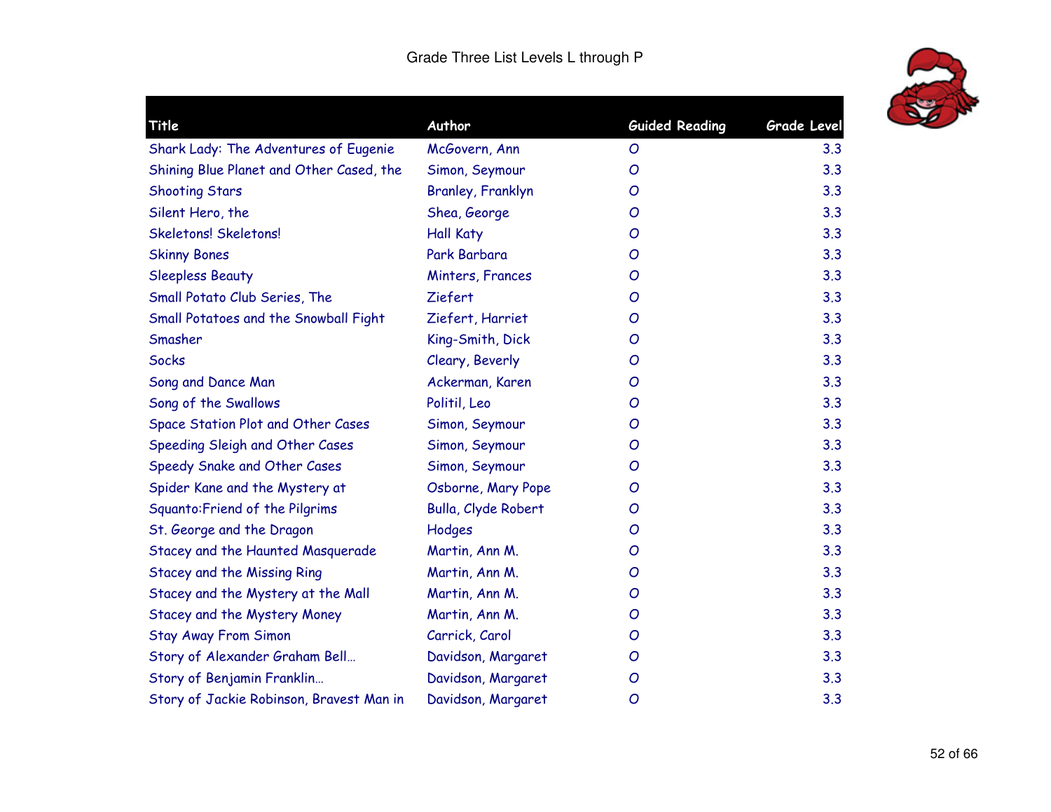# Grade Three List Levels L through P

| Title | Author | Guided Reading | Grade Level |
|---|---|---|---|
| Shark Lady: The Adventures of Eugenie | McGovern, Ann | O | 3.3 |
| Shining Blue Planet and Other Cased, the | Simon, Seymour | O | 3.3 |
| Shooting Stars | Branley, Franklyn | O | 3.3 |
| Silent Hero, the | Shea, George | O | 3.3 |
| Skeletons! Skeletons! | Hall Katy | O | 3.3 |
| Skinny Bones | Park Barbara | O | 3.3 |
| Sleepless Beauty | Minters, Frances | O | 3.3 |
| Small Potato Club Series, The | Ziefert | O | 3.3 |
| Small Potatoes and the Snowball Fight | Ziefert, Harriet | O | 3.3 |
| Smasher | King-Smith, Dick | O | 3.3 |
| Socks | Cleary, Beverly | O | 3.3 |
| Song and Dance Man | Ackerman, Karen | O | 3.3 |
| Song of the Swallows | Politil, Leo | O | 3.3 |
| Space Station Plot and Other Cases | Simon, Seymour | O | 3.3 |
| Speeding Sleigh and Other Cases | Simon, Seymour | O | 3.3 |
| Speedy Snake and Other Cases | Simon, Seymour | O | 3.3 |
| Spider Kane and the Mystery at | Osborne, Mary Pope | O | 3.3 |
| Squanto:Friend of the Pilgrims | Bulla, Clyde Robert | O | 3.3 |
| St. George and the Dragon | Hodges | O | 3.3 |
| Stacey and the Haunted Masquerade | Martin, Ann M. | O | 3.3 |
| Stacey and the Missing Ring | Martin, Ann M. | O | 3.3 |
| Stacey and the Mystery at the Mall | Martin, Ann M. | O | 3.3 |
| Stacey and the Mystery Money | Martin, Ann M. | O | 3.3 |
| Stay Away From Simon | Carrick, Carol | O | 3.3 |
| Story of Alexander Graham Bell… | Davidson, Margaret | O | 3.3 |
| Story of Benjamin Franklin… | Davidson, Margaret | O | 3.3 |
| Story of Jackie Robinson, Bravest Man in | Davidson, Margaret | O | 3.3 |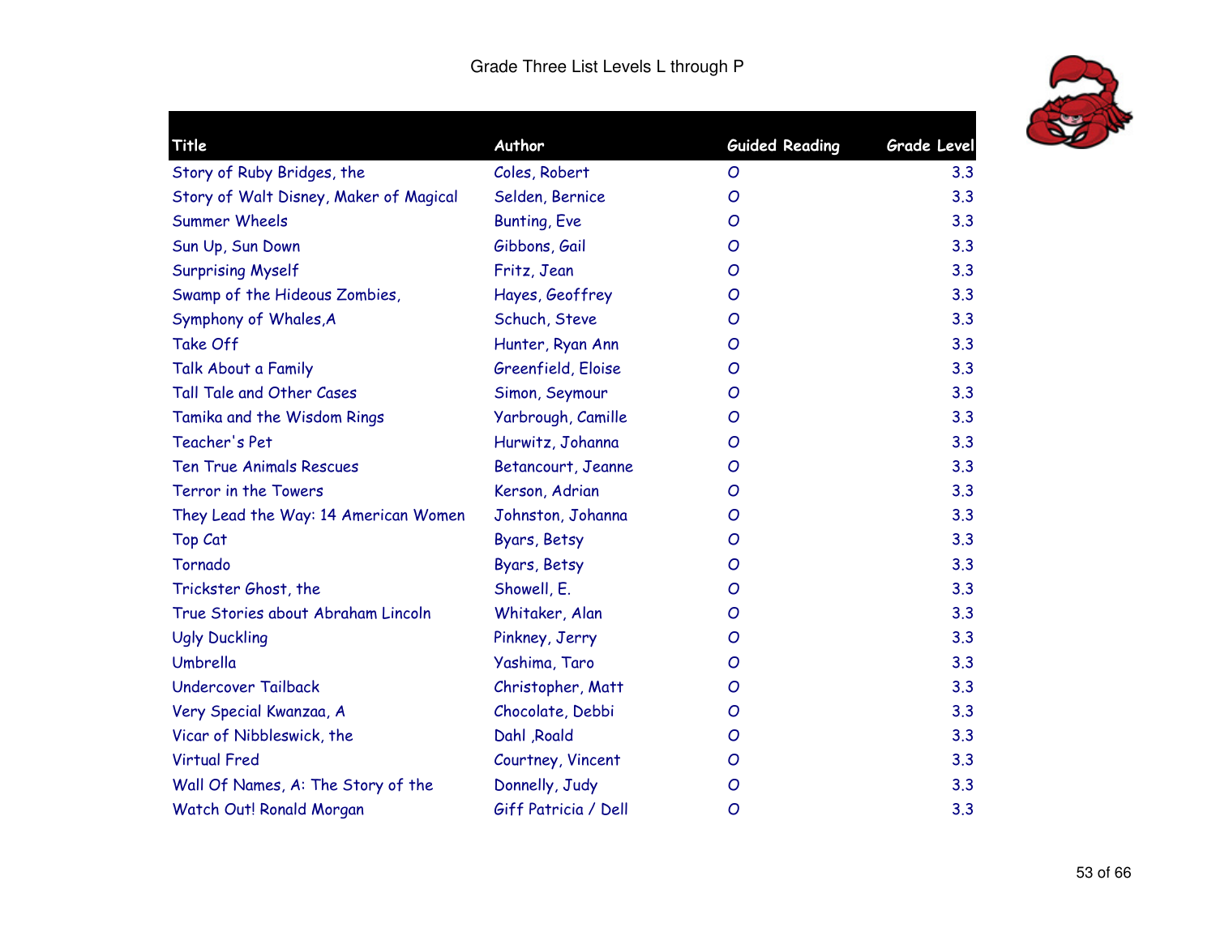Grade Three List Levels L through P

| Title | Author | Guided Reading | Grade Level |
|---|---|---|---|
| Story of Ruby Bridges, the | Coles, Robert | O | 3.3 |
| Story of Walt Disney, Maker of Magical | Selden, Bernice | O | 3.3 |
| Summer Wheels | Bunting, Eve | O | 3.3 |
| Sun Up, Sun Down | Gibbons, Gail | O | 3.3 |
| Surprising Myself | Fritz, Jean | O | 3.3 |
| Swamp of the Hideous Zombies, | Hayes, Geoffrey | O | 3.3 |
| Symphony of Whales,A | Schuch, Steve | O | 3.3 |
| Take Off | Hunter, Ryan Ann | O | 3.3 |
| Talk About a Family | Greenfield, Eloise | O | 3.3 |
| Tall Tale and Other Cases | Simon, Seymour | O | 3.3 |
| Tamika and the Wisdom Rings | Yarbrough, Camille | O | 3.3 |
| Teacher's Pet | Hurwitz, Johanna | O | 3.3 |
| Ten True Animals Rescues | Betancourt, Jeanne | O | 3.3 |
| Terror in the Towers | Kerson, Adrian | O | 3.3 |
| They Lead the Way: 14 American Women | Johnston, Johanna | O | 3.3 |
| Top Cat | Byars, Betsy | O | 3.3 |
| Tornado | Byars, Betsy | O | 3.3 |
| Trickster Ghost, the | Showell, E. | O | 3.3 |
| True Stories about Abraham Lincoln | Whitaker, Alan | O | 3.3 |
| Ugly Duckling | Pinkney, Jerry | O | 3.3 |
| Umbrella | Yashima, Taro | O | 3.3 |
| Undercover Tailback | Christopher, Matt | O | 3.3 |
| Very Special Kwanzaa, A | Chocolate, Debbi | O | 3.3 |
| Vicar of Nibbleswick, the | Dahl ,Roald | O | 3.3 |
| Virtual Fred | Courtney, Vincent | O | 3.3 |
| Wall Of Names, A: The Story of the | Donnelly, Judy | O | 3.3 |
| Watch Out! Ronald Morgan | Giff Patricia / Dell | O | 3.3 |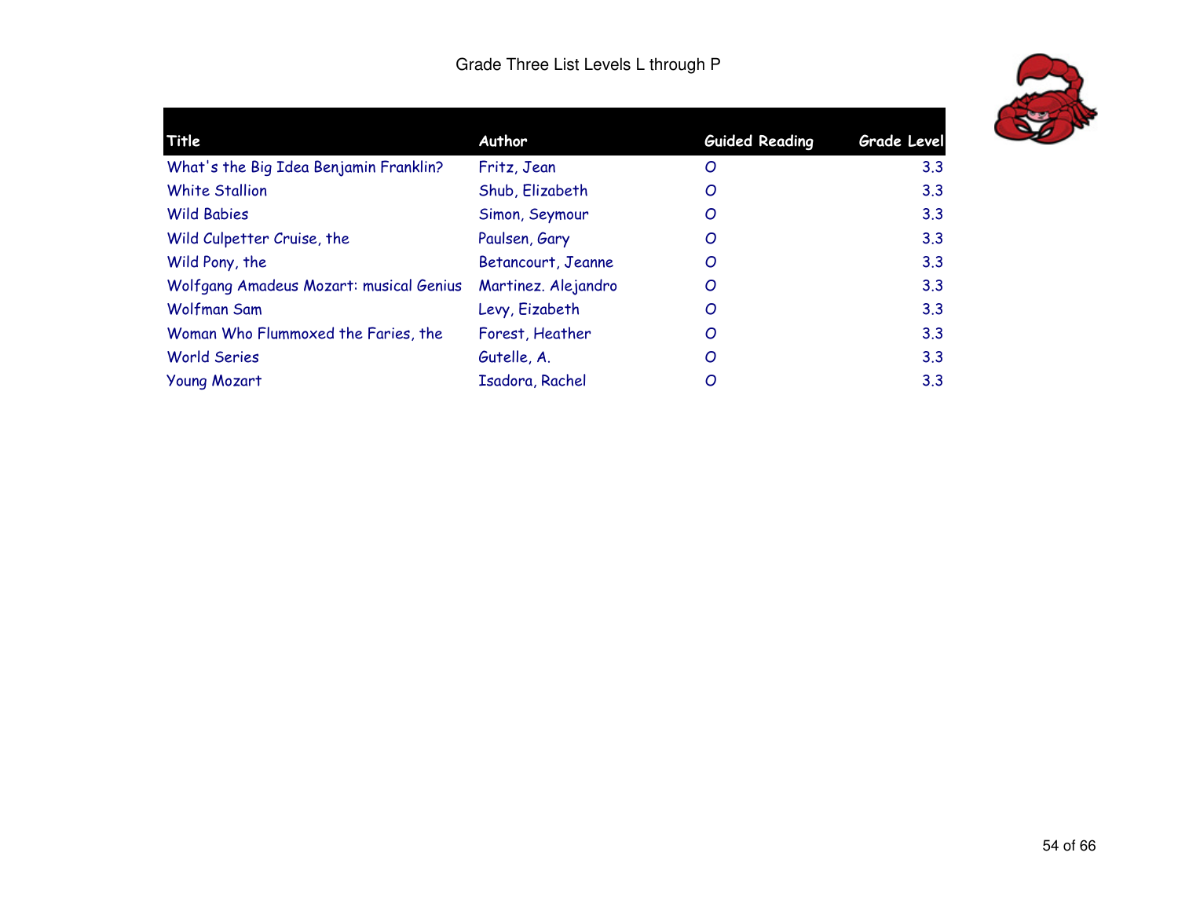Grade Three List Levels L through P

| Title | Author | Guided Reading | Grade Level |
| --- | --- | --- | --- |
| What's the Big Idea Benjamin Franklin? | Fritz, Jean | O | 3.3 |
| White Stallion | Shub, Elizabeth | O | 3.3 |
| Wild Babies | Simon, Seymour | O | 3.3 |
| Wild Culpetter Cruise, the | Paulsen, Gary | O | 3.3 |
| Wild Pony, the | Betancourt, Jeanne | O | 3.3 |
| Wolfgang Amadeus Mozart: musical Genius | Martinez. Alejandro | O | 3.3 |
| Wolfman Sam | Levy, Eizabeth | O | 3.3 |
| Woman Who Flummoxed the Faries, the | Forest, Heather | O | 3.3 |
| World Series | Gutelle, A. | O | 3.3 |
| Young Mozart | Isadora, Rachel | O | 3.3 |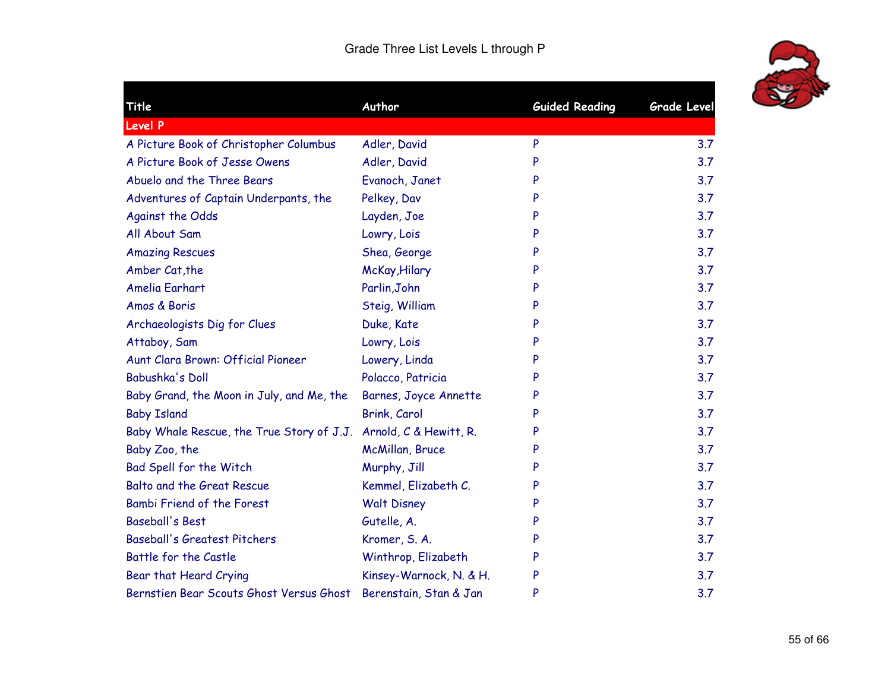Grade Three List Levels L through P

| Title | Author | Guided Reading | Grade Level |
|---|---|---|---|
| **Level P** | | | |
| A Picture Book of Christopher Columbus | Adler, David | P | 3.7 |
| A Picture Book of Jesse Owens | Adler, David | P | 3.7 |
| Abuelo and the Three Bears | Evanoch, Janet | P | 3.7 |
| Adventures of Captain Underpants, the | Pelkey, Dav | P | 3.7 |
| Against the Odds | Layden, Joe | P | 3.7 |
| All About Sam | Lowry, Lois | P | 3.7 |
| Amazing Rescues | Shea, George | P | 3.7 |
| Amber Cat,the | McKay,Hilary | P | 3.7 |
| Amelia Earhart | Parlin,John | P | 3.7 |
| Amos & Boris | Steig, William | P | 3.7 |
| Archaeologists Dig for Clues | Duke, Kate | P | 3.7 |
| Attaboy, Sam | Lowry, Lois | P | 3.7 |
| Aunt Clara Brown: Official Pioneer | Lowery, Linda | P | 3.7 |
| Babushka's Doll | Polacco, Patricia | P | 3.7 |
| Baby Grand, the Moon in July, and Me, the | Barnes, Joyce Annette | P | 3.7 |
| Baby Island | Brink, Carol | P | 3.7 |
| Baby Whale Rescue, the True Story of J.J. | Arnold, C & Hewitt, R. | P | 3.7 |
| Baby Zoo, the | McMillan, Bruce | P | 3.7 |
| Bad Spell for the Witch | Murphy, Jill | P | 3.7 |
| Balto and the Great Rescue | Kemmel, Elizabeth C. | P | 3.7 |
| Bambi Friend of the Forest | Walt Disney | P | 3.7 |
| Baseball's Best | Gutelle, A. | P | 3.7 |
| Baseball's Greatest Pitchers | Kromer, S. A. | P | 3.7 |
| Battle for the Castle | Winthrop, Elizabeth | P | 3.7 |
| Bear that Heard Crying | Kinsey-Warnock, N. & H. | P | 3.7 |
| Bernstien Bear Scouts Ghost Versus Ghost | Berenstain, Stan & Jan | P | 3.7 |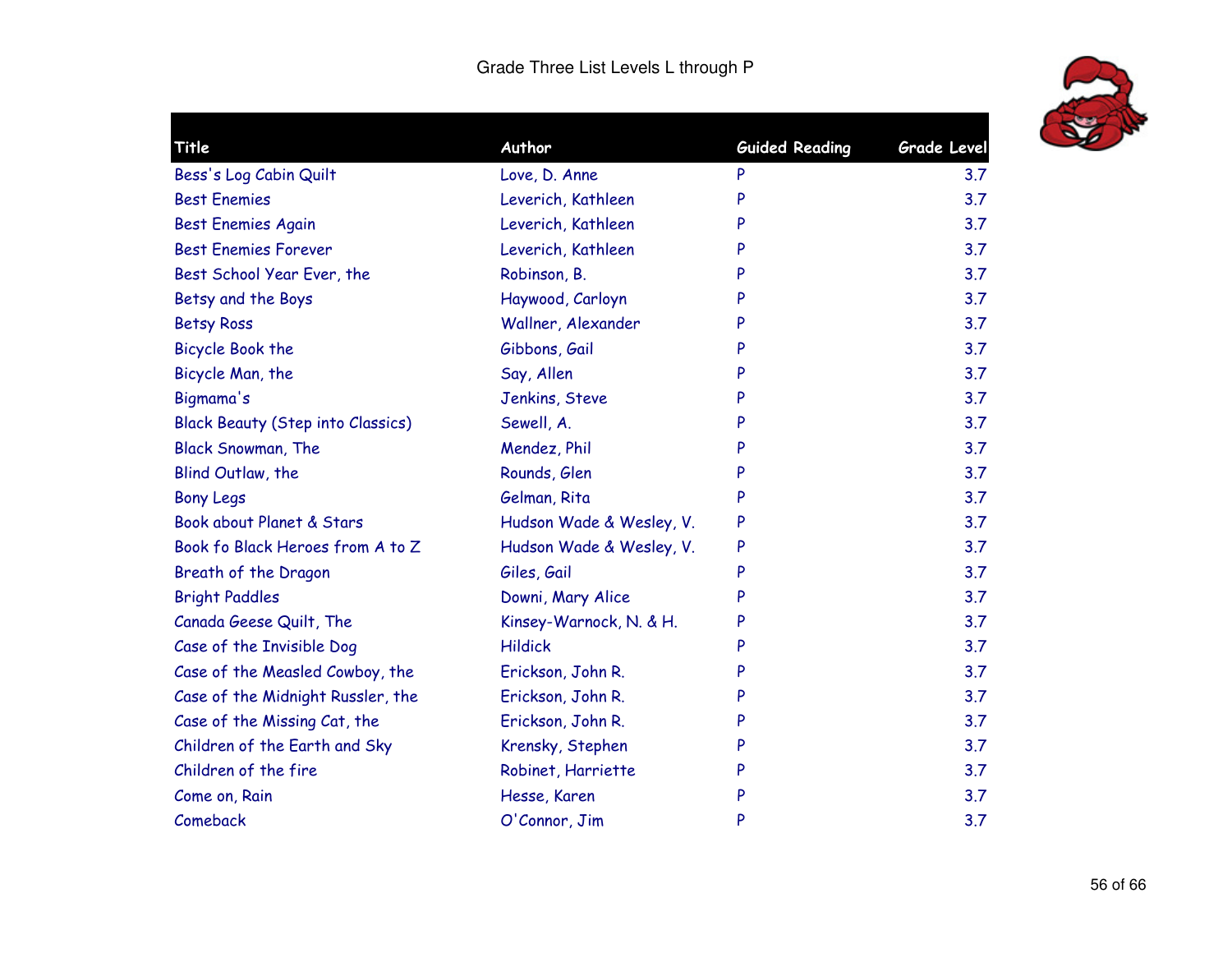# Grade Three List Levels L through P

| Title | Author | Guided Reading | Grade Level |
|---|---|---|---|
| Bess's Log Cabin Quilt | Love, D. Anne | P | 3.7 |
| Best Enemies | Leverich, Kathleen | P | 3.7 |
| Best Enemies Again | Leverich, Kathleen | P | 3.7 |
| Best Enemies Forever | Leverich, Kathleen | P | 3.7 |
| Best School Year Ever, the | Robinson, B. | P | 3.7 |
| Betsy and the Boys | Haywood, Carloyn | P | 3.7 |
| Betsy Ross | Wallner, Alexander | P | 3.7 |
| Bicycle Book the | Gibbons, Gail | P | 3.7 |
| Bicycle Man, the | Say, Allen | P | 3.7 |
| Bigmama's | Jenkins, Steve | P | 3.7 |
| Black Beauty (Step into Classics) | Sewell, A. | P | 3.7 |
| Black Snowman, The | Mendez, Phil | P | 3.7 |
| Blind Outlaw, the | Rounds, Glen | P | 3.7 |
| Bony Legs | Gelman, Rita | P | 3.7 |
| Book about Planet & Stars | Hudson Wade & Wesley, V. | P | 3.7 |
| Book fo Black Heroes from A to Z | Hudson Wade & Wesley, V. | P | 3.7 |
| Breath of the Dragon | Giles, Gail | P | 3.7 |
| Bright Paddles | Downi, Mary Alice | P | 3.7 |
| Canada Geese Quilt, The | Kinsey-Warnock, N. & H. | P | 3.7 |
| Case of the Invisible Dog | Hildick | P | 3.7 |
| Case of the Measled Cowboy, the | Erickson, John R. | P | 3.7 |
| Case of the Midnight Russler, the | Erickson, John R. | P | 3.7 |
| Case of the Missing Cat, the | Erickson, John R. | P | 3.7 |
| Children of the Earth and Sky | Krensky, Stephen | P | 3.7 |
| Children of the fire | Robinet, Harriette | P | 3.7 |
| Come on, Rain | Hesse, Karen | P | 3.7 |
| Comeback | O'Connor, Jim | P | 3.7 |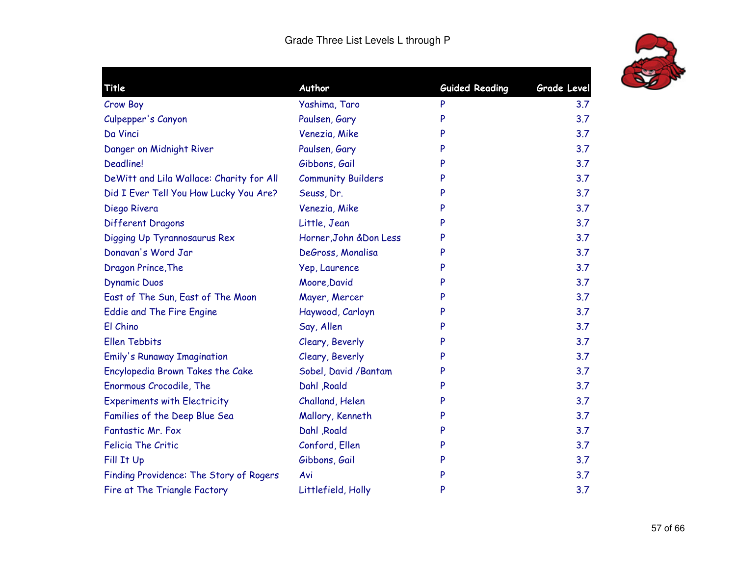# Grade Three List Levels L through P

| Title | Author | Guided Reading | Grade Level |
|---|---|---|---|
| Crow Boy | Yashima, Taro | P | 3.7 |
| Culpepper's Canyon | Paulsen, Gary | P | 3.7 |
| Da Vinci | Venezia, Mike | P | 3.7 |
| Danger on Midnight River | Paulsen, Gary | P | 3.7 |
| Deadline! | Gibbons, Gail | P | 3.7 |
| DeWitt and Lila Wallace: Charity for All | Community Builders | P | 3.7 |
| Did I Ever Tell You How Lucky You Are? | Seuss, Dr. | P | 3.7 |
| Diego Rivera | Venezia, Mike | P | 3.7 |
| Different Dragons | Little, Jean | P | 3.7 |
| Digging Up Tyrannosaurus Rex | Horner,John &Don Less | P | 3.7 |
| Donavan's Word Jar | DeGross, Monalisa | P | 3.7 |
| Dragon Prince,The | Yep, Laurence | P | 3.7 |
| Dynamic Duos | Moore,David | P | 3.7 |
| East of The Sun, East of The Moon | Mayer, Mercer | P | 3.7 |
| Eddie and The Fire Engine | Haywood, Carloyn | P | 3.7 |
| El Chino | Say, Allen | P | 3.7 |
| Ellen Tebbits | Cleary, Beverly | P | 3.7 |
| Emily's Runaway Imagination | Cleary, Beverly | P | 3.7 |
| Encylopedia Brown Takes the Cake | Sobel, David /Bantam | P | 3.7 |
| Enormous Crocodile, The | Dahl ,Roald | P | 3.7 |
| Experiments with Electricity | Challand, Helen | P | 3.7 |
| Families of the Deep Blue Sea | Mallory, Kenneth | P | 3.7 |
| Fantastic Mr. Fox | Dahl ,Roald | P | 3.7 |
| Felicia The Critic | Conford, Ellen | P | 3.7 |
| Fill It Up | Gibbons, Gail | P | 3.7 |
| Finding Providence: The Story of Rogers | Avi | P | 3.7 |
| Fire at The Triangle Factory | Littlefield, Holly | P | 3.7 |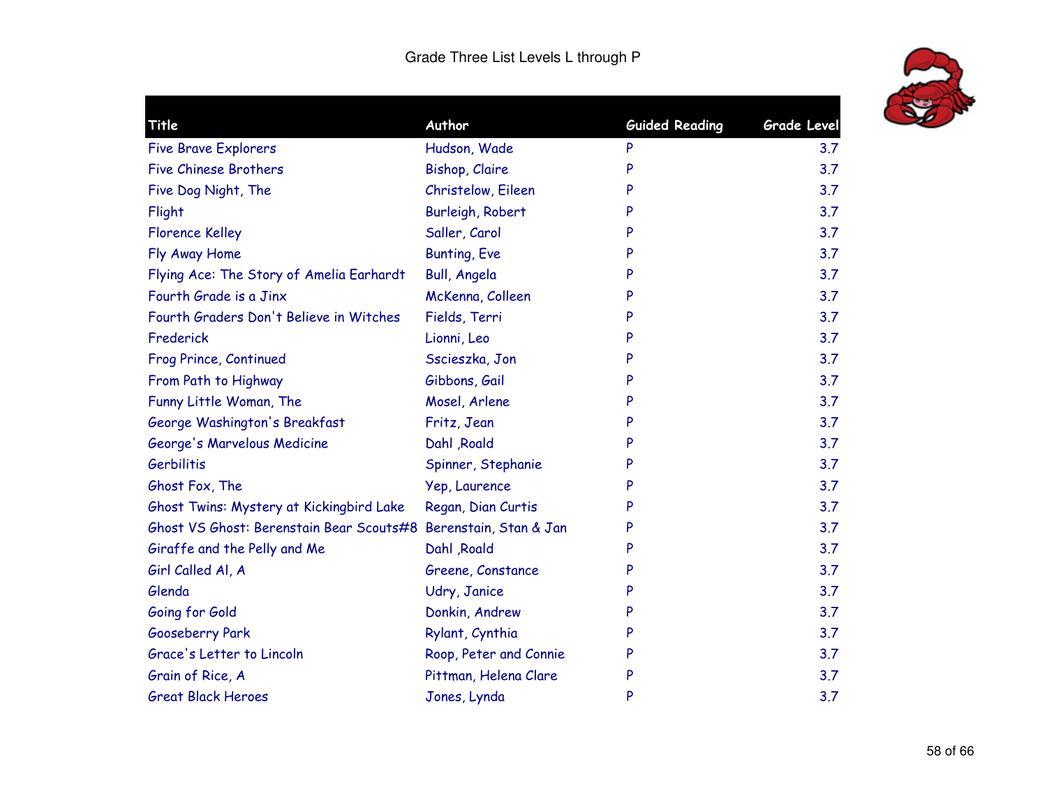Grade Three List Levels L through P

| Title | Author | Guided Reading | Grade Level |
|---|---|---|---|
| Five Brave Explorers | Hudson, Wade | P | 3.7 |
| Five Chinese Brothers | Bishop, Claire | P | 3.7 |
| Five Dog Night, The | Christelow, Eileen | P | 3.7 |
| Flight | Burleigh, Robert | P | 3.7 |
| Florence Kelley | Saller, Carol | P | 3.7 |
| Fly Away Home | Bunting, Eve | P | 3.7 |
| Flying Ace: The Story of Amelia Earhardt | Bull, Angela | P | 3.7 |
| Fourth Grade is a Jinx | McKenna, Colleen | P | 3.7 |
| Fourth Graders Don't Believe in Witches | Fields, Terri | P | 3.7 |
| Frederick | Lionni, Leo | P | 3.7 |
| Frog Prince, Continued | Sscieszka, Jon | P | 3.7 |
| From Path to Highway | Gibbons, Gail | P | 3.7 |
| Funny Little Woman, The | Mosel, Arlene | P | 3.7 |
| George Washington's Breakfast | Fritz, Jean | P | 3.7 |
| George's Marvelous Medicine | Dahl ,Roald | P | 3.7 |
| Gerbilitis | Spinner, Stephanie | P | 3.7 |
| Ghost Fox, The | Yep, Laurence | P | 3.7 |
| Ghost Twins: Mystery at Kickingbird Lake | Regan, Dian Curtis | P | 3.7 |
| Ghost VS Ghost: Berenstain Bear Scouts#8 | Berenstain, Stan & Jan | P | 3.7 |
| Giraffe and the Pelly and Me | Dahl ,Roald | P | 3.7 |
| Girl Called Al, A | Greene, Constance | P | 3.7 |
| Glenda | Udry, Janice | P | 3.7 |
| Going for Gold | Donkin, Andrew | P | 3.7 |
| Gooseberry Park | Rylant, Cynthia | P | 3.7 |
| Grace's Letter to Lincoln | Roop, Peter and Connie | P | 3.7 |
| Grain of Rice, A | Pittman, Helena Clare | P | 3.7 |
| Great Black Heroes | Jones, Lynda | P | 3.7 |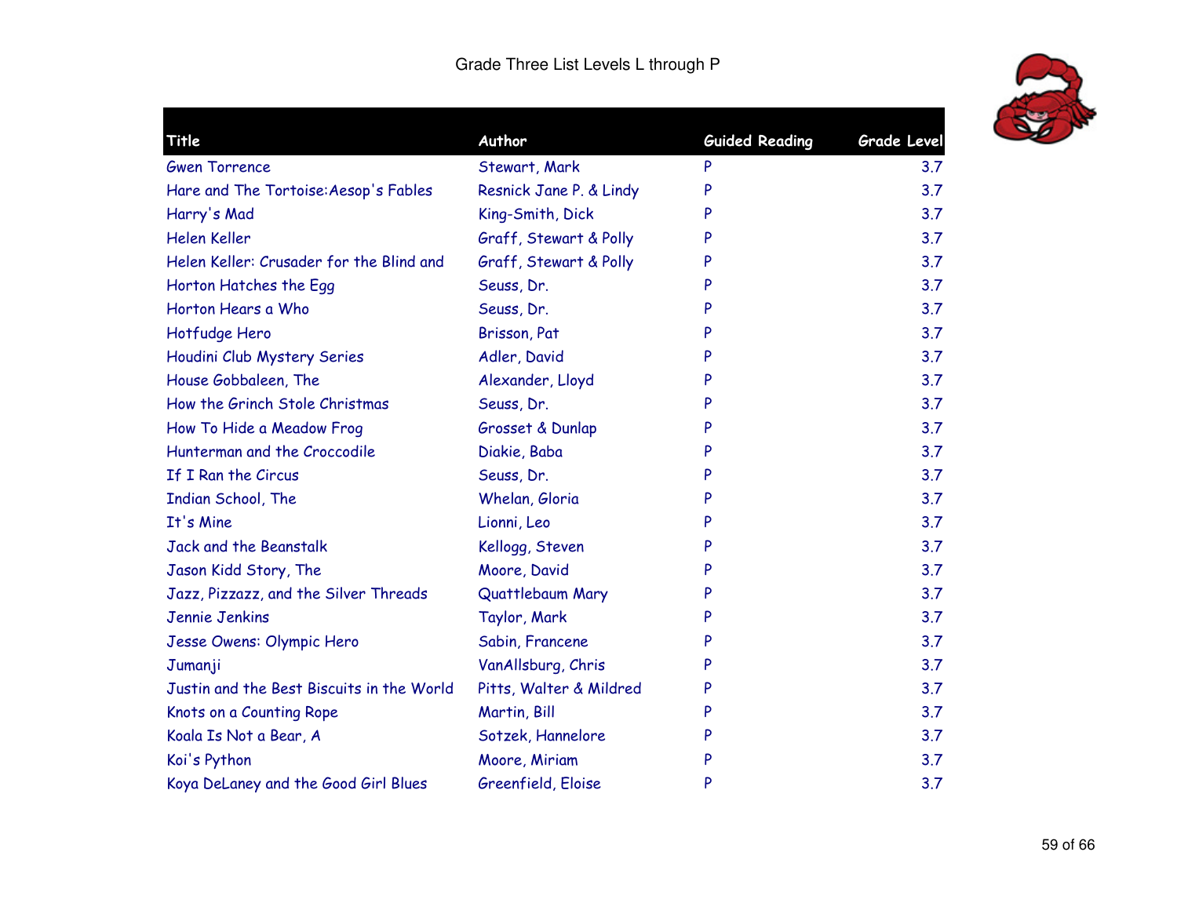Grade Three List Levels L through P

| Title | Author | Guided Reading | Grade Level |
|---|---|---|---|
| Gwen Torrence | Stewart, Mark | P | 3.7 |
| Hare and The Tortoise:Aesop's Fables | Resnick Jane P. & Lindy | P | 3.7 |
| Harry's Mad | King-Smith, Dick | P | 3.7 |
| Helen Keller | Graff, Stewart & Polly | P | 3.7 |
| Helen Keller: Crusader for the Blind and | Graff, Stewart & Polly | P | 3.7 |
| Horton Hatches the Egg | Seuss, Dr. | P | 3.7 |
| Horton Hears a Who | Seuss, Dr. | P | 3.7 |
| Hotfudge Hero | Brisson, Pat | P | 3.7 |
| Houdini Club Mystery Series | Adler, David | P | 3.7 |
| House Gobbaleen, The | Alexander, Lloyd | P | 3.7 |
| How the Grinch Stole Christmas | Seuss, Dr. | P | 3.7 |
| How To Hide a Meadow Frog | Grosset & Dunlap | P | 3.7 |
| Hunterman and the Croccodile | Diakie, Baba | P | 3.7 |
| If I Ran the Circus | Seuss, Dr. | P | 3.7 |
| Indian School, The | Whelan, Gloria | P | 3.7 |
| It's Mine | Lionni, Leo | P | 3.7 |
| Jack and the Beanstalk | Kellogg, Steven | P | 3.7 |
| Jason Kidd Story, The | Moore, David | P | 3.7 |
| Jazz, Pizzazz, and the Silver Threads | Quattlebaum Mary | P | 3.7 |
| Jennie Jenkins | Taylor, Mark | P | 3.7 |
| Jesse Owens: Olympic Hero | Sabin, Francene | P | 3.7 |
| Jumanji | VanAllsburg, Chris | P | 3.7 |
| Justin and the Best Biscuits in the World | Pitts, Walter & Mildred | P | 3.7 |
| Knots on a Counting Rope | Martin, Bill | P | 3.7 |
| Koala Is Not a Bear, A | Sotzek, Hannelore | P | 3.7 |
| Koi's Python | Moore, Miriam | P | 3.7 |
| Koya DeLaney and the Good Girl Blues | Greenfield, Eloise | P | 3.7 |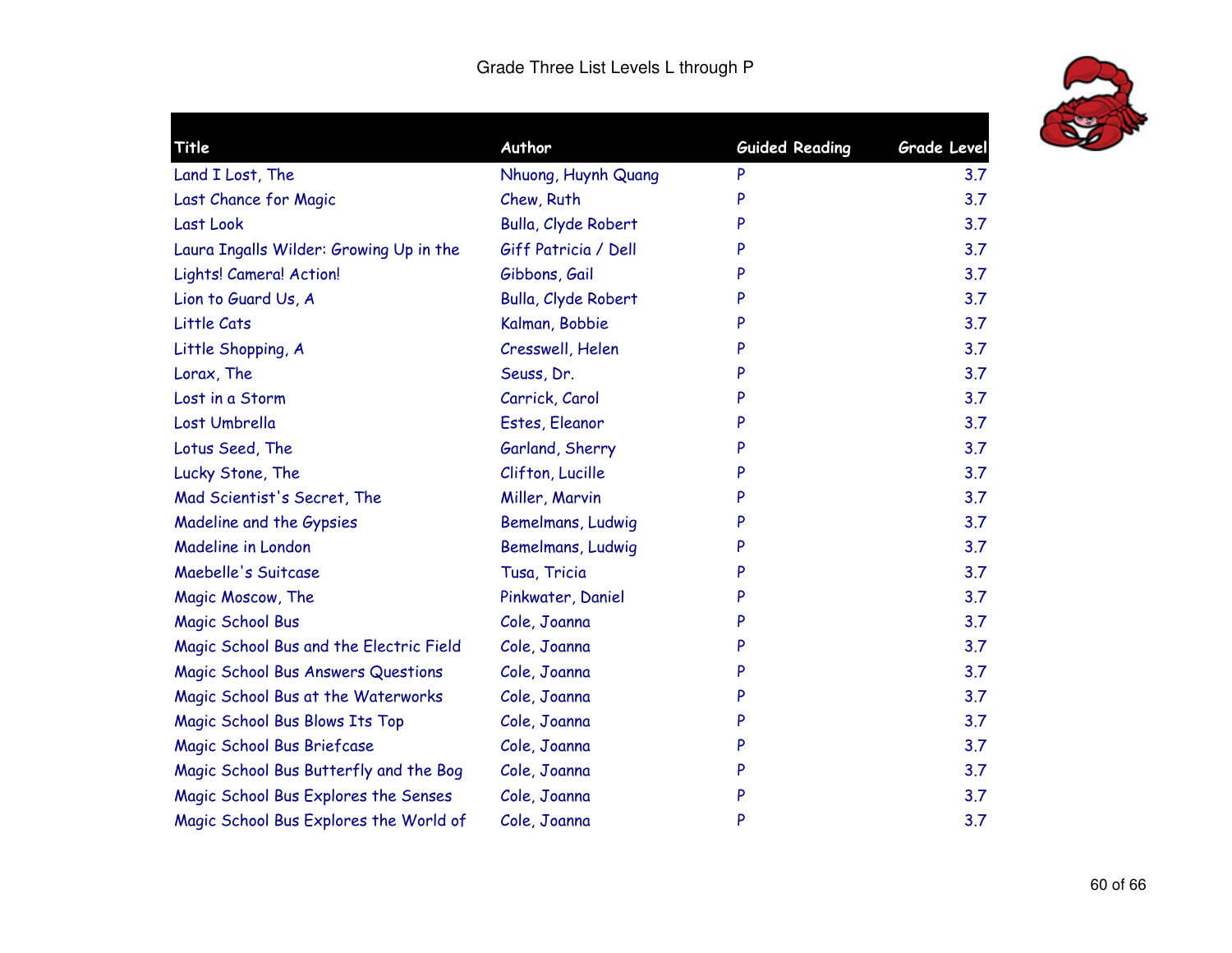Grade Three List Levels L through P

| Title | Author | Guided Reading | Grade Level |
|---|---|---|---|
| Land I Lost, The | Nhuong, Huynh Quang | P | 3.7 |
| Last Chance for Magic | Chew, Ruth | P | 3.7 |
| Last Look | Bulla, Clyde Robert | P | 3.7 |
| Laura Ingalls Wilder: Growing Up in the | Giff Patricia / Dell | P | 3.7 |
| Lights! Camera! Action! | Gibbons, Gail | P | 3.7 |
| Lion to Guard Us, A | Bulla, Clyde Robert | P | 3.7 |
| Little Cats | Kalman, Bobbie | P | 3.7 |
| Little Shopping, A | Cresswell, Helen | P | 3.7 |
| Lorax, The | Seuss, Dr. | P | 3.7 |
| Lost in a Storm | Carrick, Carol | P | 3.7 |
| Lost Umbrella | Estes, Eleanor | P | 3.7 |
| Lotus Seed, The | Garland, Sherry | P | 3.7 |
| Lucky Stone, The | Clifton, Lucille | P | 3.7 |
| Mad Scientist's Secret, The | Miller, Marvin | P | 3.7 |
| Madeline and the Gypsies | Bemelmans, Ludwig | P | 3.7 |
| Madeline in London | Bemelmans, Ludwig | P | 3.7 |
| Maebelle's Suitcase | Tusa, Tricia | P | 3.7 |
| Magic Moscow, The | Pinkwater, Daniel | P | 3.7 |
| Magic School Bus | Cole, Joanna | P | 3.7 |
| Magic School Bus and the Electric Field | Cole, Joanna | P | 3.7 |
| Magic School Bus Answers Questions | Cole, Joanna | P | 3.7 |
| Magic School Bus at the Waterworks | Cole, Joanna | P | 3.7 |
| Magic School Bus Blows Its Top | Cole, Joanna | P | 3.7 |
| Magic School Bus Briefcase | Cole, Joanna | P | 3.7 |
| Magic School Bus Butterfly and the Bog | Cole, Joanna | P | 3.7 |
| Magic School Bus Explores the Senses | Cole, Joanna | P | 3.7 |
| Magic School Bus Explores the World of | Cole, Joanna | P | 3.7 |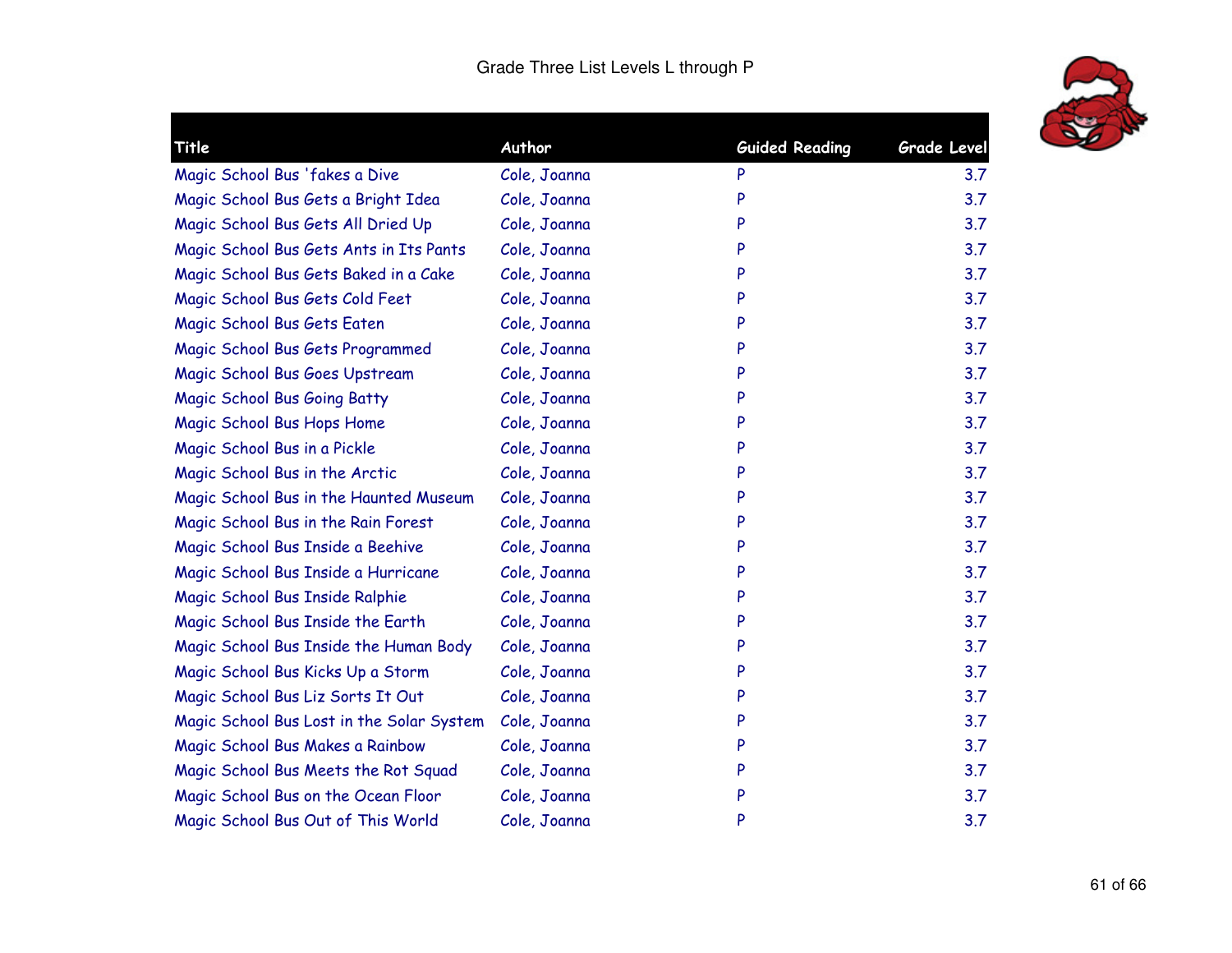# Grade Three List Levels L through P

| Title | Author | Guided Reading | Grade Level |
|---|---|---|---|
| Magic School Bus 'fakes a Dive | Cole, Joanna | P | 3.7 |
| Magic School Bus Gets a Bright Idea | Cole, Joanna | P | 3.7 |
| Magic School Bus Gets All Dried Up | Cole, Joanna | P | 3.7 |
| Magic School Bus Gets Ants in Its Pants | Cole, Joanna | P | 3.7 |
| Magic School Bus Gets Baked in a Cake | Cole, Joanna | P | 3.7 |
| Magic School Bus Gets Cold Feet | Cole, Joanna | P | 3.7 |
| Magic School Bus Gets Eaten | Cole, Joanna | P | 3.7 |
| Magic School Bus Gets Programmed | Cole, Joanna | P | 3.7 |
| Magic School Bus Goes Upstream | Cole, Joanna | P | 3.7 |
| Magic School Bus Going Batty | Cole, Joanna | P | 3.7 |
| Magic School Bus Hops Home | Cole, Joanna | P | 3.7 |
| Magic School Bus in a Pickle | Cole, Joanna | P | 3.7 |
| Magic School Bus in the Arctic | Cole, Joanna | P | 3.7 |
| Magic School Bus in the Haunted Museum | Cole, Joanna | P | 3.7 |
| Magic School Bus in the Rain Forest | Cole, Joanna | P | 3.7 |
| Magic School Bus Inside a Beehive | Cole, Joanna | P | 3.7 |
| Magic School Bus Inside a Hurricane | Cole, Joanna | P | 3.7 |
| Magic School Bus Inside Ralphie | Cole, Joanna | P | 3.7 |
| Magic School Bus Inside the Earth | Cole, Joanna | P | 3.7 |
| Magic School Bus Inside the Human Body | Cole, Joanna | P | 3.7 |
| Magic School Bus Kicks Up a Storm | Cole, Joanna | P | 3.7 |
| Magic School Bus Liz Sorts It Out | Cole, Joanna | P | 3.7 |
| Magic School Bus Lost in the Solar System | Cole, Joanna | P | 3.7 |
| Magic School Bus Makes a Rainbow | Cole, Joanna | P | 3.7 |
| Magic School Bus Meets the Rot Squad | Cole, Joanna | P | 3.7 |
| Magic School Bus on the Ocean Floor | Cole, Joanna | P | 3.7 |
| Magic School Bus Out of This World | Cole, Joanna | P | 3.7 |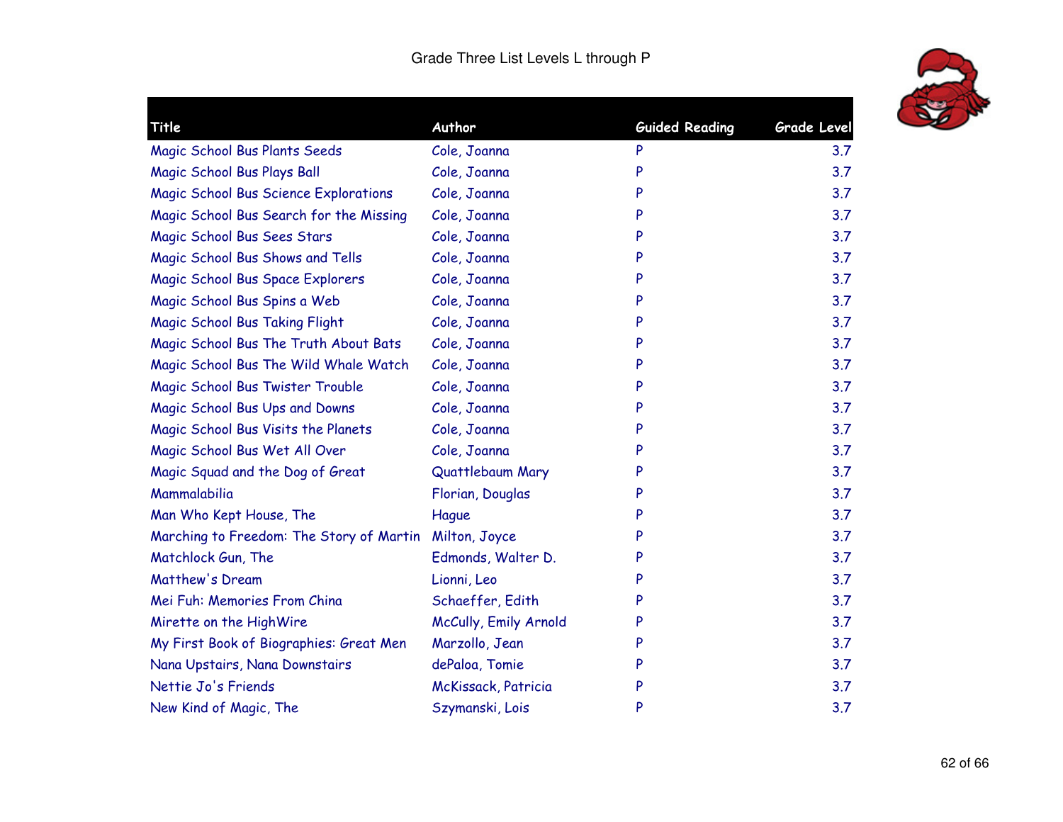Grade Three List Levels L through P

| Title | Author | Guided Reading | Grade Level |
|---|---|---|---|
| Magic School Bus Plants Seeds | Cole, Joanna | P | 3.7 |
| Magic School Bus Plays Ball | Cole, Joanna | P | 3.7 |
| Magic School Bus Science Explorations | Cole, Joanna | P | 3.7 |
| Magic School Bus Search for the Missing | Cole, Joanna | P | 3.7 |
| Magic School Bus Sees Stars | Cole, Joanna | P | 3.7 |
| Magic School Bus Shows and Tells | Cole, Joanna | P | 3.7 |
| Magic School Bus Space Explorers | Cole, Joanna | P | 3.7 |
| Magic School Bus Spins a Web | Cole, Joanna | P | 3.7 |
| Magic School Bus Taking Flight | Cole, Joanna | P | 3.7 |
| Magic School Bus The Truth About Bats | Cole, Joanna | P | 3.7 |
| Magic School Bus The Wild Whale Watch | Cole, Joanna | P | 3.7 |
| Magic School Bus Twister Trouble | Cole, Joanna | P | 3.7 |
| Magic School Bus Ups and Downs | Cole, Joanna | P | 3.7 |
| Magic School Bus Visits the Planets | Cole, Joanna | P | 3.7 |
| Magic School Bus Wet All Over | Cole, Joanna | P | 3.7 |
| Magic Squad and the Dog of Great | Quattlebaum Mary | P | 3.7 |
| Mammalabilia | Florian, Douglas | P | 3.7 |
| Man Who Kept House, The | Hague | P | 3.7 |
| Marching to Freedom: The Story of Martin | Milton, Joyce | P | 3.7 |
| Matchlock Gun, The | Edmonds, Walter D. | P | 3.7 |
| Matthew's Dream | Lionni, Leo | P | 3.7 |
| Mei Fuh: Memories From China | Schaeffer, Edith | P | 3.7 |
| Mirette on the HighWire | McCully, Emily Arnold | P | 3.7 |
| My First Book of Biographies: Great Men | Marzollo, Jean | P | 3.7 |
| Nana Upstairs, Nana Downstairs | dePaloa, Tomie | P | 3.7 |
| Nettie Jo's Friends | McKissack, Patricia | P | 3.7 |
| New Kind of Magic, The | Szymanski, Lois | P | 3.7 |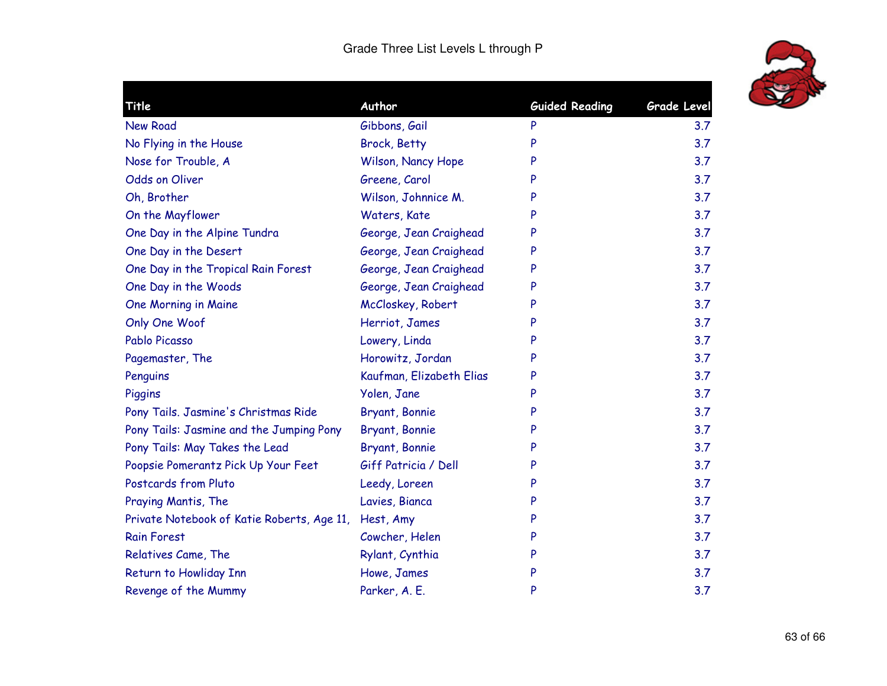Grade Three List Levels L through P

| Title | Author | Guided Reading | Grade Level |
|---|---|---|---|
| New Road | Gibbons, Gail | P | 3.7 |
| No Flying in the House | Brock, Betty | P | 3.7 |
| Nose for Trouble, A | Wilson, Nancy Hope | P | 3.7 |
| Odds on Oliver | Greene, Carol | P | 3.7 |
| Oh, Brother | Wilson, Johnnice M. | P | 3.7 |
| On the Mayflower | Waters, Kate | P | 3.7 |
| One Day in the Alpine Tundra | George, Jean Craighead | P | 3.7 |
| One Day in the Desert | George, Jean Craighead | P | 3.7 |
| One Day in the Tropical Rain Forest | George, Jean Craighead | P | 3.7 |
| One Day in the Woods | George, Jean Craighead | P | 3.7 |
| One Morning in Maine | McCloskey, Robert | P | 3.7 |
| Only One Woof | Herriot, James | P | 3.7 |
| Pablo Picasso | Lowery, Linda | P | 3.7 |
| Pagemaster, The | Horowitz, Jordan | P | 3.7 |
| Penguins | Kaufman, Elizabeth Elias | P | 3.7 |
| Piggins | Yolen, Jane | P | 3.7 |
| Pony Tails. Jasmine's Christmas Ride | Bryant, Bonnie | P | 3.7 |
| Pony Tails: Jasmine and the Jumping Pony | Bryant, Bonnie | P | 3.7 |
| Pony Tails: May Takes the Lead | Bryant, Bonnie | P | 3.7 |
| Poopsie Pomerantz Pick Up Your Feet | Giff Patricia / Dell | P | 3.7 |
| Postcards from Pluto | Leedy, Loreen | P | 3.7 |
| Praying Mantis, The | Lavies, Bianca | P | 3.7 |
| Private Notebook of Katie Roberts, Age 11, | Hest, Amy | P | 3.7 |
| Rain Forest | Cowcher, Helen | P | 3.7 |
| Relatives Came, The | Rylant, Cynthia | P | 3.7 |
| Return to Howliday Inn | Howe, James | P | 3.7 |
| Revenge of the Mummy | Parker, A. E. | P | 3.7 |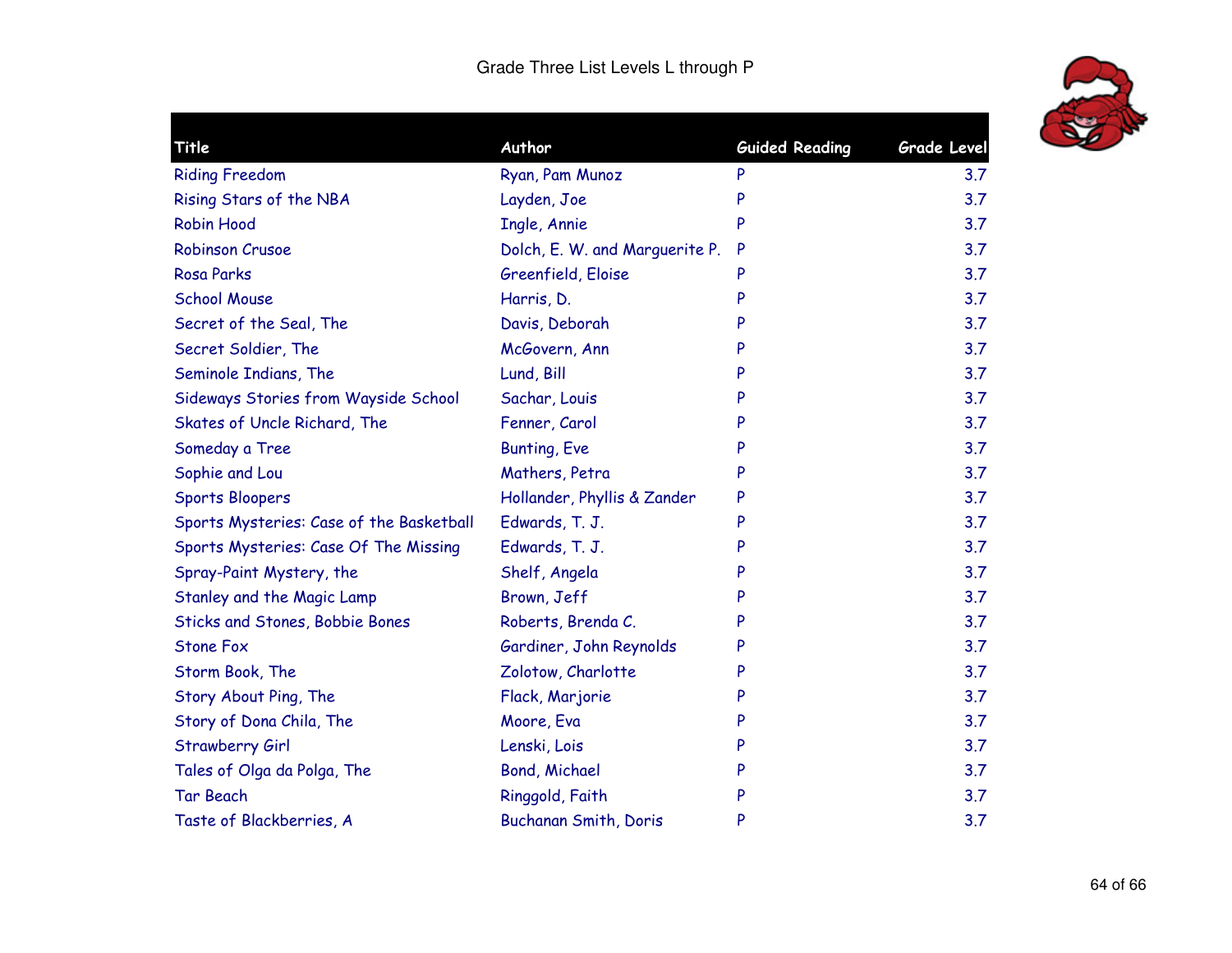Grade Three List Levels L through P

| Title | Author | Guided Reading | Grade Level |
|---|---|---|---|
| Riding Freedom | Ryan, Pam Munoz | P | 3.7 |
| Rising Stars of the NBA | Layden, Joe | P | 3.7 |
| Robin Hood | Ingle, Annie | P | 3.7 |
| Robinson Crusoe | Dolch, E. W. and Marguerite P. | P | 3.7 |
| Rosa Parks | Greenfield, Eloise | P | 3.7 |
| School Mouse | Harris, D. | P | 3.7 |
| Secret of the Seal, The | Davis, Deborah | P | 3.7 |
| Secret Soldier, The | McGovern, Ann | P | 3.7 |
| Seminole Indians, The | Lund, Bill | P | 3.7 |
| Sideways Stories from Wayside School | Sachar, Louis | P | 3.7 |
| Skates of Uncle Richard, The | Fenner, Carol | P | 3.7 |
| Someday a Tree | Bunting, Eve | P | 3.7 |
| Sophie and Lou | Mathers, Petra | P | 3.7 |
| Sports Bloopers | Hollander, Phyllis & Zander | P | 3.7 |
| Sports Mysteries: Case of the Basketball | Edwards, T. J. | P | 3.7 |
| Sports Mysteries: Case Of The Missing | Edwards, T. J. | P | 3.7 |
| Spray-Paint Mystery, the | Shelf, Angela | P | 3.7 |
| Stanley and the Magic Lamp | Brown, Jeff | P | 3.7 |
| Sticks and Stones, Bobbie Bones | Roberts, Brenda C. | P | 3.7 |
| Stone Fox | Gardiner, John Reynolds | P | 3.7 |
| Storm Book, The | Zolotow, Charlotte | P | 3.7 |
| Story About Ping, The | Flack, Marjorie | P | 3.7 |
| Story of Dona Chila, The | Moore, Eva | P | 3.7 |
| Strawberry Girl | Lenski, Lois | P | 3.7 |
| Tales of Olga da Polga, The | Bond, Michael | P | 3.7 |
| Tar Beach | Ringgold, Faith | P | 3.7 |
| Taste of Blackberries, A | Buchanan Smith, Doris | P | 3.7 |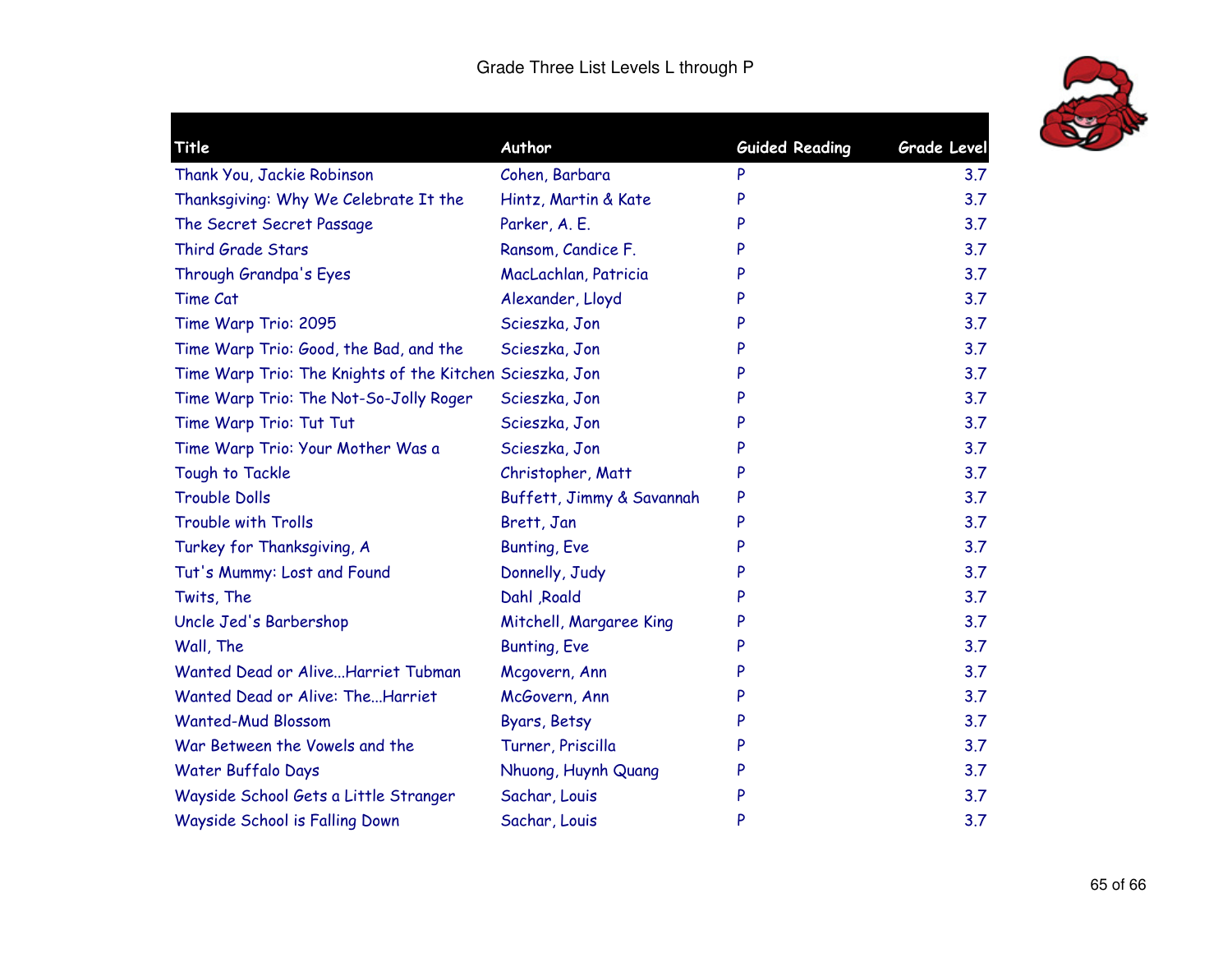Grade Three List Levels L through P

| Title | Author | Guided Reading | Grade Level |
|---|---|---|---|
| Thank You, Jackie Robinson | Cohen, Barbara | P | 3.7 |
| Thanksgiving: Why We Celebrate It the | Hintz, Martin & Kate | P | 3.7 |
| The Secret Secret Passage | Parker, A. E. | P | 3.7 |
| Third Grade Stars | Ransom, Candice F. | P | 3.7 |
| Through Grandpa's Eyes | MacLachlan, Patricia | P | 3.7 |
| Time Cat | Alexander, Lloyd | P | 3.7 |
| Time Warp Trio: 2095 | Scieszka, Jon | P | 3.7 |
| Time Warp Trio: Good, the Bad, and the | Scieszka, Jon | P | 3.7 |
| Time Warp Trio: The Knights of the Kitchen | Scieszka, Jon | P | 3.7 |
| Time Warp Trio: The Not-So-Jolly Roger | Scieszka, Jon | P | 3.7 |
| Time Warp Trio: Tut Tut | Scieszka, Jon | P | 3.7 |
| Time Warp Trio: Your Mother Was a | Scieszka, Jon | P | 3.7 |
| Tough to Tackle | Christopher, Matt | P | 3.7 |
| Trouble Dolls | Buffett, Jimmy & Savannah | P | 3.7 |
| Trouble with Trolls | Brett, Jan | P | 3.7 |
| Turkey for Thanksgiving, A | Bunting, Eve | P | 3.7 |
| Tut's Mummy: Lost and Found | Donnelly, Judy | P | 3.7 |
| Twits, The | Dahl ,Roald | P | 3.7 |
| Uncle Jed's Barbershop | Mitchell, Margaree King | P | 3.7 |
| Wall, The | Bunting, Eve | P | 3.7 |
| Wanted Dead or Alive...Harriet Tubman | Mcgovern, Ann | P | 3.7 |
| Wanted Dead or Alive: The...Harriet | McGovern, Ann | P | 3.7 |
| Wanted-Mud Blossom | Byars, Betsy | P | 3.7 |
| War Between the Vowels and the | Turner, Priscilla | P | 3.7 |
| Water Buffalo Days | Nhuong, Huynh Quang | P | 3.7 |
| Wayside School Gets a Little Stranger | Sachar, Louis | P | 3.7 |
| Wayside School is Falling Down | Sachar, Louis | P | 3.7 |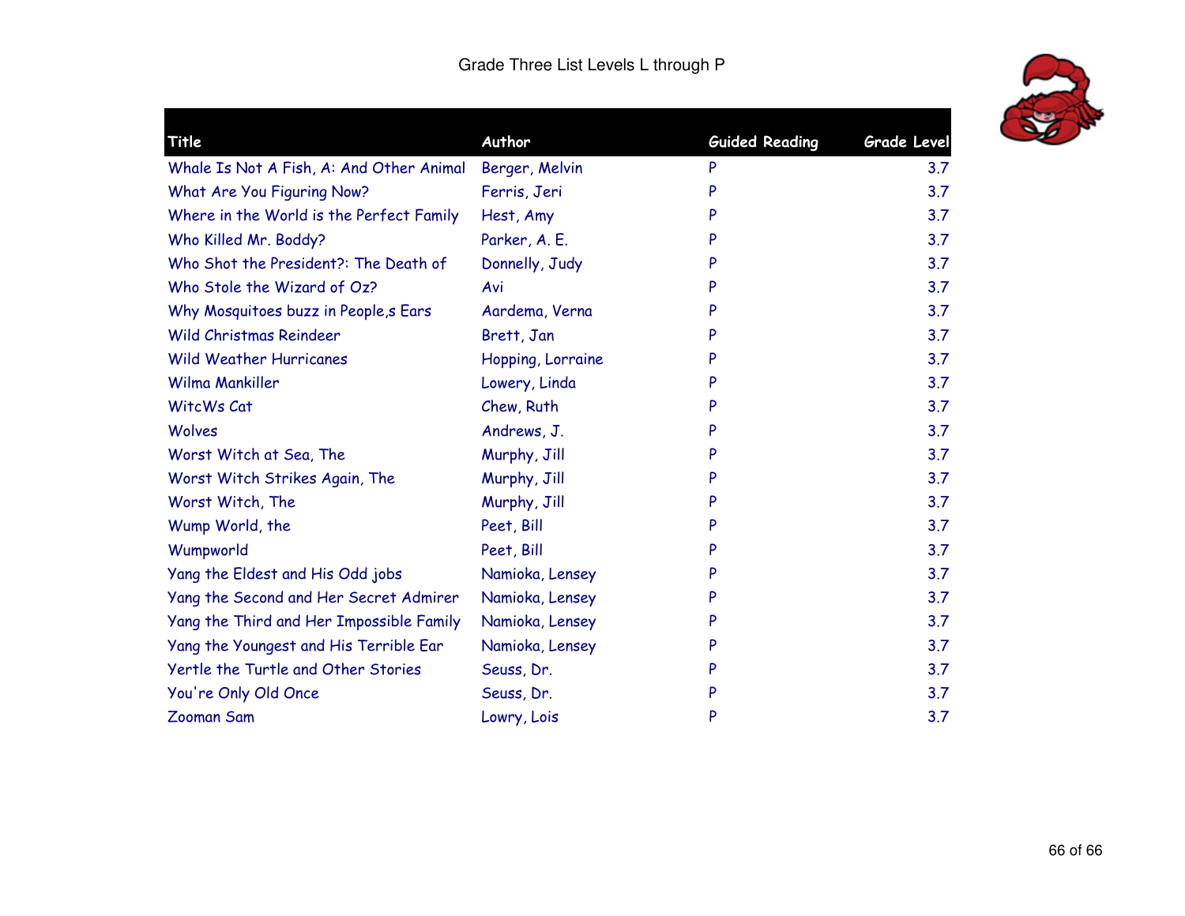Grade Three List Levels L through P

| Title | Author | Guided Reading | Grade Level |
|---|---|---|---|
| Whale Is Not A Fish, A: And Other Animal | Berger, Melvin | P | 3.7 |
| What Are You Figuring Now? | Ferris, Jeri | P | 3.7 |
| Where in the World is the Perfect Family | Hest, Amy | P | 3.7 |
| Who Killed Mr. Boddy? | Parker, A. E. | P | 3.7 |
| Who Shot the President?: The Death of | Donnelly, Judy | P | 3.7 |
| Who Stole the Wizard of Oz? | Avi | P | 3.7 |
| Why Mosquitoes buzz in People,s Ears | Aardema, Verna | P | 3.7 |
| Wild Christmas Reindeer | Brett, Jan | P | 3.7 |
| Wild Weather Hurricanes | Hopping, Lorraine | P | 3.7 |
| Wilma Mankiller | Lowery, Linda | P | 3.7 |
| WitcWs Cat | Chew, Ruth | P | 3.7 |
| Wolves | Andrews, J. | P | 3.7 |
| Worst Witch at Sea, The | Murphy, Jill | P | 3.7 |
| Worst Witch Strikes Again, The | Murphy, Jill | P | 3.7 |
| Worst Witch, The | Murphy, Jill | P | 3.7 |
| Wump World, the | Peet, Bill | P | 3.7 |
| Wumpworld | Peet, Bill | P | 3.7 |
| Yang the Eldest and His Odd jobs | Namioka, Lensey | P | 3.7 |
| Yang the Second and Her Secret Admirer | Namioka, Lensey | P | 3.7 |
| Yang the Third and Her Impossible Family | Namioka, Lensey | P | 3.7 |
| Yang the Youngest and His Terrible Ear | Namioka, Lensey | P | 3.7 |
| Yertle the Turtle and Other Stories | Seuss, Dr. | P | 3.7 |
| You're Only Old Once | Seuss, Dr. | P | 3.7 |
| Zooman Sam | Lowry, Lois | P | 3.7 |